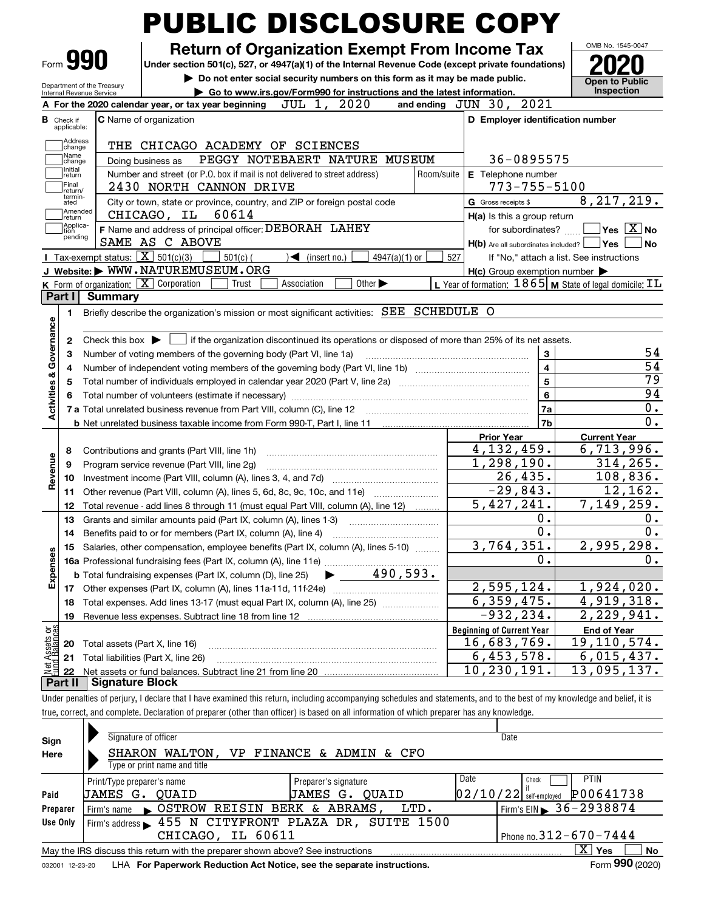# PUBLIC DISCLOSURE COPY

Form **990**

Department of the Treasury
Internal Revenue Service

## Return of Organization Exempt From Income Tax

**Under section 501(c), 527, or 4947(a)(1) of the Internal Revenue Code (except private foundations)**

▶ **Do not enter social security numbers on this form as it may be made public.**

▶ **Go to www.irs.gov/Form990 for instructions and the latest information.**

OMB No. 1545-0047

**2020**

**Open to Public Inspection**

**A** For the 2020 calendar year, or tax year beginning JUL 1, 2020 and ending JUN 30, 2021

**B** Check if applicable: Address change, Name change, Initial return, Final return/terminated, Amended return, Application pending

**C** Name of organization: THE CHICAGO ACADEMY OF SCIENCES

Doing business as: PEGGY NOTEBAERT NATURE MUSEUM

Number and street (or P.O. box if mail is not delivered to street address): 2430 NORTH CANNON DRIVE | Room/suite

City or town, state or province, country, and ZIP or foreign postal code: CHICAGO, IL 60614

**F** Name and address of principal officer: DEBORAH LAHEY
SAME AS C ABOVE

**D Employer identification number:** 36-0895575

**E** Telephone number: 773-755-5100

**G** Gross receipts $ 8,217,219.

**H(a)** Is this a group return for subordinates? [ ] Yes [X] No

**H(b)** Are all subordinates included? [ ] Yes [ ] No
If "No," attach a list. See instructions

**H(c)** Group exemption number ▶

**I** Tax-exempt status: [X] 501(c)(3) [ ] 501(c) ( ) ◀ (insert no.) [ ] 4947(a)(1) or [ ] 527

**J** Website: ▶ WWW.NATUREMUSEUM.ORG

**K** Form of organization: [X] Corporation [ ] Trust [ ] Association [ ] Other ▶

**L** Year of formation: 1865 **M** State of legal domicile: IL

## Part I Summary

**Activities & Governance**

1. Briefly describe the organization's mission or most significant activities: SEE SCHEDULE O
2. Check this box ▶ [ ] if the organization discontinued its operations or disposed of more than 25% of its net assets.

| | | | |
|---|---|---|---|
| 3 | Number of voting members of the governing body (Part VI, line 1a) | 3 | 54 |
| 4 | Number of independent voting members of the governing body (Part VI, line 1b) | 4 | 54 |
| 5 | Total number of individuals employed in calendar year 2020 (Part V, line 2a) | 5 | 79 |
| 6 | Total number of volunteers (estimate if necessary) | 6 | 94 |
| 7a | Total unrelated business revenue from Part VIII, column (C), line 12 | 7a | 0. |
| b | Net unrelated business taxable income from Form 990-T, Part I, line 11 | 7b | 0. |

| | | | Prior Year | Current Year |
|---|---|---|---|---|
| **Revenue** | 8 | Contributions and grants (Part VIII, line 1h) | 4,132,459. | 6,713,996. |
| | 9 | Program service revenue (Part VIII, line 2g) | 1,298,190. | 314,265. |
| | 10 | Investment income (Part VIII, column (A), lines 3, 4, and 7d) | 26,435. | 108,836. |
| | 11 | Other revenue (Part VIII, column (A), lines 5, 6d, 8c, 9c, 10c, and 11e) | -29,843. | 12,162. |
| | 12 | Total revenue - add lines 8 through 11 (must equal Part VIII, column (A), line 12) | 5,427,241. | 7,149,259. |
| **Expenses** | 13 | Grants and similar amounts paid (Part IX, column (A), lines 1-3) | 0. | 0. |
| | 14 | Benefits paid to or for members (Part IX, column (A), line 4) | 0. | 0. |
| | 15 | Salaries, other compensation, employee benefits (Part IX, column (A), lines 5-10) | 3,764,351. | 2,995,298. |
| | 16a | Professional fundraising fees (Part IX, column (A), line 11e) | 0. | 0. |
| | b | Total fundraising expenses (Part IX, column (D), line 25) ▶ 490,593. | | |
| | 17 | Other expenses (Part IX, column (A), lines 11a-11d, 11f-24e) | 2,595,124. | 1,924,020. |
| | 18 | Total expenses. Add lines 13-17 (must equal Part IX, column (A), line 25) | 6,359,475. | 4,919,318. |
| | 19 | Revenue less expenses. Subtract line 18 from line 12 | -932,234. | 2,229,941. |

| | | | Beginning of Current Year | End of Year |
|---|---|---|---|---|
| **Net Assets or Fund Balances** | 20 | Total assets (Part X, line 16) | 16,683,769. | 19,110,574. |
| | 21 | Total liabilities (Part X, line 26) | 6,453,578. | 6,015,437. |
| | 22 | Net assets or fund balances. Subtract line 21 from line 20 | 10,230,191. | 13,095,137. |

## Part II Signature Block

Under penalties of perjury, I declare that I have examined this return, including accompanying schedules and statements, and to the best of my knowledge and belief, it is true, correct, and complete. Declaration of preparer (other than officer) is based on all information of which preparer has any knowledge.

**Sign Here**

Signature of officer | Date

SHARON WALTON, VP FINANCE & ADMIN & CFO
Type or print name and title

| | Print/Type preparer's name | Preparer's signature | Date | Check [ ] if self-employed | PTIN |
|---|---|---|---|---|---|
| **Paid Preparer Use Only** | JAMES G. QUAID | JAMES G. QUAID | 02/10/22 | | P00641738 |
| | Firm's name ▶ OSTROW REISIN BERK & ABRAMS, LTD. | | Firm's EIN ▶ 36-2938874 | | |
| | Firm's address ▶ 455 N CITYFRONT PLAZA DR, SUITE 1500 CHICAGO, IL 60611 | | Phone no. 312-670-7444 | | |

May the IRS discuss this return with the preparer shown above? See instructions [X] Yes [ ] No

032001 12-23-20 LHA **For Paperwork Reduction Act Notice, see the separate instructions.** Form **990** (2020)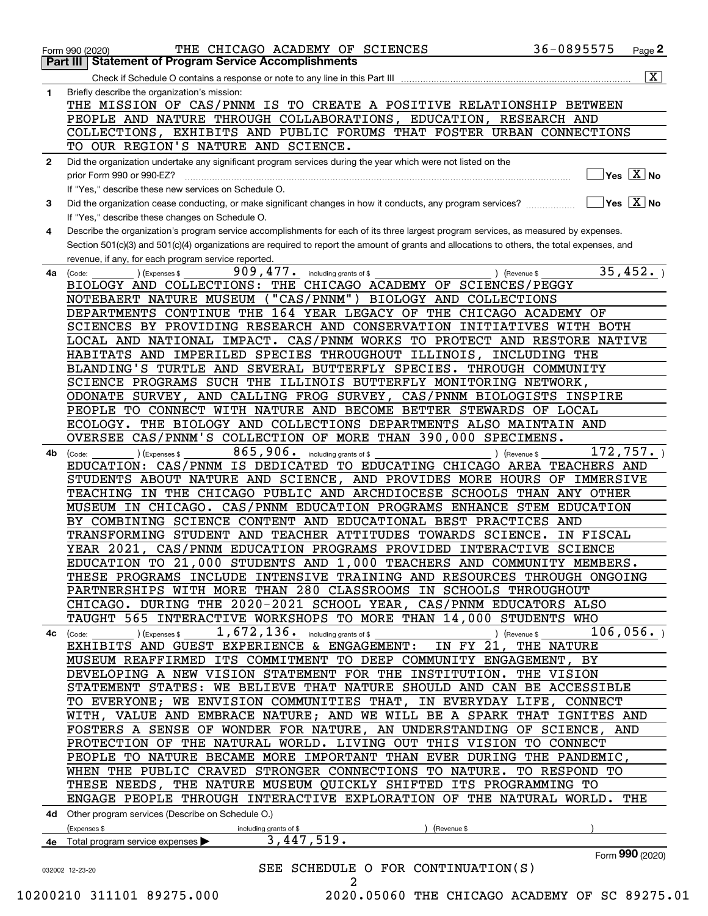Form 990 (2020) THE CHICAGO ACADEMY OF SCIENCES 36-0895575

## Part III | Statement of Program Service Accomplishments

Check if Schedule O contains a response or note to any line in this Part III [X]

**1** Briefly describe the organization's mission:

THE MISSION OF CAS/PNNM IS TO CREATE A POSITIVE RELATIONSHIP BETWEEN PEOPLE AND NATURE THROUGH COLLABORATIONS, EDUCATION, RESEARCH AND COLLECTIONS, EXHIBITS AND PUBLIC FORUMS THAT FOSTER URBAN CONNECTIONS TO OUR REGION'S NATURE AND SCIENCE.

**2** Did the organization undertake any significant program services during the year which were not listed on the prior Form 990 or 990-EZ? [ ] Yes [X] No

If "Yes," describe these new services on Schedule O.

**3** Did the organization cease conducting, or make significant changes in how it conducts, any program services? [ ] Yes [X] No

If "Yes," describe these changes on Schedule O.

**4** Describe the organization's program service accomplishments for each of its three largest program services, as measured by expenses. Section 501(c)(3) and 501(c)(4) organizations are required to report the amount of grants and allocations to others, the total expenses, and revenue, if any, for each program service reported.

**4a** (Code: ) (Expenses $ 909,477. including grants of $ ) (Revenue $ 35,452. )

BIOLOGY AND COLLECTIONS: THE CHICAGO ACADEMY OF SCIENCES/PEGGY NOTEBAERT NATURE MUSEUM ("CAS/PNNM") BIOLOGY AND COLLECTIONS DEPARTMENTS CONTINUE THE 164 YEAR LEGACY OF THE CHICAGO ACADEMY OF SCIENCES BY PROVIDING RESEARCH AND CONSERVATION INITIATIVES WITH BOTH LOCAL AND NATIONAL IMPACT. CAS/PNNM WORKS TO PROTECT AND RESTORE NATIVE HABITATS AND IMPERILED SPECIES THROUGHOUT ILLINOIS, INCLUDING THE BLANDING'S TURTLE AND SEVERAL BUTTERFLY SPECIES. THROUGH COMMUNITY SCIENCE PROGRAMS SUCH THE ILLINOIS BUTTERFLY MONITORING NETWORK, ODONATE SURVEY, AND CALLING FROG SURVEY, CAS/PNNM BIOLOGISTS INSPIRE PEOPLE TO CONNECT WITH NATURE AND BECOME BETTER STEWARDS OF LOCAL ECOLOGY. THE BIOLOGY AND COLLECTIONS DEPARTMENTS ALSO MAINTAIN AND OVERSEE CAS/PNNM'S COLLECTION OF MORE THAN 390,000 SPECIMENS.

**4b** (Code: ) (Expenses $ 865,906. including grants of $ ) (Revenue $ 172,757. )

EDUCATION: CAS/PNNM IS DEDICATED TO EDUCATING CHICAGO AREA TEACHERS AND STUDENTS ABOUT NATURE AND SCIENCE, AND PROVIDES MORE HOURS OF IMMERSIVE TEACHING IN THE CHICAGO PUBLIC AND ARCHDIOCESE SCHOOLS THAN ANY OTHER MUSEUM IN CHICAGO. CAS/PNNM EDUCATION PROGRAMS ENHANCE STEM EDUCATION BY COMBINING SCIENCE CONTENT AND EDUCATIONAL BEST PRACTICES AND TRANSFORMING STUDENT AND TEACHER ATTITUDES TOWARDS SCIENCE. IN FISCAL YEAR 2021, CAS/PNNM EDUCATION PROGRAMS PROVIDED INTERACTIVE SCIENCE EDUCATION TO 21,000 STUDENTS AND 1,000 TEACHERS AND COMMUNITY MEMBERS. THESE PROGRAMS INCLUDE INTENSIVE TRAINING AND RESOURCES THROUGH ONGOING PARTNERSHIPS WITH MORE THAN 280 CLASSROOMS IN SCHOOLS THROUGHOUT CHICAGO. DURING THE 2020-2021 SCHOOL YEAR, CAS/PNNM EDUCATORS ALSO TAUGHT 565 INTERACTIVE WORKSHOPS TO MORE THAN 14,000 STUDENTS WHO

**4c** (Code: ) (Expenses $ 1,672,136. including grants of $ ) (Revenue $ 106,056. )

EXHIBITS AND GUEST EXPERIENCE & ENGAGEMENT: IN FY 21, THE NATURE MUSEUM REAFFIRMED ITS COMMITMENT TO DEEP COMMUNITY ENGAGEMENT, BY DEVELOPING A NEW VISION STATEMENT FOR THE INSTITUTION. THE VISION STATEMENT STATES: WE BELIEVE THAT NATURE SHOULD AND CAN BE ACCESSIBLE TO EVERYONE; WE ENVISION COMMUNITIES THAT, IN EVERYDAY LIFE, CONNECT WITH, VALUE AND EMBRACE NATURE; AND WE WILL BE A SPARK THAT IGNITES AND FOSTERS A SENSE OF WONDER FOR NATURE, AN UNDERSTANDING OF SCIENCE, AND PROTECTION OF THE NATURAL WORLD. LIVING OUT THIS VISION TO CONNECT PEOPLE TO NATURE BECAME MORE IMPORTANT THAN EVER DURING THE PANDEMIC, WHEN THE PUBLIC CRAVED STRONGER CONNECTIONS TO NATURE. TO RESPOND TO THESE NEEDS, THE NATURE MUSEUM QUICKLY SHIFTED ITS PROGRAMMING TO ENGAGE PEOPLE THROUGH INTERACTIVE EXPLORATION OF THE NATURAL WORLD. THE

**4d** Other program services (Describe on Schedule O.)

(Expenses $ including grants of $ ) (Revenue $ )

**4e** Total program service expenses ▶ 3,447,519.

Form **990** (2020)

SEE SCHEDULE O FOR CONTINUATION(S)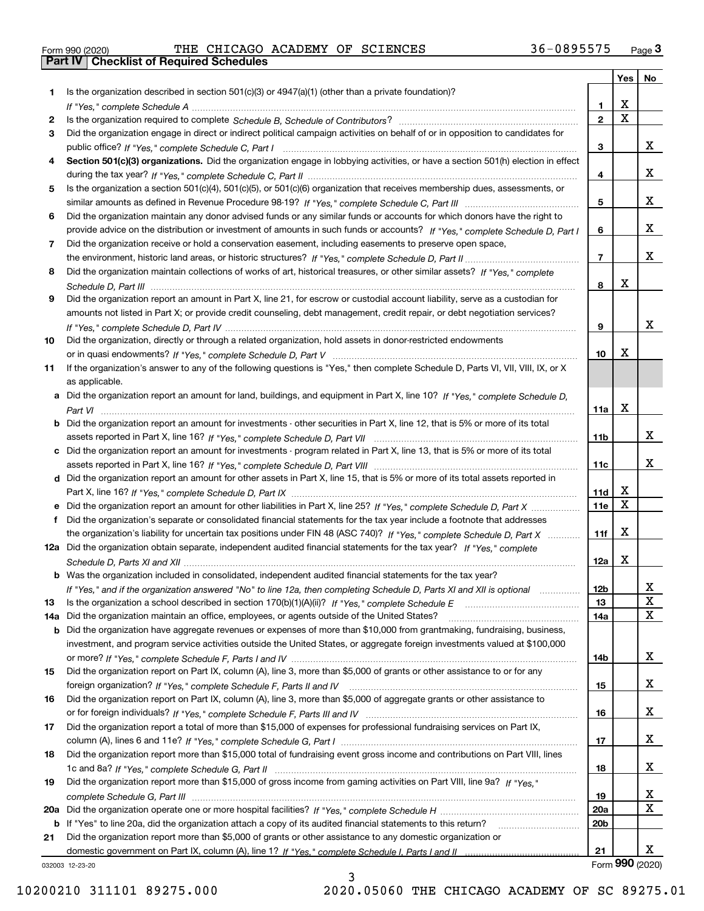Form 990 (2020) THE CHICAGO ACADEMY OF SCIENCES 36-0895575

## Part IV Checklist of Required Schedules

| | | | Yes | No |
|---|---|---|---|---|
| 1 | Is the organization described in section 501(c)(3) or 4947(a)(1) (other than a private foundation)? *If "Yes," complete Schedule A* | 1 | X | |
| 2 | Is the organization required to complete *Schedule B, Schedule of Contributors*? | 2 | X | |
| 3 | Did the organization engage in direct or indirect political campaign activities on behalf of or in opposition to candidates for public office? *If "Yes," complete Schedule C, Part I* | 3 | | X |
| 4 | **Section 501(c)(3) organizations.** Did the organization engage in lobbying activities, or have a section 501(h) election in effect during the tax year? *If "Yes," complete Schedule C, Part II* | 4 | | X |
| 5 | Is the organization a section 501(c)(4), 501(c)(5), or 501(c)(6) organization that receives membership dues, assessments, or similar amounts as defined in Revenue Procedure 98-19? *If "Yes," complete Schedule C, Part III* | 5 | | X |
| 6 | Did the organization maintain any donor advised funds or any similar funds or accounts for which donors have the right to provide advice on the distribution or investment of amounts in such funds or accounts? *If "Yes," complete Schedule D, Part I* | 6 | | X |
| 7 | Did the organization receive or hold a conservation easement, including easements to preserve open space, the environment, historic land areas, or historic structures? *If "Yes," complete Schedule D, Part II* | 7 | | X |
| 8 | Did the organization maintain collections of works of art, historical treasures, or other similar assets? *If "Yes," complete Schedule D, Part III* | 8 | X | |
| 9 | Did the organization report an amount in Part X, line 21, for escrow or custodial account liability, serve as a custodian for amounts not listed in Part X; or provide credit counseling, debt management, credit repair, or debt negotiation services? *If "Yes," complete Schedule D, Part IV* | 9 | | X |
| 10 | Did the organization, directly or through a related organization, hold assets in donor-restricted endowments or in quasi endowments? *If "Yes," complete Schedule D, Part V* | 10 | X | |
| 11 | If the organization's answer to any of the following questions is "Yes," then complete Schedule D, Parts VI, VII, VIII, IX, or X as applicable. | | | |
| a | Did the organization report an amount for land, buildings, and equipment in Part X, line 10? *If "Yes," complete Schedule D, Part VI* | 11a | X | |
| b | Did the organization report an amount for investments - other securities in Part X, line 12, that is 5% or more of its total assets reported in Part X, line 16? *If "Yes," complete Schedule D, Part VII* | 11b | | X |
| c | Did the organization report an amount for investments - program related in Part X, line 13, that is 5% or more of its total assets reported in Part X, line 16? *If "Yes," complete Schedule D, Part VIII* | 11c | | X |
| d | Did the organization report an amount for other assets in Part X, line 15, that is 5% or more of its total assets reported in Part X, line 16? *If "Yes," complete Schedule D, Part IX* | 11d | X | |
| e | Did the organization report an amount for other liabilities in Part X, line 25? *If "Yes," complete Schedule D, Part X* | 11e | X | |
| f | Did the organization's separate or consolidated financial statements for the tax year include a footnote that addresses the organization's liability for uncertain tax positions under FIN 48 (ASC 740)? *If "Yes," complete Schedule D, Part X* | 11f | X | |
| 12a | Did the organization obtain separate, independent audited financial statements for the tax year? *If "Yes," complete Schedule D, Parts XI and XII* | 12a | X | |
| b | Was the organization included in consolidated, independent audited financial statements for the tax year? *If "Yes," and if the organization answered "No" to line 12a, then completing Schedule D, Parts XI and XII is optional* | 12b | | X |
| 13 | Is the organization a school described in section 170(b)(1)(A)(ii)? *If "Yes," complete Schedule E* | 13 | | X |
| 14a | Did the organization maintain an office, employees, or agents outside of the United States? | 14a | | X |
| b | Did the organization have aggregate revenues or expenses of more than $10,000 from grantmaking, fundraising, business, investment, and program service activities outside the United States, or aggregate foreign investments valued at $100,000 or more? *If "Yes," complete Schedule F, Parts I and IV* | 14b | | X |
| 15 | Did the organization report on Part IX, column (A), line 3, more than $5,000 of grants or other assistance to or for any foreign organization? *If "Yes," complete Schedule F, Parts II and IV* | 15 | | X |
| 16 | Did the organization report on Part IX, column (A), line 3, more than $5,000 of aggregate grants or other assistance to or for foreign individuals? *If "Yes," complete Schedule F, Parts III and IV* | 16 | | X |
| 17 | Did the organization report a total of more than $15,000 of expenses for professional fundraising services on Part IX, column (A), lines 6 and 11e? *If "Yes," complete Schedule G, Part I* | 17 | | X |
| 18 | Did the organization report more than $15,000 total of fundraising event gross income and contributions on Part VIII, lines 1c and 8a? *If "Yes," complete Schedule G, Part II* | 18 | | X |
| 19 | Did the organization report more than $15,000 of gross income from gaming activities on Part VIII, line 9a? *If "Yes," complete Schedule G, Part III* | 19 | | X |
| 20a | Did the organization operate one or more hospital facilities? *If "Yes," complete Schedule H* | 20a | | X |
| b | If "Yes" to line 20a, did the organization attach a copy of its audited financial statements to this return? | 20b | | |
| 21 | Did the organization report more than $5,000 of grants or other assistance to any domestic organization or domestic government on Part IX, column (A), line 1? *If "Yes," complete Schedule I, Parts I and II* | 21 | | X |

032003 12-23-20

Form 990 (2020)

10200210 311101 89275.000 2020.05060 THE CHICAGO ACADEMY OF SC 89275.01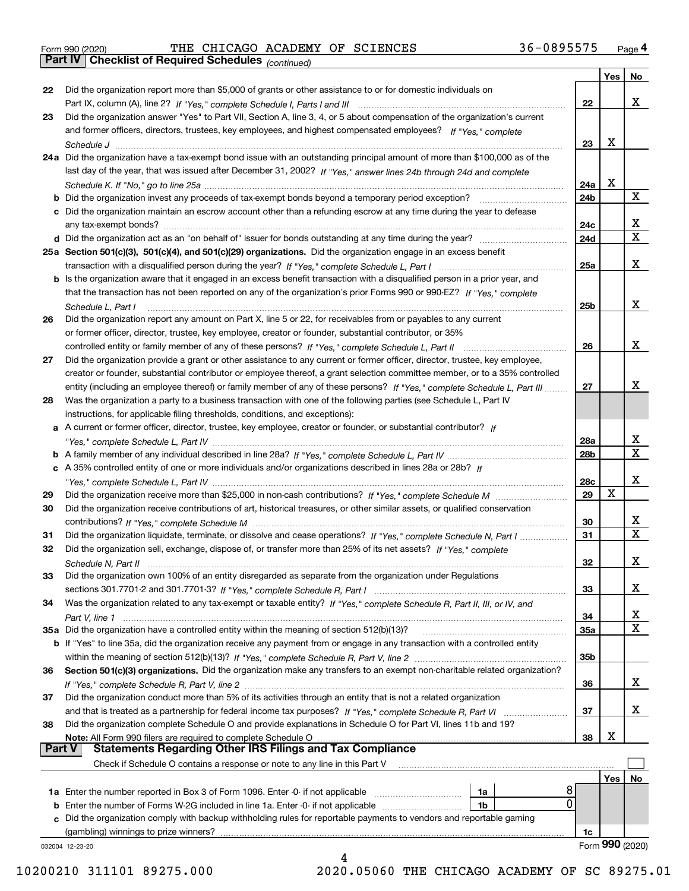Form 990 (2020) THE CHICAGO ACADEMY OF SCIENCES 36-0895575 Page 4

**Part IV Checklist of Required Schedules** *(continued)*

| | | | Yes | No |
|---|---|---|---|---|
| 22 | Did the organization report more than $5,000 of grants or other assistance to or for domestic individuals on Part IX, column (A), line 2? *If "Yes," complete Schedule I, Parts I and III* | 22 | | X |
| 23 | Did the organization answer "Yes" to Part VII, Section A, line 3, 4, or 5 about compensation of the organization's current and former officers, directors, trustees, key employees, and highest compensated employees? *If "Yes," complete Schedule J* | 23 | X | |
| 24a | Did the organization have a tax-exempt bond issue with an outstanding principal amount of more than $100,000 as of the last day of the year, that was issued after December 31, 2002? *If "Yes," answer lines 24b through 24d and complete Schedule K. If "No," go to line 25a* | 24a | X | |
| b | Did the organization invest any proceeds of tax-exempt bonds beyond a temporary period exception? | 24b | | X |
| c | Did the organization maintain an escrow account other than a refunding escrow at any time during the year to defease any tax-exempt bonds? | 24c | | X |
| d | Did the organization act as an "on behalf of" issuer for bonds outstanding at any time during the year? | 24d | | X |
| 25a | **Section 501(c)(3), 501(c)(4), and 501(c)(29) organizations.** Did the organization engage in an excess benefit transaction with a disqualified person during the year? *If "Yes," complete Schedule L, Part I* | 25a | | X |
| b | Is the organization aware that it engaged in an excess benefit transaction with a disqualified person in a prior year, and that the transaction has not been reported on any of the organization's prior Forms 990 or 990-EZ? *If "Yes," complete Schedule L, Part I* | 25b | | X |
| 26 | Did the organization report any amount on Part X, line 5 or 22, for receivables from or payables to any current or former officer, director, trustee, key employee, creator or founder, substantial contributor, or 35% controlled entity or family member of any of these persons? *If "Yes," complete Schedule L, Part II* | 26 | | X |
| 27 | Did the organization provide a grant or other assistance to any current or former officer, director, trustee, key employee, creator or founder, substantial contributor or employee thereof, a grant selection committee member, or to a 35% controlled entity (including an employee thereof) or family member of any of these persons? *If "Yes," complete Schedule L, Part III* | 27 | | X |
| 28 | Was the organization a party to a business transaction with one of the following parties (see Schedule L, Part IV instructions, for applicable filing thresholds, conditions, and exceptions): | | | |
| a | A current or former officer, director, trustee, key employee, creator or founder, or substantial contributor? *If "Yes," complete Schedule L, Part IV* | 28a | | X |
| b | A family member of any individual described in line 28a? *If "Yes," complete Schedule L, Part IV* | 28b | | X |
| c | A 35% controlled entity of one or more individuals and/or organizations described in lines 28a or 28b? *If "Yes," complete Schedule L, Part IV* | 28c | | X |
| 29 | Did the organization receive more than $25,000 in non-cash contributions? *If "Yes," complete Schedule M* | 29 | X | |
| 30 | Did the organization receive contributions of art, historical treasures, or other similar assets, or qualified conservation contributions? *If "Yes," complete Schedule M* | 30 | | X |
| 31 | Did the organization liquidate, terminate, or dissolve and cease operations? *If "Yes," complete Schedule N, Part I* | 31 | | X |
| 32 | Did the organization sell, exchange, dispose of, or transfer more than 25% of its net assets? *If "Yes," complete Schedule N, Part II* | 32 | | X |
| 33 | Did the organization own 100% of an entity disregarded as separate from the organization under Regulations sections 301.7701-2 and 301.7701-3? *If "Yes," complete Schedule R, Part I* | 33 | | X |
| 34 | Was the organization related to any tax-exempt or taxable entity? *If "Yes," complete Schedule R, Part II, III, or IV, and Part V, line 1* | 34 | | X |
| 35a | Did the organization have a controlled entity within the meaning of section 512(b)(13)? | 35a | | X |
| b | If "Yes" to line 35a, did the organization receive any payment from or engage in any transaction with a controlled entity within the meaning of section 512(b)(13)? *If "Yes," complete Schedule R, Part V, line 2* | 35b | | |
| 36 | **Section 501(c)(3) organizations.** Did the organization make any transfers to an exempt non-charitable related organization? *If "Yes," complete Schedule R, Part V, line 2* | 36 | | X |
| 37 | Did the organization conduct more than 5% of its activities through an entity that is not a related organization and that is treated as a partnership for federal income tax purposes? *If "Yes," complete Schedule R, Part VI* | 37 | | X |
| 38 | Did the organization complete Schedule O and provide explanations in Schedule O for Part VI, lines 11b and 19? **Note:** All Form 990 filers are required to complete Schedule O | 38 | X | |

**Part V Statements Regarding Other IRS Filings and Tax Compliance**

Check if Schedule O contains a response or note to any line in this Part V ☐

| | | | | | Yes | No |
|---|---|---|---|---|---|---|
| 1a | Enter the number reported in Box 3 of Form 1096. Enter -0- if not applicable | 1a | 8 | | | |
| b | Enter the number of Forms W-2G included in line 1a. Enter -0- if not applicable | 1b | 0 | | | |
| c | Did the organization comply with backup withholding rules for reportable payments to vendors and reportable gaming (gambling) winnings to prize winners? | | | 1c | | |

032004 12-23-20 Form **990** (2020)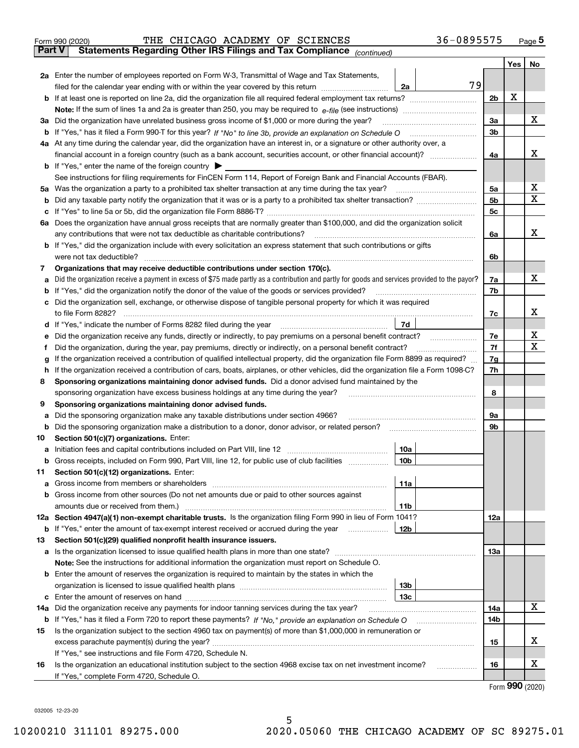Form 990 (2020) THE CHICAGO ACADEMY OF SCIENCES 36-0895575

## Part V Statements Regarding Other IRS Filings and Tax Compliance *(continued)*

| | | | | Yes | No |
|---|---|---|---|---|---|
| **2a** | Enter the number of employees reported on Form W-3, Transmittal of Wage and Tax Statements, filed for the calendar year ending with or within the year covered by this return | 2a | 79 | | |
| **b** | If at least one is reported on line 2a, did the organization file all required federal employment tax returns? | | 2b | X | |
| | **Note:** If the sum of lines 1a and 2a is greater than 250, you may be required to *e-file* (see instructions) | | | | |
| **3a** | Did the organization have unrelated business gross income of $1,000 or more during the year? | | 3a | | X |
| **b** | If "Yes," has it filed a Form 990-T for this year? *If "No" to line 3b, provide an explanation on Schedule O* | | 3b | | |
| **4a** | At any time during the calendar year, did the organization have an interest in, or a signature or other authority over, a financial account in a foreign country (such as a bank account, securities account, or other financial account)? | | 4a | | X |
| **b** | If "Yes," enter the name of the foreign country ▶ | | | | |
| | See instructions for filing requirements for FinCEN Form 114, Report of Foreign Bank and Financial Accounts (FBAR). | | | | |
| **5a** | Was the organization a party to a prohibited tax shelter transaction at any time during the tax year? | | 5a | | X |
| **b** | Did any taxable party notify the organization that it was or is a party to a prohibited tax shelter transaction? | | 5b | | X |
| **c** | If "Yes" to line 5a or 5b, did the organization file Form 8886-T? | | 5c | | |
| **6a** | Does the organization have annual gross receipts that are normally greater than $100,000, and did the organization solicit any contributions that were not tax deductible as charitable contributions? | | 6a | | X |
| **b** | If "Yes," did the organization include with every solicitation an express statement that such contributions or gifts were not tax deductible? | | 6b | | |
| **7** | **Organizations that may receive deductible contributions under section 170(c).** | | | | |
| **a** | Did the organization receive a payment in excess of $75 made partly as a contribution and partly for goods and services provided to the payor? | | 7a | | X |
| **b** | If "Yes," did the organization notify the donor of the value of the goods or services provided? | | 7b | | |
| **c** | Did the organization sell, exchange, or otherwise dispose of tangible personal property for which it was required to file Form 8282? | | 7c | | X |
| **d** | If "Yes," indicate the number of Forms 8282 filed during the year | 7d | | | |
| **e** | Did the organization receive any funds, directly or indirectly, to pay premiums on a personal benefit contract? | | 7e | | X |
| **f** | Did the organization, during the year, pay premiums, directly or indirectly, on a personal benefit contract? | | 7f | | X |
| **g** | If the organization received a contribution of qualified intellectual property, did the organization file Form 8899 as required? | | 7g | | |
| **h** | If the organization received a contribution of cars, boats, airplanes, or other vehicles, did the organization file a Form 1098-C? | | 7h | | |
| **8** | **Sponsoring organizations maintaining donor advised funds.** Did a donor advised fund maintained by the sponsoring organization have excess business holdings at any time during the year? | | 8 | | |
| **9** | **Sponsoring organizations maintaining donor advised funds.** | | | | |
| **a** | Did the sponsoring organization make any taxable distributions under section 4966? | | 9a | | |
| **b** | Did the sponsoring organization make a distribution to a donor, donor advisor, or related person? | | 9b | | |
| **10** | **Section 501(c)(7) organizations.** Enter: | | | | |
| **a** | Initiation fees and capital contributions included on Part VIII, line 12 | 10a | | | |
| **b** | Gross receipts, included on Form 990, Part VIII, line 12, for public use of club facilities | 10b | | | |
| **11** | **Section 501(c)(12) organizations.** Enter: | | | | |
| **a** | Gross income from members or shareholders | 11a | | | |
| **b** | Gross income from other sources (Do not net amounts due or paid to other sources against amounts due or received from them.) | 11b | | | |
| **12a** | **Section 4947(a)(1) non-exempt charitable trusts.** Is the organization filing Form 990 in lieu of Form 1041? | | 12a | | |
| **b** | If "Yes," enter the amount of tax-exempt interest received or accrued during the year | 12b | | | |
| **13** | **Section 501(c)(29) qualified nonprofit health insurance issuers.** | | | | |
| **a** | Is the organization licensed to issue qualified health plans in more than one state? | | 13a | | |
| | **Note:** See the instructions for additional information the organization must report on Schedule O. | | | | |
| **b** | Enter the amount of reserves the organization is required to maintain by the states in which the organization is licensed to issue qualified health plans | 13b | | | |
| **c** | Enter the amount of reserves on hand | 13c | | | |
| **14a** | Did the organization receive any payments for indoor tanning services during the tax year? | | 14a | | X |
| **b** | If "Yes," has it filed a Form 720 to report these payments? *If "No," provide an explanation on Schedule O* | | 14b | | |
| **15** | Is the organization subject to the section 4960 tax on payment(s) of more than $1,000,000 in remuneration or excess parachute payment(s) during the year? | | 15 | | X |
| | If "Yes," see instructions and file Form 4720, Schedule N. | | | | |
| **16** | Is the organization an educational institution subject to the section 4968 excise tax on net investment income? | | 16 | | X |
| | If "Yes," complete Form 4720, Schedule O. | | | | |

Form **990** (2020)

032005 12-23-20

10200210 311101 89275.000 2020.05060 THE CHICAGO ACADEMY OF SC 89275.01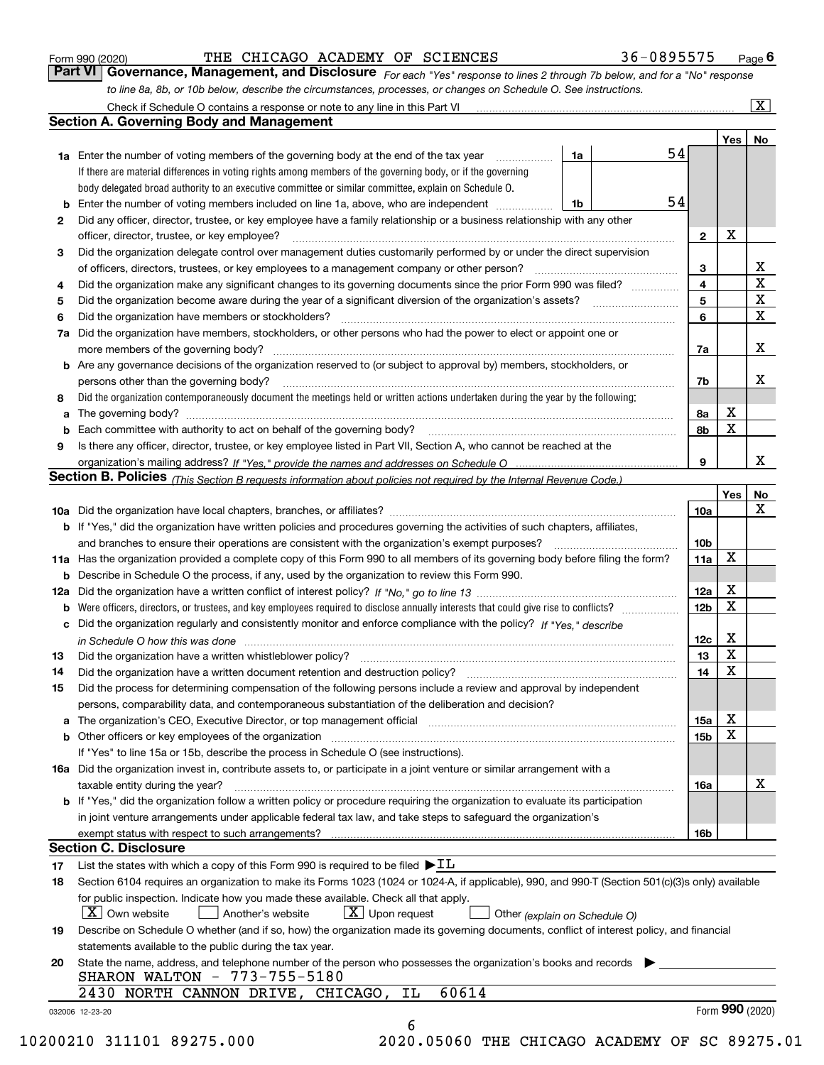Form 990 (2020) THE CHICAGO ACADEMY OF SCIENCES 36-0895575

## Part VI Governance, Management, and Disclosure

*For each "Yes" response to lines 2 through 7b below, and for a "No" response to line 8a, 8b, or 10b below, describe the circumstances, processes, or changes on Schedule O. See instructions.*

Check if Schedule O contains a response or note to any line in this Part VI [X]

### Section A. Governing Body and Management

| | | | | Yes | No |
|---|---|---|---|---|---|
| **1a** | Enter the number of voting members of the governing body at the end of the tax year | 1a | 54 | | |
| | If there are material differences in voting rights among members of the governing body, or if the governing body delegated broad authority to an executive committee or similar committee, explain on Schedule O. | | | | |
| **b** | Enter the number of voting members included on line 1a, above, who are independent | 1b | 54 | | |
| **2** | Did any officer, director, trustee, or key employee have a family relationship or a business relationship with any other officer, director, trustee, or key employee? | 2 | | X | |
| **3** | Did the organization delegate control over management duties customarily performed by or under the direct supervision of officers, directors, trustees, or key employees to a management company or other person? | 3 | | | X |
| **4** | Did the organization make any significant changes to its governing documents since the prior Form 990 was filed? | 4 | | | X |
| **5** | Did the organization become aware during the year of a significant diversion of the organization's assets? | 5 | | | X |
| **6** | Did the organization have members or stockholders? | 6 | | | X |
| **7a** | Did the organization have members, stockholders, or other persons who had the power to elect or appoint one or more members of the governing body? | 7a | | | X |
| **b** | Are any governance decisions of the organization reserved to (or subject to approval by) members, stockholders, or persons other than the governing body? | 7b | | | X |
| **8** | Did the organization contemporaneously document the meetings held or written actions undertaken during the year by the following: | | | | |
| **a** | The governing body? | 8a | | X | |
| **b** | Each committee with authority to act on behalf of the governing body? | 8b | | X | |
| **9** | Is there any officer, director, trustee, or key employee listed in Part VII, Section A, who cannot be reached at the organization's mailing address? *If "Yes," provide the names and addresses on Schedule O* | 9 | | | X |

### Section B. Policies *(This Section B requests information about policies not required by the Internal Revenue Code.)*

| | | | Yes | No |
|---|---|---|---|---|
| **10a** | Did the organization have local chapters, branches, or affiliates? | 10a | | X |
| **b** | If "Yes," did the organization have written policies and procedures governing the activities of such chapters, affiliates, and branches to ensure their operations are consistent with the organization's exempt purposes? | 10b | | |
| **11a** | Has the organization provided a complete copy of this Form 990 to all members of its governing body before filing the form? | 11a | X | |
| **b** | Describe in Schedule O the process, if any, used by the organization to review this Form 990. | | | |
| **12a** | Did the organization have a written conflict of interest policy? *If "No," go to line 13* | 12a | X | |
| **b** | Were officers, directors, or trustees, and key employees required to disclose annually interests that could give rise to conflicts? | 12b | X | |
| **c** | Did the organization regularly and consistently monitor and enforce compliance with the policy? *If "Yes," describe in Schedule O how this was done* | 12c | X | |
| **13** | Did the organization have a written whistleblower policy? | 13 | X | |
| **14** | Did the organization have a written document retention and destruction policy? | 14 | X | |
| **15** | Did the process for determining compensation of the following persons include a review and approval by independent persons, comparability data, and contemporaneous substantiation of the deliberation and decision? | | | |
| **a** | The organization's CEO, Executive Director, or top management official | 15a | X | |
| **b** | Other officers or key employees of the organization | 15b | X | |
| | If "Yes" to line 15a or 15b, describe the process in Schedule O (see instructions). | | | |
| **16a** | Did the organization invest in, contribute assets to, or participate in a joint venture or similar arrangement with a taxable entity during the year? | 16a | | X |
| **b** | If "Yes," did the organization follow a written policy or procedure requiring the organization to evaluate its participation in joint venture arrangements under applicable federal tax law, and take steps to safeguard the organization's exempt status with respect to such arrangements? | 16b | | |

### Section C. Disclosure

**17** List the states with which a copy of this Form 990 is required to be filed ▶ IL

**18** Section 6104 requires an organization to make its Forms 1023 (1024 or 1024-A, if applicable), 990, and 990-T (Section 501(c)(3)s only) available for public inspection. Indicate how you made these available. Check all that apply.

[X] Own website  [ ] Another's website  [X] Upon request  [ ] Other *(explain on Schedule O)*

**19** Describe on Schedule O whether (and if so, how) the organization made its governing documents, conflict of interest policy, and financial statements available to the public during the tax year.

**20** State the name, address, and telephone number of the person who possesses the organization's books and records ▶

SHARON WALTON - 773-755-5180
2430 NORTH CANNON DRIVE, CHICAGO, IL 60614

032006 12-23-20 Form **990** (2020)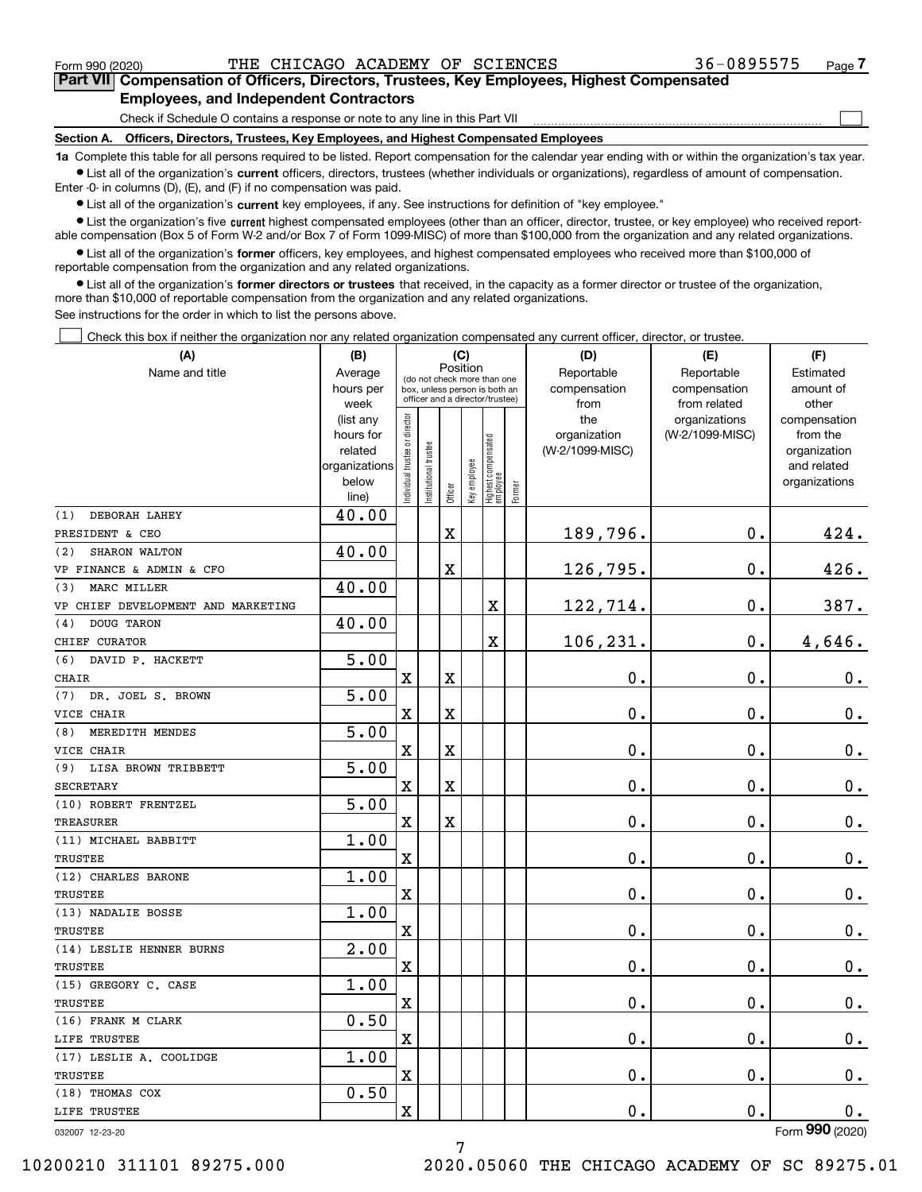Form 990 (2020) THE CHICAGO ACADEMY OF SCIENCES 36-0895575 Page 7

## Part VII Compensation of Officers, Directors, Trustees, Key Employees, Highest Compensated Employees, and Independent Contractors

Check if Schedule O contains a response or note to any line in this Part VII ☐

### Section A. Officers, Directors, Trustees, Key Employees, and Highest Compensated Employees

**1a** Complete this table for all persons required to be listed. Report compensation for the calendar year ending with or within the organization's tax year.

- List all of the organization's **current** officers, directors, trustees (whether individuals or organizations), regardless of amount of compensation. Enter -0- in columns (D), (E), and (F) if no compensation was paid.
- List all of the organization's **current** key employees, if any. See instructions for definition of "key employee."
- List the organization's five **current** highest compensated employees (other than an officer, director, trustee, or key employee) who received reportable compensation (Box 5 of Form W-2 and/or Box 7 of Form 1099-MISC) of more than $100,000 from the organization and any related organizations.
- List all of the organization's **former** officers, key employees, and highest compensated employees who received more than $100,000 of reportable compensation from the organization and any related organizations.
- List all of the organization's **former directors or trustees** that received, in the capacity as a former director or trustee of the organization, more than $10,000 of reportable compensation from the organization and any related organizations.

See instructions for the order in which to list the persons above.

☐ Check this box if neither the organization nor any related organization compensated any current officer, director, or trustee.

| (A) Name and title | (B) Average hours per week (list any hours for related organizations below line) | (C) Position: Individual trustee or director | Institutional trustee | Officer | Key employee | Highest compensated employee | Former | (D) Reportable compensation from the organization (W-2/1099-MISC) | (E) Reportable compensation from related organizations (W-2/1099-MISC) | (F) Estimated amount of other compensation from the organization and related organizations |
|---|---|---|---|---|---|---|---|---|---|---|
| (1) DEBORAH LAHEY<br>PRESIDENT & CEO | 40.00 | | | X | | | | 189,796. | 0. | 424. |
| (2) SHARON WALTON<br>VP FINANCE & ADMIN & CFO | 40.00 | | | X | | | | 126,795. | 0. | 426. |
| (3) MARC MILLER<br>VP CHIEF DEVELOPMENT AND MARKETING | 40.00 | | | | | X | | 122,714. | 0. | 387. |
| (4) DOUG TARON<br>CHIEF CURATOR | 40.00 | | | | | X | | 106,231. | 0. | 4,646. |
| (6) DAVID P. HACKETT<br>CHAIR | 5.00 | X | | X | | | | 0. | 0. | 0. |
| (7) DR. JOEL S. BROWN<br>VICE CHAIR | 5.00 | X | | X | | | | 0. | 0. | 0. |
| (8) MEREDITH MENDES<br>VICE CHAIR | 5.00 | X | | X | | | | 0. | 0. | 0. |
| (9) LISA BROWN TRIBBETT<br>SECRETARY | 5.00 | X | | X | | | | 0. | 0. | 0. |
| (10) ROBERT FRENTZEL<br>TREASURER | 5.00 | X | | X | | | | 0. | 0. | 0. |
| (11) MICHAEL BABBITT<br>TRUSTEE | 1.00 | X | | | | | | 0. | 0. | 0. |
| (12) CHARLES BARONE<br>TRUSTEE | 1.00 | X | | | | | | 0. | 0. | 0. |
| (13) NADALIE BOSSE<br>TRUSTEE | 1.00 | X | | | | | | 0. | 0. | 0. |
| (14) LESLIE HENNER BURNS<br>TRUSTEE | 2.00 | X | | | | | | 0. | 0. | 0. |
| (15) GREGORY C. CASE<br>TRUSTEE | 1.00 | X | | | | | | 0. | 0. | 0. |
| (16) FRANK M CLARK<br>LIFE TRUSTEE | 0.50 | X | | | | | | 0. | 0. | 0. |
| (17) LESLIE A. COOLIDGE<br>TRUSTEE | 1.00 | X | | | | | | 0. | 0. | 0. |
| (18) THOMAS COX<br>LIFE TRUSTEE | 0.50 | X | | | | | | 0. | 0. | 0. |

032007 12-23-20 Form **990** (2020)

10200210 311101 89275.000 2020.05060 THE CHICAGO ACADEMY OF SC 89275.01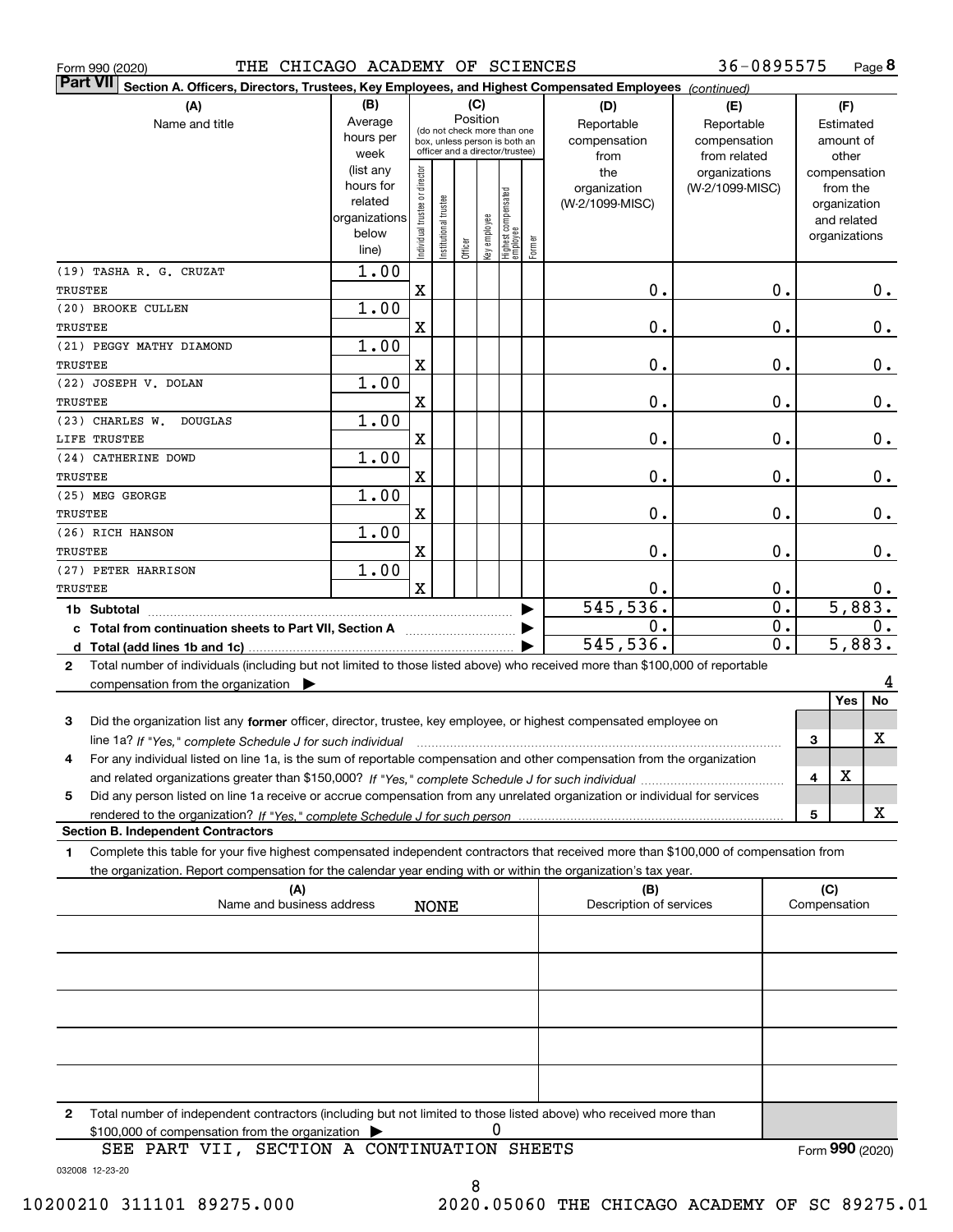Form 990 (2020) THE CHICAGO ACADEMY OF SCIENCES 36-0895575 Page **8**

**Part VII** **Section A. Officers, Directors, Trustees, Key Employees, and Highest Compensated Employees** *(continued)*

| (A) Name and title | (B) Average hours per week (list any hours for related organizations below line) | (C) Position: Individual trustee or director | Institutional trustee | Officer | Key employee | Highest compensated employee | Former | (D) Reportable compensation from the organization (W-2/1099-MISC) | (E) Reportable compensation from related organizations (W-2/1099-MISC) | (F) Estimated amount of other compensation from the organization and related organizations |
|---|---|---|---|---|---|---|---|---|---|---|
| (19) TASHA R. G. CRUZAT<br>TRUSTEE | 1.00 | X | | | | | | 0. | 0. | 0. |
| (20) BROOKE CULLEN<br>TRUSTEE | 1.00 | X | | | | | | 0. | 0. | 0. |
| (21) PEGGY MATHY DIAMOND<br>TRUSTEE | 1.00 | X | | | | | | 0. | 0. | 0. |
| (22) JOSEPH V. DOLAN<br>TRUSTEE | 1.00 | X | | | | | | 0. | 0. | 0. |
| (23) CHARLES W. DOUGLAS<br>LIFE TRUSTEE | 1.00 | X | | | | | | 0. | 0. | 0. |
| (24) CATHERINE DOWD<br>TRUSTEE | 1.00 | X | | | | | | 0. | 0. | 0. |
| (25) MEG GEORGE<br>TRUSTEE | 1.00 | X | | | | | | 0. | 0. | 0. |
| (26) RICH HANSON<br>TRUSTEE | 1.00 | X | | | | | | 0. | 0. | 0. |
| (27) PETER HARRISON<br>TRUSTEE | 1.00 | X | | | | | | 0. | 0. | 0. |
| **1b Subtotal** | | | | | | | | 545,536. | 0. | 5,883. |
| **c Total from continuation sheets to Part VII, Section A** | | | | | | | | 0. | 0. | 0. |
| **d Total (add lines 1b and 1c)** | | | | | | | | 545,536. | 0. | 5,883. |

**2** Total number of individuals (including but not limited to those listed above) who received more than $100,000 of reportable compensation from the organization ▶ 4

| | | | Yes | No |
|---|---|---|---|---|
| **3** | Did the organization list any **former** officer, director, trustee, key employee, or highest compensated employee on line 1a? *If "Yes," complete Schedule J for such individual* | 3 | | X |
| **4** | For any individual listed on line 1a, is the sum of reportable compensation and other compensation from the organization and related organizations greater than $150,000? *If "Yes," complete Schedule J for such individual* | 4 | X | |
| **5** | Did any person listed on line 1a receive or accrue compensation from any unrelated organization or individual for services rendered to the organization? *If "Yes," complete Schedule J for such person* | 5 | | X |

**Section B. Independent Contractors**

**1** Complete this table for your five highest compensated independent contractors that received more than $100,000 of compensation from the organization. Report compensation for the calendar year ending with or within the organization's tax year.

| (A) Name and business address | (B) Description of services | (C) Compensation |
|---|---|---|
| NONE | | |
| | | |
| | | |
| | | |
| | | |

**2** Total number of independent contractors (including but not limited to those listed above) who received more than $100,000 of compensation from the organization ▶ 0

SEE PART VII, SECTION A CONTINUATION SHEETS

Form **990** (2020)

032008 12-23-20

10200210 311101 89275.000 2020.05060 THE CHICAGO ACADEMY OF SC 89275.01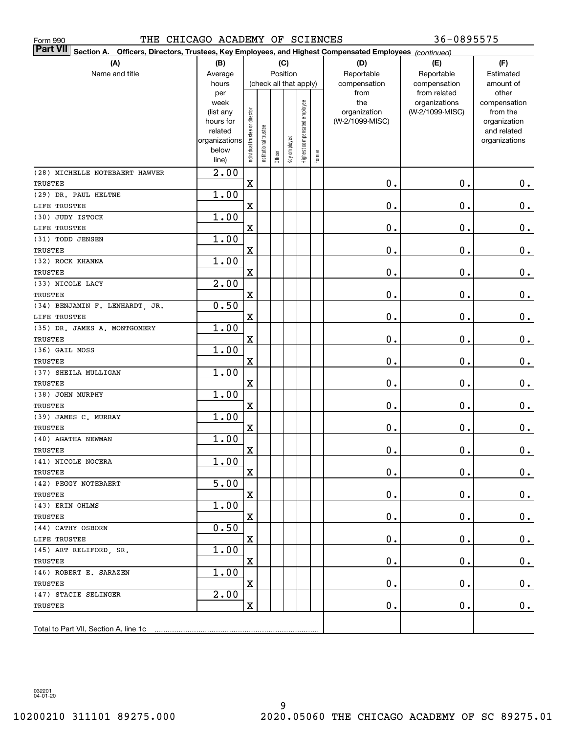Form 990 THE CHICAGO ACADEMY OF SCIENCES 36-0895575

**Part VII** **Section A. Officers, Directors, Trustees, Key Employees, and Highest Compensated Employees** *(continued)*

| (A) Name and title | (B) Average hours per week (list any hours for related organizations below line) | (C) Position (check all that apply): Individual trustee or director | Institutional trustee | Officer | Key employee | Highest compensated employee | Former | (D) Reportable compensation from the organization (W-2/1099-MISC) | (E) Reportable compensation from related organizations (W-2/1099-MISC) | (F) Estimated amount of other compensation from the organization and related organizations |
|---|---|---|---|---|---|---|---|---|---|---|
| (28) MICHELLE NOTEBAERT HAWVER<br>TRUSTEE | 2.00 | X | | | | | | 0. | 0. | 0. |
| (29) DR. PAUL HELTNE<br>LIFE TRUSTEE | 1.00 | X | | | | | | 0. | 0. | 0. |
| (30) JUDY ISTOCK<br>LIFE TRUSTEE | 1.00 | X | | | | | | 0. | 0. | 0. |
| (31) TODD JENSEN<br>TRUSTEE | 1.00 | X | | | | | | 0. | 0. | 0. |
| (32) ROCK KHANNA<br>TRUSTEE | 1.00 | X | | | | | | 0. | 0. | 0. |
| (33) NICOLE LACY<br>TRUSTEE | 2.00 | X | | | | | | 0. | 0. | 0. |
| (34) BENJAMIN F. LENHARDT, JR.<br>LIFE TRUSTEE | 0.50 | X | | | | | | 0. | 0. | 0. |
| (35) DR. JAMES A. MONTGOMERY<br>TRUSTEE | 1.00 | X | | | | | | 0. | 0. | 0. |
| (36) GAIL MOSS<br>TRUSTEE | 1.00 | X | | | | | | 0. | 0. | 0. |
| (37) SHEILA MULLIGAN<br>TRUSTEE | 1.00 | X | | | | | | 0. | 0. | 0. |
| (38) JOHN MURPHY<br>TRUSTEE | 1.00 | X | | | | | | 0. | 0. | 0. |
| (39) JAMES C. MURRAY<br>TRUSTEE | 1.00 | X | | | | | | 0. | 0. | 0. |
| (40) AGATHA NEWMAN<br>TRUSTEE | 1.00 | X | | | | | | 0. | 0. | 0. |
| (41) NICOLE NOCERA<br>TRUSTEE | 1.00 | X | | | | | | 0. | 0. | 0. |
| (42) PEGGY NOTEBAERT<br>TRUSTEE | 5.00 | X | | | | | | 0. | 0. | 0. |
| (43) ERIN OHLMS<br>TRUSTEE | 1.00 | X | | | | | | 0. | 0. | 0. |
| (44) CATHY OSBORN<br>LIFE TRUSTEE | 0.50 | X | | | | | | 0. | 0. | 0. |
| (45) ART RELIFORD, SR.<br>TRUSTEE | 1.00 | X | | | | | | 0. | 0. | 0. |
| (46) ROBERT E. SARAZEN<br>TRUSTEE | 1.00 | X | | | | | | 0. | 0. | 0. |
| (47) STACIE SELINGER<br>TRUSTEE | 2.00 | X | | | | | | 0. | 0. | 0. |
| Total to Part VII, Section A, line 1c | | | | | | | | | | |

032201 04-01-20

10200210 311101 89275.000 2020.05060 THE CHICAGO ACADEMY OF SC 89275.01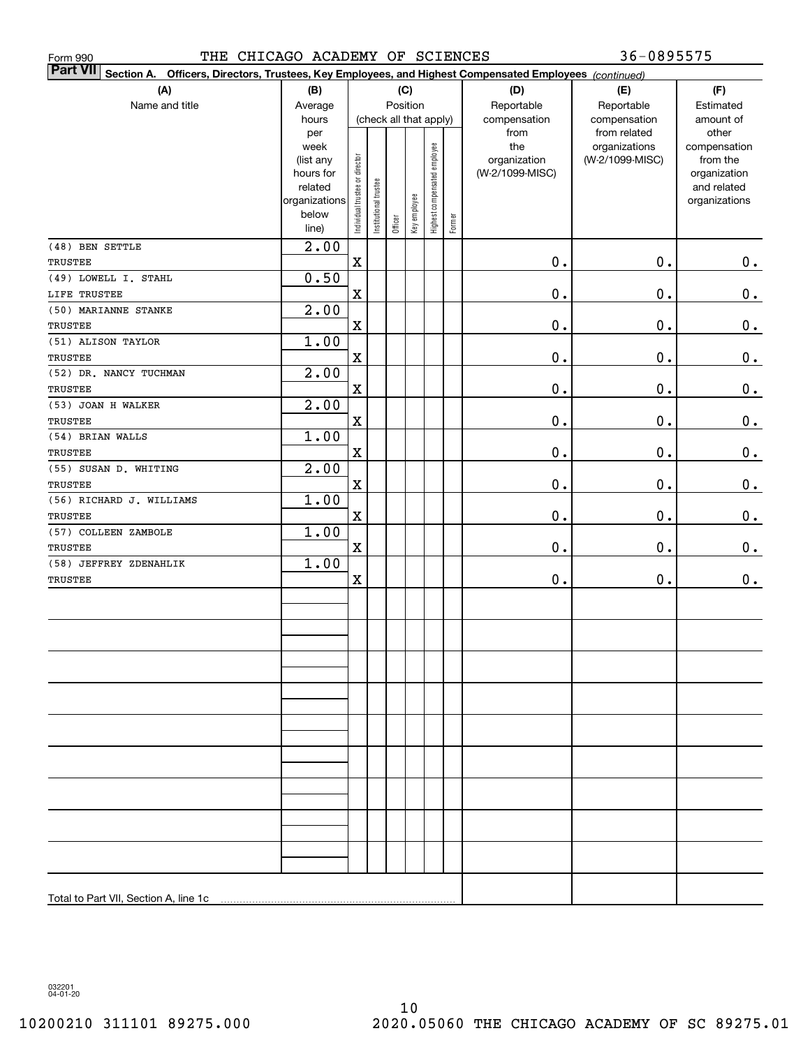Form 990 THE CHICAGO ACADEMY OF SCIENCES 36-0895575

**Part VII** Section A. Officers, Directors, Trustees, Key Employees, and Highest Compensated Employees *(continued)*

| (A) Name and title | (B) Average hours per week (list any hours for related organizations below line) | (C) Position (check all that apply): Individual trustee or director | Institutional trustee | Officer | Key employee | Highest compensated employee | Former | (D) Reportable compensation from the organization (W-2/1099-MISC) | (E) Reportable compensation from related organizations (W-2/1099-MISC) | (F) Estimated amount of other compensation from the organization and related organizations |
|---|---|---|---|---|---|---|---|---|---|---|
| (48) BEN SETTLE<br>TRUSTEE | 2.00 | X | | | | | | 0. | 0. | 0. |
| (49) LOWELL I. STAHL<br>LIFE TRUSTEE | 0.50 | X | | | | | | 0. | 0. | 0. |
| (50) MARIANNE STANKE<br>TRUSTEE | 2.00 | X | | | | | | 0. | 0. | 0. |
| (51) ALISON TAYLOR<br>TRUSTEE | 1.00 | X | | | | | | 0. | 0. | 0. |
| (52) DR. NANCY TUCHMAN<br>TRUSTEE | 2.00 | X | | | | | | 0. | 0. | 0. |
| (53) JOAN H WALKER<br>TRUSTEE | 2.00 | X | | | | | | 0. | 0. | 0. |
| (54) BRIAN WALLS<br>TRUSTEE | 1.00 | X | | | | | | 0. | 0. | 0. |
| (55) SUSAN D. WHITING<br>TRUSTEE | 2.00 | X | | | | | | 0. | 0. | 0. |
| (56) RICHARD J. WILLIAMS<br>TRUSTEE | 1.00 | X | | | | | | 0. | 0. | 0. |
| (57) COLLEEN ZAMBOLE<br>TRUSTEE | 1.00 | X | | | | | | 0. | 0. | 0. |
| (58) JEFFREY ZDENAHLIK<br>TRUSTEE | 1.00 | X | | | | | | 0. | 0. | 0. |
| Total to Part VII, Section A, line 1c | | | | | | | | | | |

032201 04-01-20

10200210 311101 89275.000 2020.05060 THE CHICAGO ACADEMY OF SC 89275.01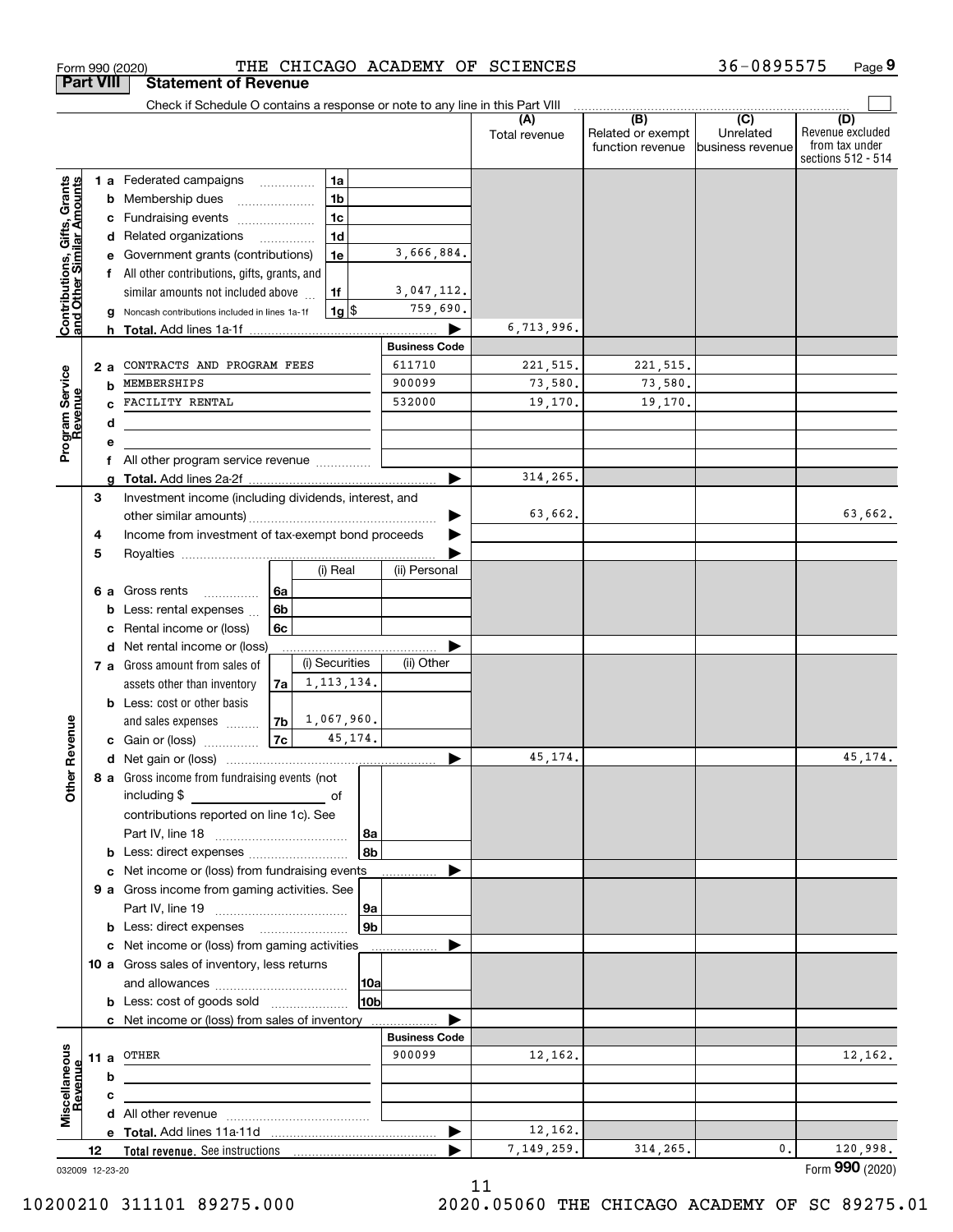Form 990 (2020) THE CHICAGO ACADEMY OF SCIENCES 36-0895575 Page 9

**Part VIII Statement of Revenue**

Check if Schedule O contains a response or note to any line in this Part VIII

| | | | | (A) Total revenue | (B) Related or exempt function revenue | (C) Unrelated business revenue | (D) Revenue excluded from tax under sections 512 - 514 |
|---|---|---|---|---|---|---|---|
| Contributions, Gifts, Grants and Other Similar Amounts | 1 a | Federated campaigns | 1a | | | | |
| | b | Membership dues | 1b | | | | |
| | c | Fundraising events | 1c | | | | |
| | d | Related organizations | 1d | | | | |
| | e | Government grants (contributions) | 1e 3,666,884. | | | | |
| | f | All other contributions, gifts, grants, and similar amounts not included above | 1f 3,047,112. | | | | |
| | g | Noncash contributions included in lines 1a-1f | 1g $ 759,690. | | | | |
| | h | Total. Add lines 1a-1f | | 6,713,996. | | | |
| | | | Business Code | | | | |
| Program Service Revenue | 2 a | CONTRACTS AND PROGRAM FEES | 611710 | 221,515. | 221,515. | | |
| | b | MEMBERSHIPS | 900099 | 73,580. | 73,580. | | |
| | c | FACILITY RENTAL | 532000 | 19,170. | 19,170. | | |
| | d | | | | | | |
| | e | | | | | | |
| | f | All other program service revenue | | | | | |
| | g | Total. Add lines 2a-2f | | 314,265. | | | |
| Other Revenue | 3 | Investment income (including dividends, interest, and other similar amounts) | | 63,662. | | | 63,662. |
| | 4 | Income from investment of tax-exempt bond proceeds | | | | | |
| | 5 | Royalties | | | | | |
| | 6 a | Gross rents — 6a (i) Real / (ii) Personal | | | | | |
| | b | Less: rental expenses — 6b | | | | | |
| | c | Rental income or (loss) — 6c | | | | | |
| | d | Net rental income or (loss) | | | | | |
| | 7 a | Gross amount from sales of assets other than inventory — 7a (i) Securities 1,113,134. / (ii) Other | | | | | |
| | b | Less: cost or other basis and sales expenses — 7b (i) Securities 1,067,960. | | | | | |
| | c | Gain or (loss) — 7c (i) Securities 45,174. | | | | | |
| | d | Net gain or (loss) | | 45,174. | | | 45,174. |
| | 8 a | Gross income from fundraising events (not including $ ____ of contributions reported on line 1c). See Part IV, line 18 | 8a | | | | |
| | b | Less: direct expenses | 8b | | | | |
| | c | Net income or (loss) from fundraising events | | | | | |
| | 9 a | Gross income from gaming activities. See Part IV, line 19 | 9a | | | | |
| | b | Less: direct expenses | 9b | | | | |
| | c | Net income or (loss) from gaming activities | | | | | |
| | 10 a | Gross sales of inventory, less returns and allowances | 10a | | | | |
| | b | Less: cost of goods sold | 10b | | | | |
| | c | Net income or (loss) from sales of inventory | | | | | |
| | | | Business Code | | | | |
| Miscellaneous Revenue | 11 a | OTHER | 900099 | 12,162. | | | 12,162. |
| | b | | | | | | |
| | c | | | | | | |
| | d | All other revenue | | | | | |
| | e | Total. Add lines 11a-11d | | 12,162. | | | |
| | 12 | Total revenue. See instructions | | 7,149,259. | 314,265. | 0. | 120,998. |

032009 12-23-20 Form 990 (2020)

10200210 311101 89275.000 2020.05060 THE CHICAGO ACADEMY OF SC 89275.01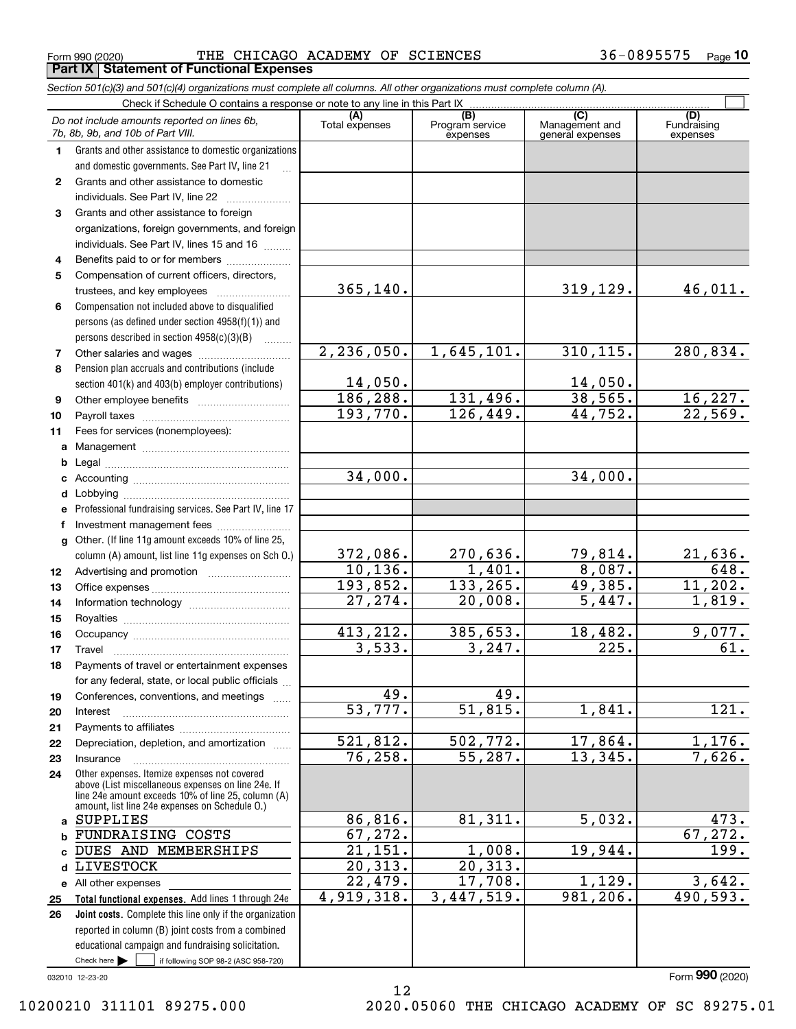Form 990 (2020) THE CHICAGO ACADEMY OF SCIENCES 36-0895575 Page 10

**Part IX | Statement of Functional Expenses**

*Section 501(c)(3) and 501(c)(4) organizations must complete all columns. All other organizations must complete column (A).*

Check if Schedule O contains a response or note to any line in this Part IX

| | *Do not include amounts reported on lines 6b, 7b, 8b, 9b, and 10b of Part VIII.* | (A) Total expenses | (B) Program service expenses | (C) Management and general expenses | (D) Fundraising expenses |
|---|---|---|---|---|---|
| 1 | Grants and other assistance to domestic organizations and domestic governments. See Part IV, line 21 | | | | |
| 2 | Grants and other assistance to domestic individuals. See Part IV, line 22 | | | | |
| 3 | Grants and other assistance to foreign organizations, foreign governments, and foreign individuals. See Part IV, lines 15 and 16 | | | | |
| 4 | Benefits paid to or for members | | | | |
| 5 | Compensation of current officers, directors, trustees, and key employees | 365,140. | | 319,129. | 46,011. |
| 6 | Compensation not included above to disqualified persons (as defined under section 4958(f)(1)) and persons described in section 4958(c)(3)(B) | | | | |
| 7 | Other salaries and wages | 2,236,050. | 1,645,101. | 310,115. | 280,834. |
| 8 | Pension plan accruals and contributions (include section 401(k) and 403(b) employer contributions) | 14,050. | | 14,050. | |
| 9 | Other employee benefits | 186,288. | 131,496. | 38,565. | 16,227. |
| 10 | Payroll taxes | 193,770. | 126,449. | 44,752. | 22,569. |
| 11 | Fees for services (nonemployees): | | | | |
| a | Management | | | | |
| b | Legal | | | | |
| c | Accounting | 34,000. | | 34,000. | |
| d | Lobbying | | | | |
| e | Professional fundraising services. See Part IV, line 17 | | | | |
| f | Investment management fees | | | | |
| g | Other. (If line 11g amount exceeds 10% of line 25, column (A) amount, list line 11g expenses on Sch O.) | 372,086. | 270,636. | 79,814. | 21,636. |
| 12 | Advertising and promotion | 10,136. | 1,401. | 8,087. | 648. |
| 13 | Office expenses | 193,852. | 133,265. | 49,385. | 11,202. |
| 14 | Information technology | 27,274. | 20,008. | 5,447. | 1,819. |
| 15 | Royalties | | | | |
| 16 | Occupancy | 413,212. | 385,653. | 18,482. | 9,077. |
| 17 | Travel | 3,533. | 3,247. | 225. | 61. |
| 18 | Payments of travel or entertainment expenses for any federal, state, or local public officials | | | | |
| 19 | Conferences, conventions, and meetings | 49. | 49. | | |
| 20 | Interest | 53,777. | 51,815. | 1,841. | 121. |
| 21 | Payments to affiliates | | | | |
| 22 | Depreciation, depletion, and amortization | 521,812. | 502,772. | 17,864. | 1,176. |
| 23 | Insurance | 76,258. | 55,287. | 13,345. | 7,626. |
| 24 | Other expenses. Itemize expenses not covered above (List miscellaneous expenses on line 24e. If line 24e amount exceeds 10% of line 25, column (A) amount, list line 24e expenses on Schedule O.) | | | | |
| a | SUPPLIES | 86,816. | 81,311. | 5,032. | 473. |
| b | FUNDRAISING COSTS | 67,272. | | | 67,272. |
| c | DUES AND MEMBERSHIPS | 21,151. | 1,008. | 19,944. | 199. |
| d | LIVESTOCK | 20,313. | 20,313. | | |
| e | All other expenses | 22,479. | 17,708. | 1,129. | 3,642. |
| 25 | **Total functional expenses.** Add lines 1 through 24e | 4,919,318. | 3,447,519. | 981,206. | 490,593. |
| 26 | **Joint costs.** Complete this line only if the organization reported in column (B) joint costs from a combined educational campaign and fundraising solicitation. Check here ☐ if following SOP 98-2 (ASC 958-720) | | | | |

032010 12-23-20

Form **990** (2020)

10200210 311101 89275.000 2020.05060 THE CHICAGO ACADEMY OF SC 89275.01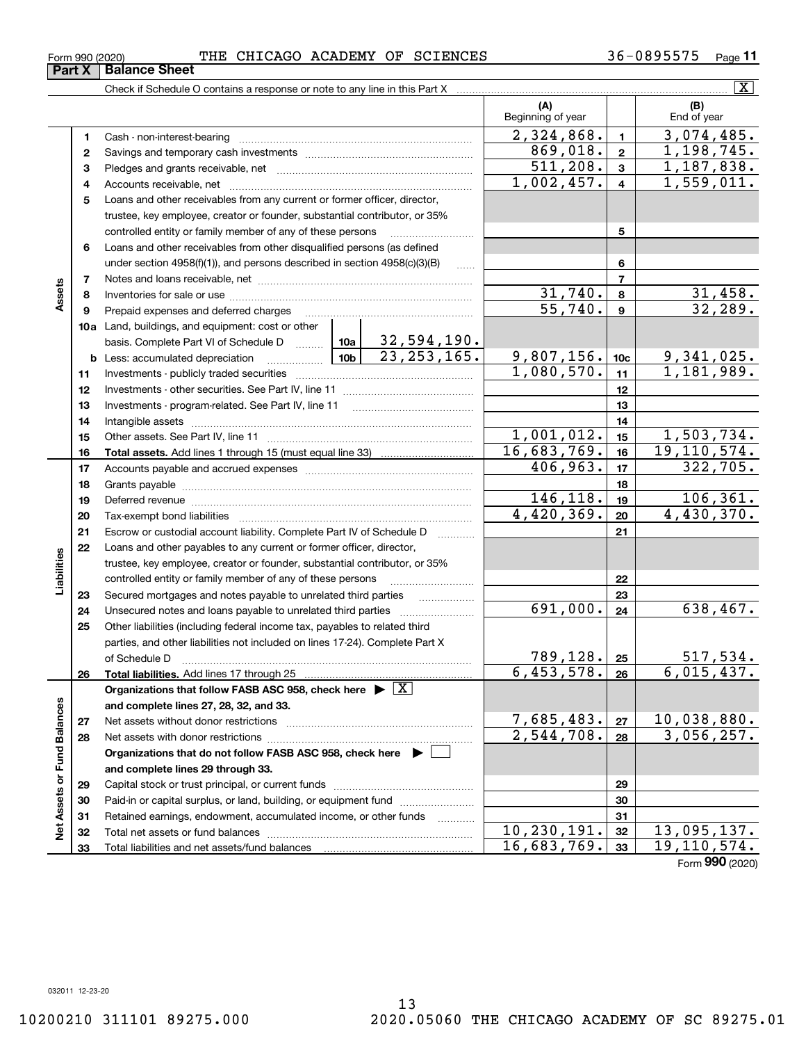Form 990 (2020) THE CHICAGO ACADEMY OF SCIENCES 36-0895575

## Part X Balance Sheet

Check if Schedule O contains a response or note to any line in this Part X .......... [X]

| | | | | (A) Beginning of year | | (B) End of year |
|---|---|---|---|---|---|---|
| **Assets** | 1 | Cash - non-interest-bearing | | 2,324,868. | 1 | 3,074,485. |
| | 2 | Savings and temporary cash investments | | 869,018. | 2 | 1,198,745. |
| | 3 | Pledges and grants receivable, net | | 511,208. | 3 | 1,187,838. |
| | 4 | Accounts receivable, net | | 1,002,457. | 4 | 1,559,011. |
| | 5 | Loans and other receivables from any current or former officer, director, trustee, key employee, creator or founder, substantial contributor, or 35% controlled entity or family member of any of these persons | | | 5 | |
| | 6 | Loans and other receivables from other disqualified persons (as defined under section 4958(f)(1)), and persons described in section 4958(c)(3)(B) | | | 6 | |
| | 7 | Notes and loans receivable, net | | | 7 | |
| | 8 | Inventories for sale or use | | 31,740. | 8 | 31,458. |
| | 9 | Prepaid expenses and deferred charges | | 55,740. | 9 | 32,289. |
| | 10a | Land, buildings, and equipment: cost or other basis. Complete Part VI of Schedule D | 10a 32,594,190. | | | |
| | b | Less: accumulated depreciation | 10b 23,253,165. | 9,807,156. | 10c | 9,341,025. |
| | 11 | Investments - publicly traded securities | | 1,080,570. | 11 | 1,181,989. |
| | 12 | Investments - other securities. See Part IV, line 11 | | | 12 | |
| | 13 | Investments - program-related. See Part IV, line 11 | | | 13 | |
| | 14 | Intangible assets | | | 14 | |
| | 15 | Other assets. See Part IV, line 11 | | 1,001,012. | 15 | 1,503,734. |
| | 16 | **Total assets.** Add lines 1 through 15 (must equal line 33) | | 16,683,769. | 16 | 19,110,574. |
| **Liabilities** | 17 | Accounts payable and accrued expenses | | 406,963. | 17 | 322,705. |
| | 18 | Grants payable | | | 18 | |
| | 19 | Deferred revenue | | 146,118. | 19 | 106,361. |
| | 20 | Tax-exempt bond liabilities | | 4,420,369. | 20 | 4,430,370. |
| | 21 | Escrow or custodial account liability. Complete Part IV of Schedule D | | | 21 | |
| | 22 | Loans and other payables to any current or former officer, director, trustee, key employee, creator or founder, substantial contributor, or 35% controlled entity or family member of any of these persons | | | 22 | |
| | 23 | Secured mortgages and notes payable to unrelated third parties | | | 23 | |
| | 24 | Unsecured notes and loans payable to unrelated third parties | | 691,000. | 24 | 638,467. |
| | 25 | Other liabilities (including federal income tax, payables to related third parties, and other liabilities not included on lines 17-24). Complete Part X of Schedule D | | 789,128. | 25 | 517,534. |
| | 26 | **Total liabilities.** Add lines 17 through 25 | | 6,453,578. | 26 | 6,015,437. |
| **Net Assets or Fund Balances** | | **Organizations that follow FASB ASC 958, check here ▶ [X] and complete lines 27, 28, 32, and 33.** | | | | |
| | 27 | Net assets without donor restrictions | | 7,685,483. | 27 | 10,038,880. |
| | 28 | Net assets with donor restrictions | | 2,544,708. | 28 | 3,056,257. |
| | | **Organizations that do not follow FASB ASC 958, check here ▶ [ ] and complete lines 29 through 33.** | | | | |
| | 29 | Capital stock or trust principal, or current funds | | | 29 | |
| | 30 | Paid-in or capital surplus, or land, building, or equipment fund | | | 30 | |
| | 31 | Retained earnings, endowment, accumulated income, or other funds | | | 31 | |
| | 32 | Total net assets or fund balances | | 10,230,191. | 32 | 13,095,137. |
| | 33 | Total liabilities and net assets/fund balances | | 16,683,769. | 33 | 19,110,574. |

Form **990** (2020)

032011 12-23-20

10200210 311101 89275.000 2020.05060 THE CHICAGO ACADEMY OF SC 89275.01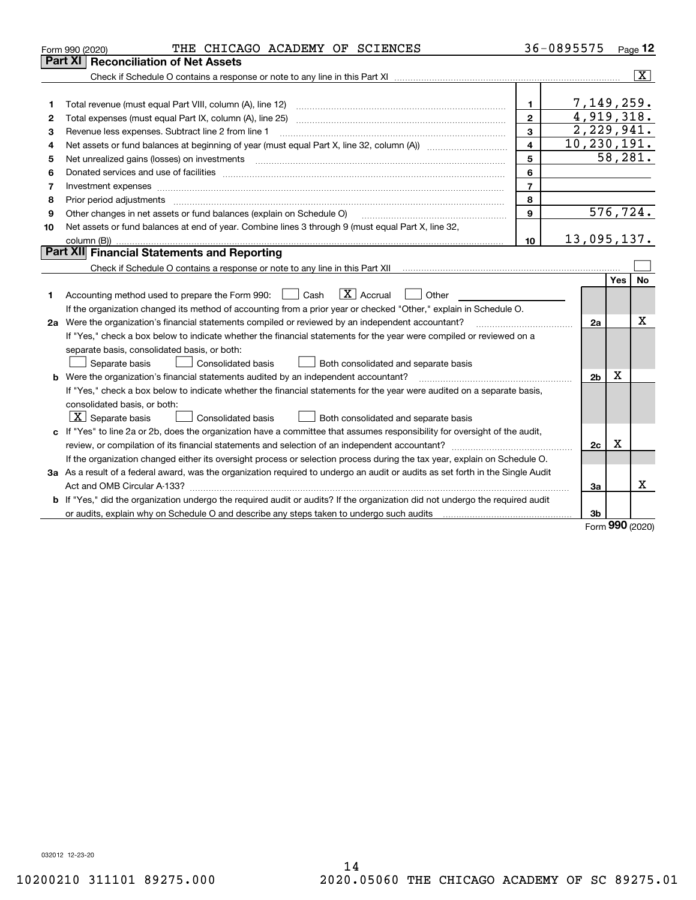Form 990 (2020) THE CHICAGO ACADEMY OF SCIENCES 36-0895575 Page **12**

## Part XI Reconciliation of Net Assets

Check if Schedule O contains a response or note to any line in this Part XI .......... [X]

| | | | |
|---|---|---|---|
| 1 | Total revenue (must equal Part VIII, column (A), line 12) | 1 | 7,149,259. |
| 2 | Total expenses (must equal Part IX, column (A), line 25) | 2 | 4,919,318. |
| 3 | Revenue less expenses. Subtract line 2 from line 1 | 3 | 2,229,941. |
| 4 | Net assets or fund balances at beginning of year (must equal Part X, line 32, column (A)) | 4 | 10,230,191. |
| 5 | Net unrealized gains (losses) on investments | 5 | 58,281. |
| 6 | Donated services and use of facilities | 6 | |
| 7 | Investment expenses | 7 | |
| 8 | Prior period adjustments | 8 | |
| 9 | Other changes in net assets or fund balances (explain on Schedule O) | 9 | 576,724. |
| 10 | Net assets or fund balances at end of year. Combine lines 3 through 9 (must equal Part X, line 32, column (B)) | 10 | 13,095,137. |

## Part XII Financial Statements and Reporting

Check if Schedule O contains a response or note to any line in this Part XII .......... [ ]

| | | | Yes | No |
|---|---|---|---|---|
| 1 | Accounting method used to prepare the Form 990: [ ] Cash [X] Accrual [ ] Other<br>If the organization changed its method of accounting from a prior year or checked "Other," explain in Schedule O. | | | |
| 2a | Were the organization's financial statements compiled or reviewed by an independent accountant?<br>If "Yes," check a box below to indicate whether the financial statements for the year were compiled or reviewed on a separate basis, consolidated basis, or both:<br>[ ] Separate basis [ ] Consolidated basis [ ] Both consolidated and separate basis | 2a | | X |
| b | Were the organization's financial statements audited by an independent accountant?<br>If "Yes," check a box below to indicate whether the financial statements for the year were audited on a separate basis, consolidated basis, or both:<br>[X] Separate basis [ ] Consolidated basis [ ] Both consolidated and separate basis | 2b | X | |
| c | If "Yes" to line 2a or 2b, does the organization have a committee that assumes responsibility for oversight of the audit, review, or compilation of its financial statements and selection of an independent accountant?<br>If the organization changed either its oversight process or selection process during the tax year, explain on Schedule O. | 2c | X | |
| 3a | As a result of a federal award, was the organization required to undergo an audit or audits as set forth in the Single Audit Act and OMB Circular A-133? | 3a | | X |
| b | If "Yes," did the organization undergo the required audit or audits? If the organization did not undergo the required audit or audits, explain why on Schedule O and describe any steps taken to undergo such audits | 3b | | |

Form **990** (2020)

032012 12-23-20

10200210 311101 89275.000 2020.05060 THE CHICAGO ACADEMY OF SC 89275.01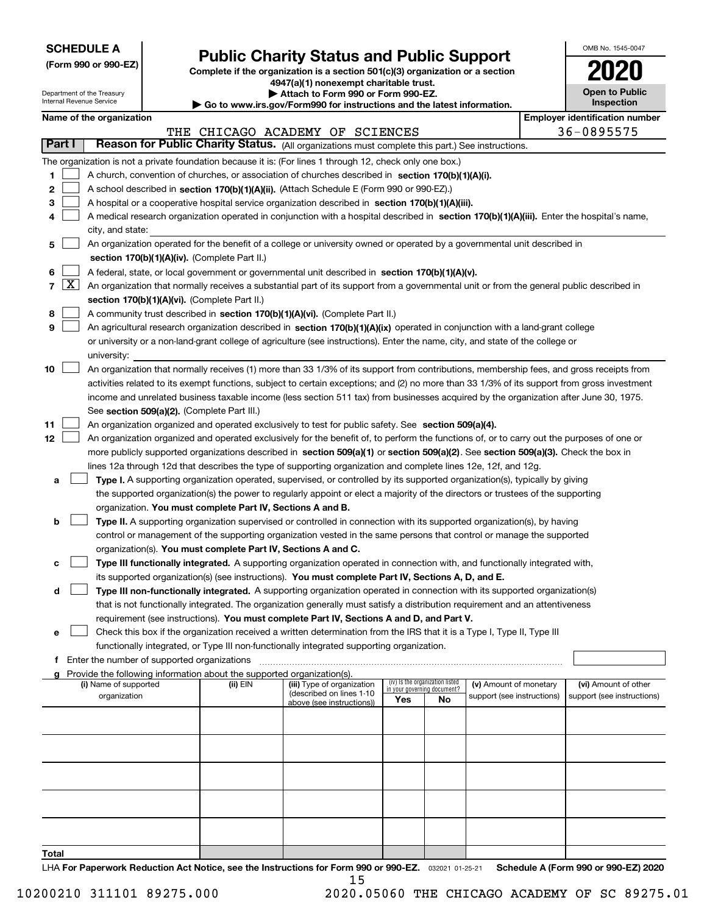**SCHEDULE A**
**(Form 990 or 990-EZ)**

Department of the Treasury
Internal Revenue Service

# Public Charity Status and Public Support

**Complete if the organization is a section 501(c)(3) organization or a section 4947(a)(1) nonexempt charitable trust.**
**▶ Attach to Form 990 or Form 990-EZ.**
**▶ Go to www.irs.gov/Form990 for instructions and the latest information.**

OMB No. 1545-0047
**2020**
**Open to Public Inspection**

**Name of the organization:** THE CHICAGO ACADEMY OF SCIENCES
**Employer identification number:** 36-0895575

## Part I — Reason for Public Charity Status. (All organizations must complete this part.) See instructions.

The organization is not a private foundation because it is: (For lines 1 through 12, check only one box.)

1. ☐ A church, convention of churches, or association of churches described in **section 170(b)(1)(A)(i).**
2. ☐ A school described in **section 170(b)(1)(A)(ii).** (Attach Schedule E (Form 990 or 990-EZ).)
3. ☐ A hospital or a cooperative hospital service organization described in **section 170(b)(1)(A)(iii).**
4. ☐ A medical research organization operated in conjunction with a hospital described in **section 170(b)(1)(A)(iii).** Enter the hospital's name, city, and state:
5. ☐ An organization operated for the benefit of a college or university owned or operated by a governmental unit described in **section 170(b)(1)(A)(iv).** (Complete Part II.)
6. ☐ A federal, state, or local government or governmental unit described in **section 170(b)(1)(A)(v).**
7. ☒ An organization that normally receives a substantial part of its support from a governmental unit or from the general public described in **section 170(b)(1)(A)(vi).** (Complete Part II.)
8. ☐ A community trust described in **section 170(b)(1)(A)(vi).** (Complete Part II.)
9. ☐ An agricultural research organization described in **section 170(b)(1)(A)(ix)** operated in conjunction with a land-grant college or university or a non-land-grant college of agriculture (see instructions). Enter the name, city, and state of the college or university:
10. ☐ An organization that normally receives (1) more than 33 1/3% of its support from contributions, membership fees, and gross receipts from activities related to its exempt functions, subject to certain exceptions; and (2) no more than 33 1/3% of its support from gross investment income and unrelated business taxable income (less section 511 tax) from businesses acquired by the organization after June 30, 1975. See **section 509(a)(2).** (Complete Part III.)
11. ☐ An organization organized and operated exclusively to test for public safety. See **section 509(a)(4).**
12. ☐ An organization organized and operated exclusively for the benefit of, to perform the functions of, or to carry out the purposes of one or more publicly supported organizations described in **section 509(a)(1)** or **section 509(a)(2).** See **section 509(a)(3).** Check the box in lines 12a through 12d that describes the type of supporting organization and complete lines 12e, 12f, and 12g.
   - **a** ☐ **Type I.** A supporting organization operated, supervised, or controlled by its supported organization(s), typically by giving the supported organization(s) the power to regularly appoint or elect a majority of the directors or trustees of the supporting organization. **You must complete Part IV, Sections A and B.**
   - **b** ☐ **Type II.** A supporting organization supervised or controlled in connection with its supported organization(s), by having control or management of the supporting organization vested in the same persons that control or manage the supported organization(s). **You must complete Part IV, Sections A and C.**
   - **c** ☐ **Type III functionally integrated.** A supporting organization operated in connection with, and functionally integrated with, its supported organization(s) (see instructions). **You must complete Part IV, Sections A, D, and E.**
   - **d** ☐ **Type III non-functionally integrated.** A supporting organization operated in connection with its supported organization(s) that is not functionally integrated. The organization generally must satisfy a distribution requirement and an attentiveness requirement (see instructions). **You must complete Part IV, Sections A and D, and Part V.**
   - **e** ☐ Check this box if the organization received a written determination from the IRS that it is a Type I, Type II, Type III functionally integrated, or Type III non-functionally integrated supporting organization.
   - **f** Enter the number of supported organizations
   - **g** Provide the following information about the supported organization(s).

| (i) Name of supported organization | (ii) EIN | (iii) Type of organization (described on lines 1-10 above (see instructions)) | (iv) Is the organization listed in your governing document? Yes | No | (v) Amount of monetary support (see instructions) | (vi) Amount of other support (see instructions) |
|---|---|---|---|---|---|---|
| | | | | | | |
| | | | | | | |
| | | | | | | |
| | | | | | | |
| | | | | | | |
| **Total** | | | | | | |

LHA **For Paperwork Reduction Act Notice, see the Instructions for Form 990 or 990-EZ.** 032021 01-25-21 **Schedule A (Form 990 or 990-EZ) 2020**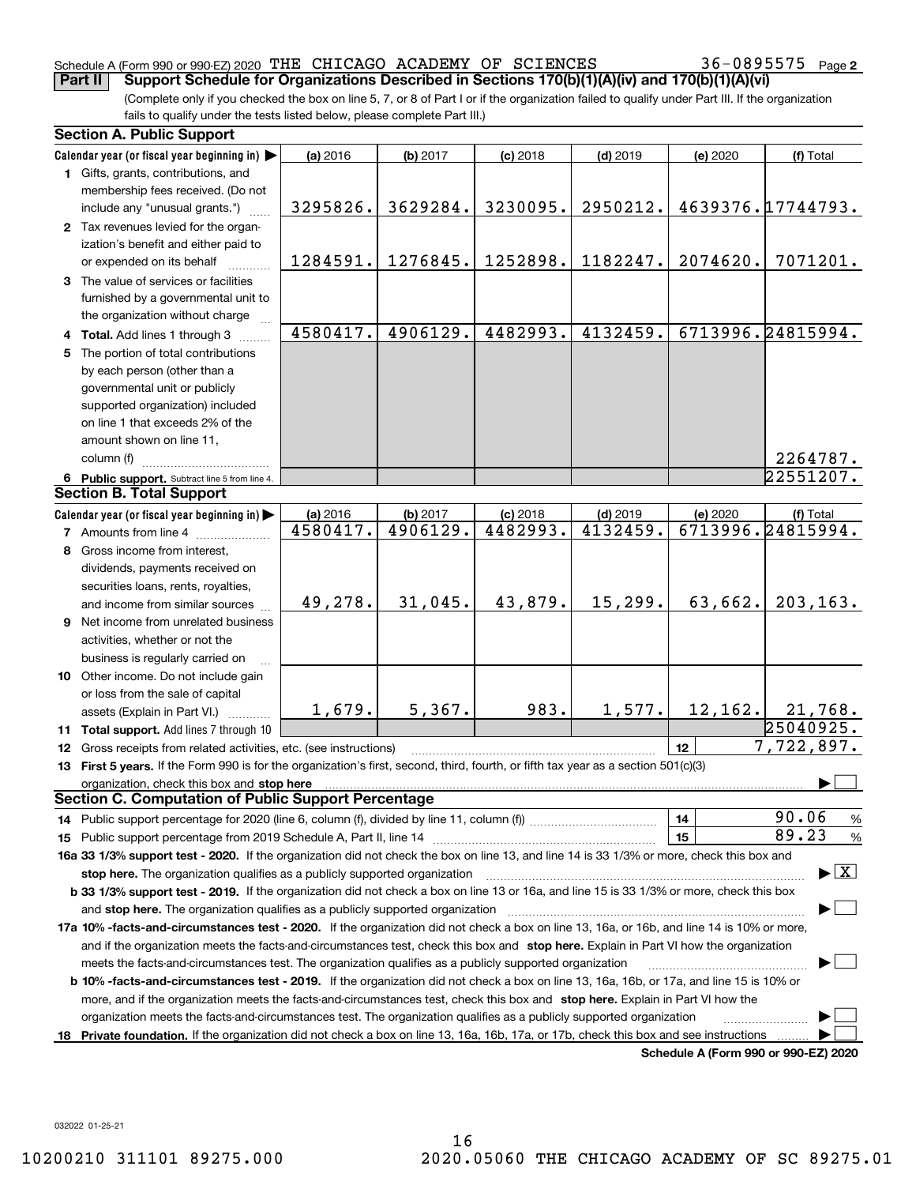Schedule A (Form 990 or 990-EZ) 2020 THE CHICAGO ACADEMY OF SCIENCES 36-0895575 Page 2

**Part II** **Support Schedule for Organizations Described in Sections 170(b)(1)(A)(iv) and 170(b)(1)(A)(vi)**

(Complete only if you checked the box on line 5, 7, or 8 of Part I or if the organization failed to qualify under Part III. If the organization fails to qualify under the tests listed below, please complete Part III.)

## Section A. Public Support

| Calendar year (or fiscal year beginning in) ▶ | (a) 2016 | (b) 2017 | (c) 2018 | (d) 2019 | (e) 2020 | (f) Total |
|---|---|---|---|---|---|---|
| **1** Gifts, grants, contributions, and membership fees received. (Do not include any "unusual grants.") | 3295826. | 3629284. | 3230095. | 2950212. | 4639376. | 17744793. |
| **2** Tax revenues levied for the organization's benefit and either paid to or expended on its behalf | 1284591. | 1276845. | 1252898. | 1182247. | 2074620. | 7071201. |
| **3** The value of services or facilities furnished by a governmental unit to the organization without charge | | | | | | |
| **4 Total.** Add lines 1 through 3 | 4580417. | 4906129. | 4482993. | 4132459. | 6713996. | 24815994. |
| **5** The portion of total contributions by each person (other than a governmental unit or publicly supported organization) included on line 1 that exceeds 2% of the amount shown on line 11, column (f) | | | | | | 2264787. |
| **6 Public support.** Subtract line 5 from line 4. | | | | | | 22551207. |

## Section B. Total Support

| Calendar year (or fiscal year beginning in) ▶ | (a) 2016 | (b) 2017 | (c) 2018 | (d) 2019 | (e) 2020 | (f) Total |
|---|---|---|---|---|---|---|
| **7** Amounts from line 4 | 4580417. | 4906129. | 4482993. | 4132459. | 6713996. | 24815994. |
| **8** Gross income from interest, dividends, payments received on securities loans, rents, royalties, and income from similar sources | 49,278. | 31,045. | 43,879. | 15,299. | 63,662. | 203,163. |
| **9** Net income from unrelated business activities, whether or not the business is regularly carried on | | | | | | |
| **10** Other income. Do not include gain or loss from the sale of capital assets (Explain in Part VI.) | 1,679. | 5,367. | 983. | 1,577. | 12,162. | 21,768. |
| **11 Total support.** Add lines 7 through 10 | | | | | | 25040925. |

**12** Gross receipts from related activities, etc. (see instructions) — **12** — 7,722,897.

**13 First 5 years.** If the Form 990 is for the organization's first, second, third, fourth, or fifth tax year as a section 501(c)(3) organization, check this box and **stop here** ▶ ☐

## Section C. Computation of Public Support Percentage

**14** Public support percentage for 2020 (line 6, column (f), divided by line 11, column (f)) — **14** — 90.06 %

**15** Public support percentage from 2019 Schedule A, Part II, line 14 — **15** — 89.23 %

**16a 33 1/3% support test - 2020.** If the organization did not check the box on line 13, and line 14 is 33 1/3% or more, check this box and **stop here.** The organization qualifies as a publicly supported organization ▶ ☒

**b 33 1/3% support test - 2019.** If the organization did not check a box on line 13 or 16a, and line 15 is 33 1/3% or more, check this box and **stop here.** The organization qualifies as a publicly supported organization ▶ ☐

**17a 10% -facts-and-circumstances test - 2020.** If the organization did not check a box on line 13, 16a, or 16b, and line 14 is 10% or more, and if the organization meets the facts-and-circumstances test, check this box and **stop here.** Explain in Part VI how the organization meets the facts-and-circumstances test. The organization qualifies as a publicly supported organization ▶ ☐

**b 10% -facts-and-circumstances test - 2019.** If the organization did not check a box on line 13, 16a, 16b, or 17a, and line 15 is 10% or more, and if the organization meets the facts-and-circumstances test, check this box and **stop here.** Explain in Part VI how the organization meets the facts-and-circumstances test. The organization qualifies as a publicly supported organization ▶ ☐

**18 Private foundation.** If the organization did not check a box on line 13, 16a, 16b, 17a, or 17b, check this box and see instructions ▶ ☐

**Schedule A (Form 990 or 990-EZ) 2020**

032022 01-25-21

10200210 311101 89275.000 2020.05060 THE CHICAGO ACADEMY OF SC 89275.01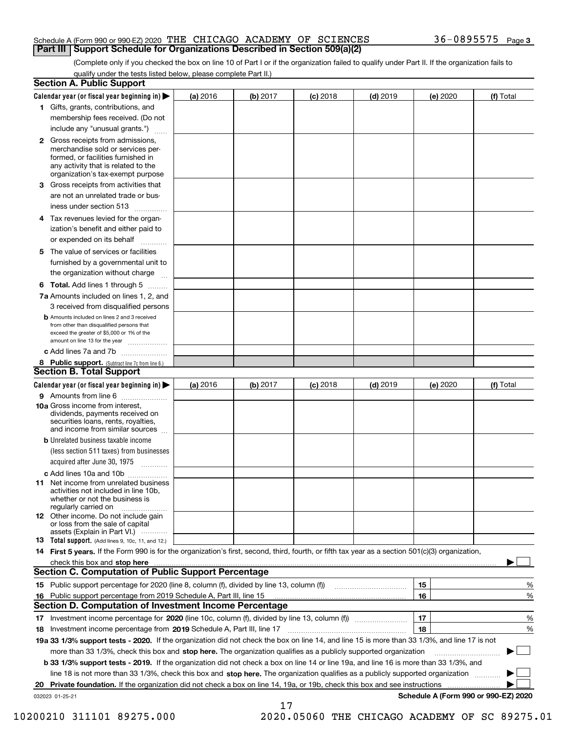Schedule A (Form 990 or 990-EZ) 2020 THE CHICAGO ACADEMY OF SCIENCES 36-0895575 Page 3

**Part III | Support Schedule for Organizations Described in Section 509(a)(2)**

(Complete only if you checked the box on line 10 of Part I or if the organization failed to qualify under Part II. If the organization fails to qualify under the tests listed below, please complete Part II.)

## Section A. Public Support

| Calendar year (or fiscal year beginning in) ▶ | (a) 2016 | (b) 2017 | (c) 2018 | (d) 2019 | (e) 2020 | (f) Total |
|---|---|---|---|---|---|---|
| **1** Gifts, grants, contributions, and membership fees received. (Do not include any "unusual grants.") | | | | | | |
| **2** Gross receipts from admissions, merchandise sold or services performed, or facilities furnished in any activity that is related to the organization's tax-exempt purpose | | | | | | |
| **3** Gross receipts from activities that are not an unrelated trade or business under section 513 | | | | | | |
| **4** Tax revenues levied for the organization's benefit and either paid to or expended on its behalf | | | | | | |
| **5** The value of services or facilities furnished by a governmental unit to the organization without charge | | | | | | |
| **6 Total.** Add lines 1 through 5 | | | | | | |
| **7a** Amounts included on lines 1, 2, and 3 received from disqualified persons | | | | | | |
| **b** Amounts included on lines 2 and 3 received from other than disqualified persons that exceed the greater of $5,000 or 1% of the amount on line 13 for the year | | | | | | |
| **c** Add lines 7a and 7b | | | | | | |
| **8 Public support.** (Subtract line 7c from line 6.) | | | | | | |

## Section B. Total Support

| Calendar year (or fiscal year beginning in) ▶ | (a) 2016 | (b) 2017 | (c) 2018 | (d) 2019 | (e) 2020 | (f) Total |
|---|---|---|---|---|---|---|
| **9** Amounts from line 6 | | | | | | |
| **10a** Gross income from interest, dividends, payments received on securities loans, rents, royalties, and income from similar sources | | | | | | |
| **b** Unrelated business taxable income (less section 511 taxes) from businesses acquired after June 30, 1975 | | | | | | |
| **c** Add lines 10a and 10b | | | | | | |
| **11** Net income from unrelated business activities not included in line 10b, whether or not the business is regularly carried on | | | | | | |
| **12** Other income. Do not include gain or loss from the sale of capital assets (Explain in Part VI.) | | | | | | |
| **13 Total support.** (Add lines 9, 10c, 11, and 12.) | | | | | | |

**14 First 5 years.** If the Form 990 is for the organization's first, second, third, fourth, or fifth tax year as a section 501(c)(3) organization, check this box and **stop here** ▶ ☐

## Section C. Computation of Public Support Percentage

| | | | |
|---|---|---|---|
| **15** | Public support percentage for 2020 (line 8, column (f), divided by line 13, column (f)) | 15 | % |
| **16** | Public support percentage from 2019 Schedule A, Part III, line 15 | 16 | % |

## Section D. Computation of Investment Income Percentage

| | | | |
|---|---|---|---|
| **17** | Investment income percentage for **2020** (line 10c, column (f), divided by line 13, column (f)) | 17 | % |
| **18** | Investment income percentage from **2019** Schedule A, Part III, line 17 | 18 | % |

**19a 33 1/3% support tests - 2020.** If the organization did not check the box on line 14, and line 15 is more than 33 1/3%, and line 17 is not more than 33 1/3%, check this box and **stop here.** The organization qualifies as a publicly supported organization ▶ ☐

**b 33 1/3% support tests - 2019.** If the organization did not check a box on line 14 or line 19a, and line 16 is more than 33 1/3%, and line 18 is not more than 33 1/3%, check this box and **stop here.** The organization qualifies as a publicly supported organization ▶ ☐

**20 Private foundation.** If the organization did not check a box on line 14, 19a, or 19b, check this box and see instructions ▶ ☐

032023 01-25-21 **Schedule A (Form 990 or 990-EZ) 2020**

10200210 311101 89275.000 2020.05060 THE CHICAGO ACADEMY OF SC 89275.01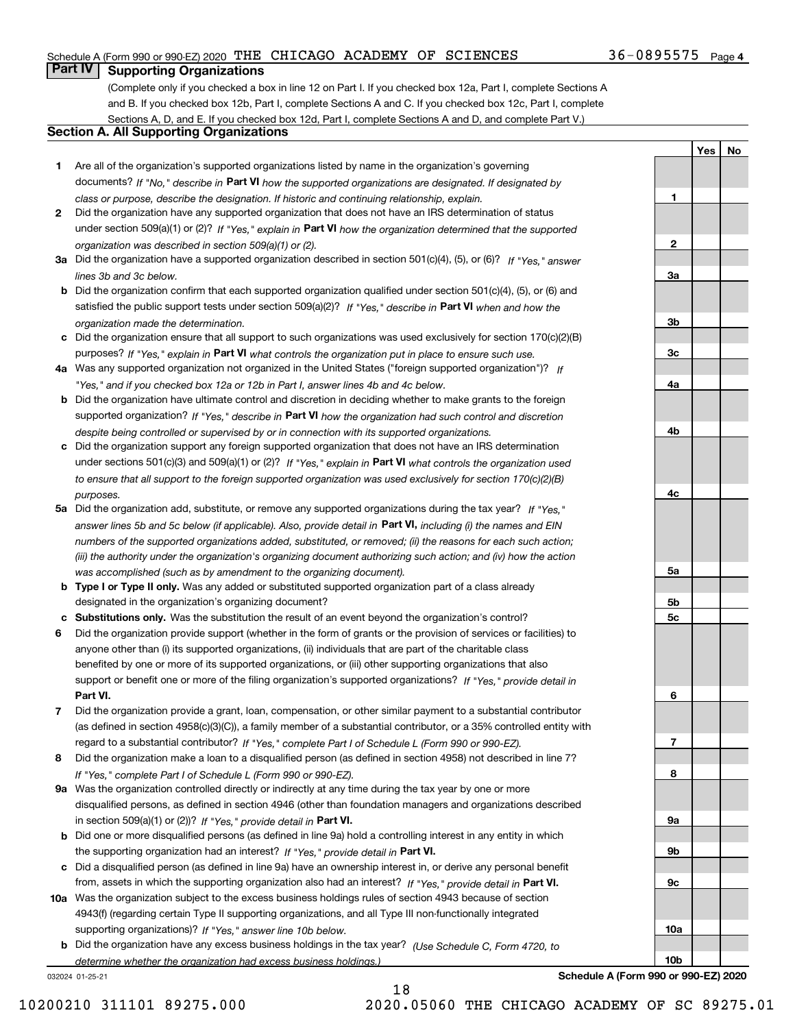Schedule A (Form 990 or 990-EZ) 2020 THE CHICAGO ACADEMY OF SCIENCES 36-0895575 Page 4

## Part IV Supporting Organizations

(Complete only if you checked a box in line 12 on Part I. If you checked box 12a, Part I, complete Sections A and B. If you checked box 12b, Part I, complete Sections A and C. If you checked box 12c, Part I, complete Sections A, D, and E. If you checked box 12d, Part I, complete Sections A and D, and complete Part V.)

### Section A. All Supporting Organizations

| | | | Yes | No |
|---|---|---|---|---|
| **1** | Are all of the organization's supported organizations listed by name in the organization's governing documents? *If "No," describe in* **Part VI** *how the supported organizations are designated. If designated by class or purpose, describe the designation. If historic and continuing relationship, explain.* | **1** | | |
| **2** | Did the organization have any supported organization that does not have an IRS determination of status under section 509(a)(1) or (2)? *If "Yes," explain in* **Part VI** *how the organization determined that the supported organization was described in section 509(a)(1) or (2).* | **2** | | |
| **3a** | Did the organization have a supported organization described in section 501(c)(4), (5), or (6)? *If "Yes," answer lines 3b and 3c below.* | **3a** | | |
| **b** | Did the organization confirm that each supported organization qualified under section 501(c)(4), (5), or (6) and satisfied the public support tests under section 509(a)(2)? *If "Yes," describe in* **Part VI** *when and how the organization made the determination.* | **3b** | | |
| **c** | Did the organization ensure that all support to such organizations was used exclusively for section 170(c)(2)(B) purposes? *If "Yes," explain in* **Part VI** *what controls the organization put in place to ensure such use.* | **3c** | | |
| **4a** | Was any supported organization not organized in the United States ("foreign supported organization")? *If "Yes," and if you checked box 12a or 12b in Part I, answer lines 4b and 4c below.* | **4a** | | |
| **b** | Did the organization have ultimate control and discretion in deciding whether to make grants to the foreign supported organization? *If "Yes," describe in* **Part VI** *how the organization had such control and discretion despite being controlled or supervised by or in connection with its supported organizations.* | **4b** | | |
| **c** | Did the organization support any foreign supported organization that does not have an IRS determination under sections 501(c)(3) and 509(a)(1) or (2)? *If "Yes," explain in* **Part VI** *what controls the organization used to ensure that all support to the foreign supported organization was used exclusively for section 170(c)(2)(B) purposes.* | **4c** | | |
| **5a** | Did the organization add, substitute, or remove any supported organizations during the tax year? *If "Yes," answer lines 5b and 5c below (if applicable). Also, provide detail in* **Part VI,** *including (i) the names and EIN numbers of the supported organizations added, substituted, or removed; (ii) the reasons for each such action; (iii) the authority under the organization's organizing document authorizing such action; and (iv) how the action was accomplished (such as by amendment to the organizing document).* | **5a** | | |
| **b** | **Type I or Type II only.** Was any added or substituted supported organization part of a class already designated in the organization's organizing document? | **5b** | | |
| **c** | **Substitutions only.** Was the substitution the result of an event beyond the organization's control? | **5c** | | |
| **6** | Did the organization provide support (whether in the form of grants or the provision of services or facilities) to anyone other than (i) its supported organizations, (ii) individuals that are part of the charitable class benefited by one or more of its supported organizations, or (iii) other supporting organizations that also support or benefit one or more of the filing organization's supported organizations? *If "Yes," provide detail in* **Part VI.** | **6** | | |
| **7** | Did the organization provide a grant, loan, compensation, or other similar payment to a substantial contributor (as defined in section 4958(c)(3)(C)), a family member of a substantial contributor, or a 35% controlled entity with regard to a substantial contributor? *If "Yes," complete Part I of Schedule L (Form 990 or 990-EZ).* | **7** | | |
| **8** | Did the organization make a loan to a disqualified person (as defined in section 4958) not described in line 7? *If "Yes," complete Part I of Schedule L (Form 990 or 990-EZ).* | **8** | | |
| **9a** | Was the organization controlled directly or indirectly at any time during the tax year by one or more disqualified persons, as defined in section 4946 (other than foundation managers and organizations described in section 509(a)(1) or (2))? *If "Yes," provide detail in* **Part VI.** | **9a** | | |
| **b** | Did one or more disqualified persons (as defined in line 9a) hold a controlling interest in any entity in which the supporting organization had an interest? *If "Yes," provide detail in* **Part VI.** | **9b** | | |
| **c** | Did a disqualified person (as defined in line 9a) have an ownership interest in, or derive any personal benefit from, assets in which the supporting organization also had an interest? *If "Yes," provide detail in* **Part VI.** | **9c** | | |
| **10a** | Was the organization subject to the excess business holdings rules of section 4943 because of section 4943(f) (regarding certain Type II supporting organizations, and all Type III non-functionally integrated supporting organizations)? *If "Yes," answer line 10b below.* | **10a** | | |
| **b** | Did the organization have any excess business holdings in the tax year? *(Use Schedule C, Form 4720, to determine whether the organization had excess business holdings.)* | **10b** | | |

032024 01-25-21 **Schedule A (Form 990 or 990-EZ) 2020**

10200210 311101 89275.000 2020.05060 THE CHICAGO ACADEMY OF SC 89275.01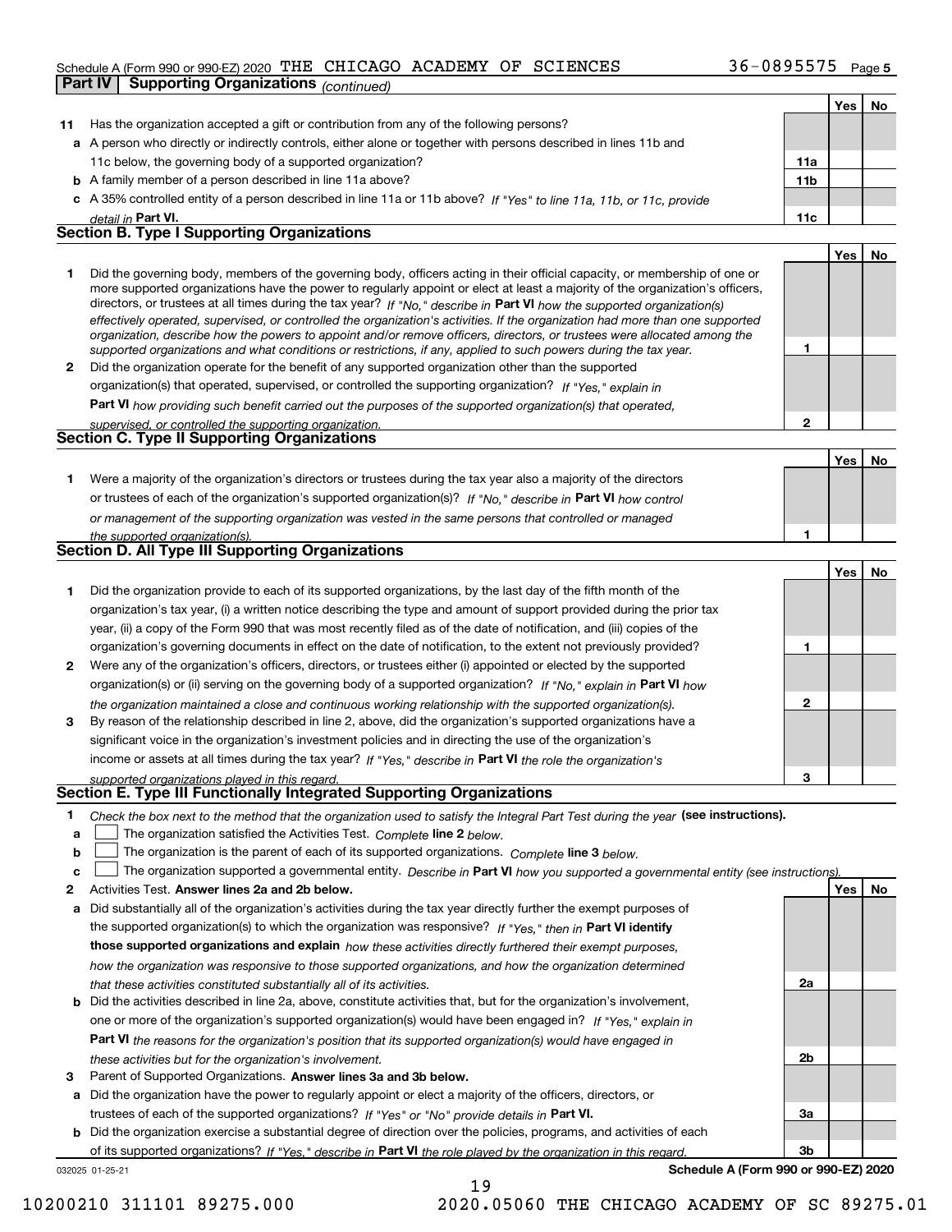Schedule A (Form 990 or 990-EZ) 2020 THE CHICAGO ACADEMY OF SCIENCES 36-0895575 Page 5

**Part IV Supporting Organizations** *(continued)*

| | | | Yes | No |
|---|---|---|---|---|
| **11** | Has the organization accepted a gift or contribution from any of the following persons? | | | |
| **a** | A person who directly or indirectly controls, either alone or together with persons described in lines 11b and 11c below, the governing body of a supported organization? | **11a** | | |
| **b** | A family member of a person described in line 11a above? | **11b** | | |
| **c** | A 35% controlled entity of a person described in line 11a or 11b above? *If "Yes" to line 11a, 11b, or 11c, provide detail in* **Part VI.** | **11c** | | |

**Section B. Type I Supporting Organizations**

| | | | Yes | No |
|---|---|---|---|---|
| **1** | Did the governing body, members of the governing body, officers acting in their official capacity, or membership of one or more supported organizations have the power to regularly appoint or elect at least a majority of the organization's officers, directors, or trustees at all times during the tax year? *If "No," describe in* **Part VI** *how the supported organization(s) effectively operated, supervised, or controlled the organization's activities. If the organization had more than one supported organization, describe how the powers to appoint and/or remove officers, directors, or trustees were allocated among the supported organizations and what conditions or restrictions, if any, applied to such powers during the tax year.* | **1** | | |
| **2** | Did the organization operate for the benefit of any supported organization other than the supported organization(s) that operated, supervised, or controlled the supporting organization? *If "Yes," explain in* **Part VI** *how providing such benefit carried out the purposes of the supported organization(s) that operated, supervised, or controlled the supporting organization.* | **2** | | |

**Section C. Type II Supporting Organizations**

| | | | Yes | No |
|---|---|---|---|---|
| **1** | Were a majority of the organization's directors or trustees during the tax year also a majority of the directors or trustees of each of the organization's supported organization(s)? *If "No," describe in* **Part VI** *how control or management of the supporting organization was vested in the same persons that controlled or managed the supported organization(s).* | **1** | | |

**Section D. All Type III Supporting Organizations**

| | | | Yes | No |
|---|---|---|---|---|
| **1** | Did the organization provide to each of its supported organizations, by the last day of the fifth month of the organization's tax year, (i) a written notice describing the type and amount of support provided during the prior tax year, (ii) a copy of the Form 990 that was most recently filed as of the date of notification, and (iii) copies of the organization's governing documents in effect on the date of notification, to the extent not previously provided? | **1** | | |
| **2** | Were any of the organization's officers, directors, or trustees either (i) appointed or elected by the supported organization(s) or (ii) serving on the governing body of a supported organization? *If "No," explain in* **Part VI** *how the organization maintained a close and continuous working relationship with the supported organization(s).* | **2** | | |
| **3** | By reason of the relationship described in line 2, above, did the organization's supported organizations have a significant voice in the organization's investment policies and in directing the use of the organization's income or assets at all times during the tax year? *If "Yes," describe in* **Part VI** *the role the organization's supported organizations played in this regard.* | **3** | | |

**Section E. Type III Functionally Integrated Supporting Organizations**

**1** *Check the box next to the method that the organization used to satisfy the Integral Part Test during the year* **(see instructions).**

**a** ☐ The organization satisfied the Activities Test. *Complete* **line 2** *below.*

**b** ☐ The organization is the parent of each of its supported organizations. *Complete* **line 3** *below.*

**c** ☐ The organization supported a governmental entity. *Describe in* **Part VI** *how you supported a governmental entity (see instructions).*

| | | | Yes | No |
|---|---|---|---|---|
| **2** | Activities Test. **Answer lines 2a and 2b below.** | | | |
| **a** | Did substantially all of the organization's activities during the tax year directly further the exempt purposes of the supported organization(s) to which the organization was responsive? *If "Yes," then in* **Part VI identify those supported organizations and explain** *how these activities directly furthered their exempt purposes, how the organization was responsive to those supported organizations, and how the organization determined that these activities constituted substantially all of its activities.* | **2a** | | |
| **b** | Did the activities described in line 2a, above, constitute activities that, but for the organization's involvement, one or more of the organization's supported organization(s) would have been engaged in? *If "Yes," explain in* **Part VI** *the reasons for the organization's position that its supported organization(s) would have engaged in these activities but for the organization's involvement.* | **2b** | | |
| **3** | Parent of Supported Organizations. **Answer lines 3a and 3b below.** | | | |
| **a** | Did the organization have the power to regularly appoint or elect a majority of the officers, directors, or trustees of each of the supported organizations? *If "Yes" or "No" provide details in* **Part VI.** | **3a** | | |
| **b** | Did the organization exercise a substantial degree of direction over the policies, programs, and activities of each of its supported organizations? *If "Yes," describe in* **Part VI** *the role played by the organization in this regard.* | **3b** | | |

032025 01-25-21 **Schedule A (Form 990 or 990-EZ) 2020**

10200210 311101 89275.000 2020.05060 THE CHICAGO ACADEMY OF SC 89275.01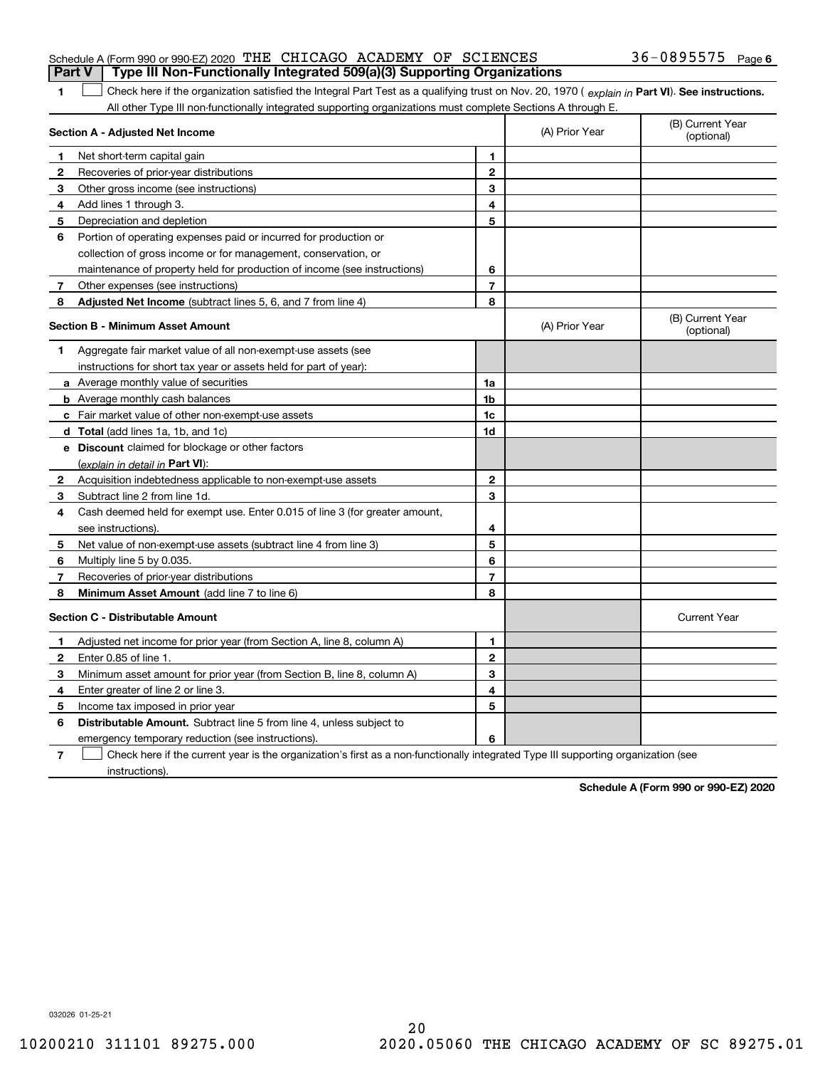Schedule A (Form 990 or 990-EZ) 2020 THE CHICAGO ACADEMY OF SCIENCES 36-0895575 Page 6

## Part V Type III Non-Functionally Integrated 509(a)(3) Supporting Organizations

**1** ☐ Check here if the organization satisfied the Integral Part Test as a qualifying trust on Nov. 20, 1970 ( *explain in* **Part VI**). **See instructions.** All other Type III non-functionally integrated supporting organizations must complete Sections A through E.

| **Section A - Adjusted Net Income** | | | (A) Prior Year | (B) Current Year (optional) |
|---|---|---|---|---|
| 1 | Net short-term capital gain | 1 | | |
| 2 | Recoveries of prior-year distributions | 2 | | |
| 3 | Other gross income (see instructions) | 3 | | |
| 4 | Add lines 1 through 3. | 4 | | |
| 5 | Depreciation and depletion | 5 | | |
| 6 | Portion of operating expenses paid or incurred for production or collection of gross income or for management, conservation, or maintenance of property held for production of income (see instructions) | 6 | | |
| 7 | Other expenses (see instructions) | 7 | | |
| 8 | **Adjusted Net Income** (subtract lines 5, 6, and 7 from line 4) | 8 | | |

| **Section B - Minimum Asset Amount** | | | (A) Prior Year | (B) Current Year (optional) |
|---|---|---|---|---|
| 1 | Aggregate fair market value of all non-exempt-use assets (see instructions for short tax year or assets held for part of year): | | | |
| a | Average monthly value of securities | 1a | | |
| b | Average monthly cash balances | 1b | | |
| c | Fair market value of other non-exempt-use assets | 1c | | |
| d | **Total** (add lines 1a, 1b, and 1c) | 1d | | |
| e | **Discount** claimed for blockage or other factors (*explain in detail in* **Part VI**): | | | |
| 2 | Acquisition indebtedness applicable to non-exempt-use assets | 2 | | |
| 3 | Subtract line 2 from line 1d. | 3 | | |
| 4 | Cash deemed held for exempt use. Enter 0.015 of line 3 (for greater amount, see instructions). | 4 | | |
| 5 | Net value of non-exempt-use assets (subtract line 4 from line 3) | 5 | | |
| 6 | Multiply line 5 by 0.035. | 6 | | |
| 7 | Recoveries of prior-year distributions | 7 | | |
| 8 | **Minimum Asset Amount** (add line 7 to line 6) | 8 | | |

| **Section C - Distributable Amount** | | | | Current Year |
|---|---|---|---|---|
| 1 | Adjusted net income for prior year (from Section A, line 8, column A) | 1 | | |
| 2 | Enter 0.85 of line 1. | 2 | | |
| 3 | Minimum asset amount for prior year (from Section B, line 8, column A) | 3 | | |
| 4 | Enter greater of line 2 or line 3. | 4 | | |
| 5 | Income tax imposed in prior year | 5 | | |
| 6 | **Distributable Amount.** Subtract line 5 from line 4, unless subject to emergency temporary reduction (see instructions). | 6 | | |

**7** ☐ Check here if the current year is the organization's first as a non-functionally integrated Type III supporting organization (see instructions).

**Schedule A (Form 990 or 990-EZ) 2020**

032026 01-25-21

10200210 311101 89275.000 2020.05060 THE CHICAGO ACADEMY OF SC 89275.01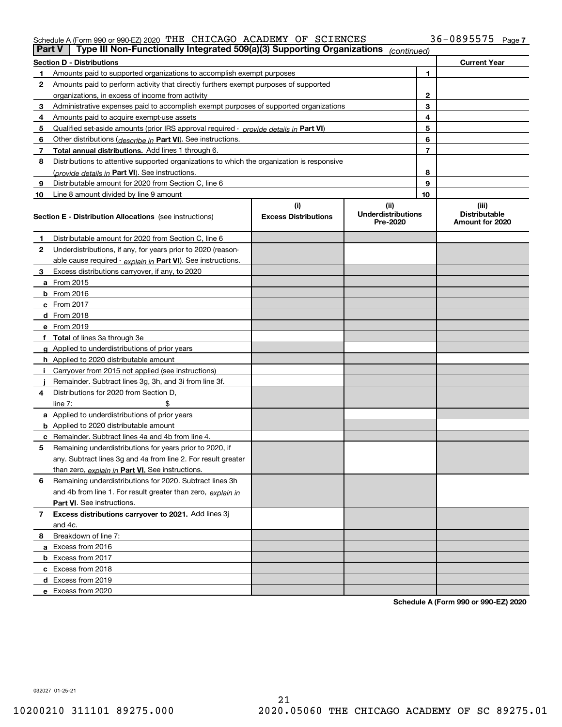Schedule A (Form 990 or 990-EZ) 2020 THE CHICAGO ACADEMY OF SCIENCES 36-0895575 Page 7

**Part V | Type III Non-Functionally Integrated 509(a)(3) Supporting Organizations** *(continued)*

| **Section D - Distributions** | | | **Current Year** |
|---|---|---|---|
| 1 | Amounts paid to supported organizations to accomplish exempt purposes | 1 | |
| 2 | Amounts paid to perform activity that directly furthers exempt purposes of supported organizations, in excess of income from activity | 2 | |
| 3 | Administrative expenses paid to accomplish exempt purposes of supported organizations | 3 | |
| 4 | Amounts paid to acquire exempt-use assets | 4 | |
| 5 | Qualified set-aside amounts (prior IRS approval required - *provide details in* **Part VI**) | 5 | |
| 6 | Other distributions (*describe in* **Part VI**). See instructions. | 6 | |
| 7 | **Total annual distributions.** Add lines 1 through 6. | 7 | |
| 8 | Distributions to attentive supported organizations to which the organization is responsive (*provide details in* **Part VI**). See instructions. | 8 | |
| 9 | Distributable amount for 2020 from Section C, line 6 | 9 | |
| 10 | Line 8 amount divided by line 9 amount | 10 | |

| **Section E - Distribution Allocations** (see instructions) | (i) Excess Distributions | (ii) Underdistributions Pre-2020 | (iii) Distributable Amount for 2020 |
|---|---|---|---|
| **1** Distributable amount for 2020 from Section C, line 6 | | | |
| **2** Underdistributions, if any, for years prior to 2020 (reasonable cause required - *explain in* **Part VI**). See instructions. | | | |
| **3** Excess distributions carryover, if any, to 2020 | | | |
| **a** From 2015 | | | |
| **b** From 2016 | | | |
| **c** From 2017 | | | |
| **d** From 2018 | | | |
| **e** From 2019 | | | |
| **f Total** of lines 3a through 3e | | | |
| **g** Applied to underdistributions of prior years | | | |
| **h** Applied to 2020 distributable amount | | | |
| **i** Carryover from 2015 not applied (see instructions) | | | |
| **j** Remainder. Subtract lines 3g, 3h, and 3i from line 3f. | | | |
| **4** Distributions for 2020 from Section D, line 7: $ | | | |
| **a** Applied to underdistributions of prior years | | | |
| **b** Applied to 2020 distributable amount | | | |
| **c** Remainder. Subtract lines 4a and 4b from line 4. | | | |
| **5** Remaining underdistributions for years prior to 2020, if any. Subtract lines 3g and 4a from line 2. For result greater than zero, *explain in* **Part VI.** See instructions. | | | |
| **6** Remaining underdistributions for 2020. Subtract lines 3h and 4b from line 1. For result greater than zero, *explain in* **Part VI**. See instructions. | | | |
| **7 Excess distributions carryover to 2021.** Add lines 3j and 4c. | | | |
| **8** Breakdown of line 7: | | | |
| **a** Excess from 2016 | | | |
| **b** Excess from 2017 | | | |
| **c** Excess from 2018 | | | |
| **d** Excess from 2019 | | | |
| **e** Excess from 2020 | | | |

**Schedule A (Form 990 or 990-EZ) 2020**

032027 01-25-21

10200210 311101 89275.000 2020.05060 THE CHICAGO ACADEMY OF SC 89275.01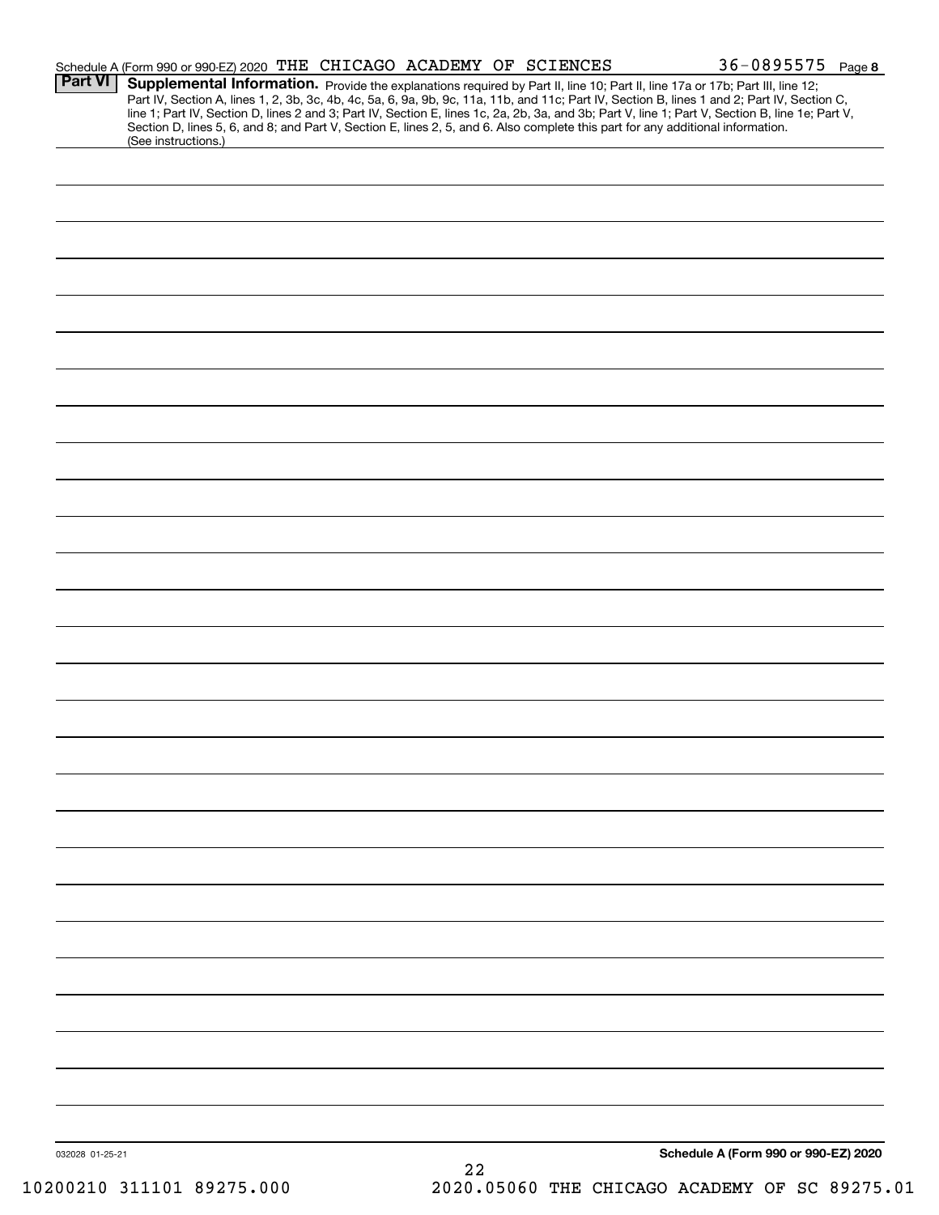Schedule A (Form 990 or 990-EZ) 2020 THE CHICAGO ACADEMY OF SCIENCES 36-0895575 Page 8

**Part VI** **Supplemental Information.** Provide the explanations required by Part II, line 10; Part II, line 17a or 17b; Part III, line 12; Part IV, Section A, lines 1, 2, 3b, 3c, 4b, 4c, 5a, 6, 9a, 9b, 9c, 11a, 11b, and 11c; Part IV, Section B, lines 1 and 2; Part IV, Section C, line 1; Part IV, Section D, lines 2 and 3; Part IV, Section E, lines 1c, 2a, 2b, 3a, and 3b; Part V, line 1; Part V, Section B, line 1e; Part V, Section D, lines 5, 6, and 8; and Part V, Section E, lines 2, 5, and 6. Also complete this part for any additional information. (See instructions.)

032028 01-25-21

**Schedule A (Form 990 or 990-EZ) 2020**

10200210 311101 89275.000 2020.05060 THE CHICAGO ACADEMY OF SC 89275.01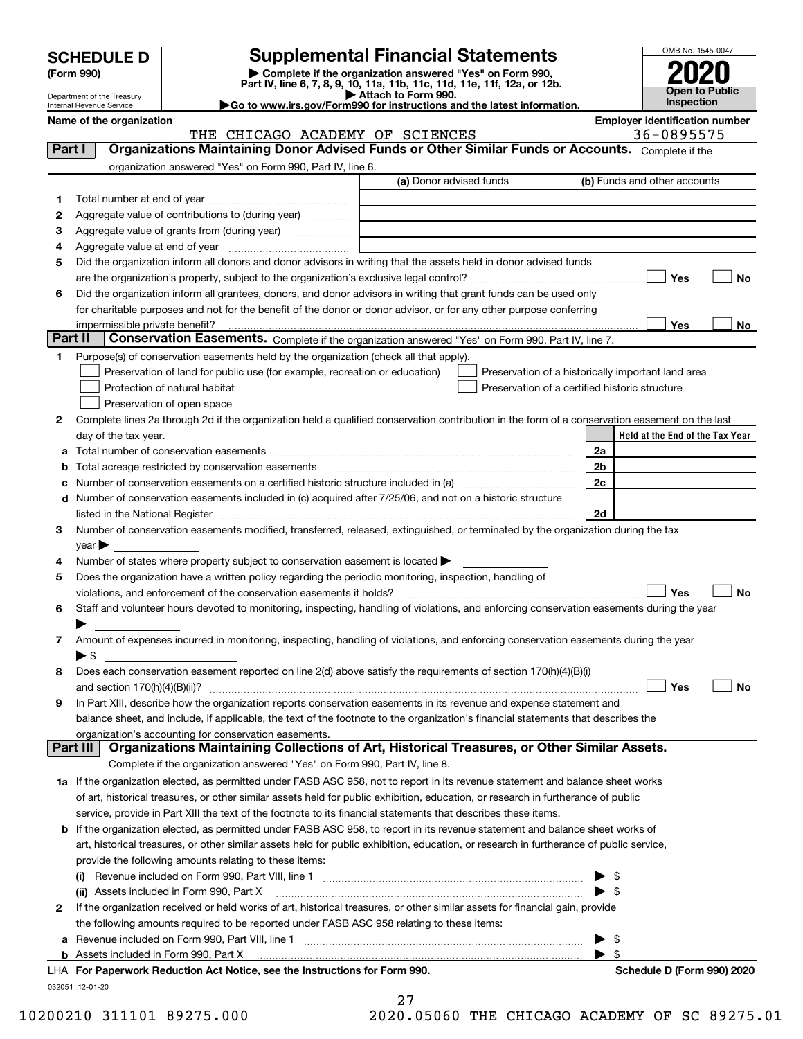# SCHEDULE D (Form 990)

Department of the Treasury
Internal Revenue Service

## Supplemental Financial Statements

▶ Complete if the organization answered "Yes" on Form 990, Part IV, line 6, 7, 8, 9, 10, 11a, 11b, 11c, 11d, 11e, 11f, 12a, or 12b.
▶ Attach to Form 990.
▶Go to www.irs.gov/Form990 for instructions and the latest information.

OMB No. 1545-0047

**2020**

**Open to Public Inspection**

**Name of the organization:** THE CHICAGO ACADEMY OF SCIENCES

**Employer identification number:** 36-0895575

## Part I Organizations Maintaining Donor Advised Funds or Other Similar Funds or Accounts.
Complete if the organization answered "Yes" on Form 990, Part IV, line 6.

| | | (a) Donor advised funds | (b) Funds and other accounts |
|---|---|---|---|
| 1 | Total number at end of year | | |
| 2 | Aggregate value of contributions to (during year) | | |
| 3 | Aggregate value of grants from (during year) | | |
| 4 | Aggregate value at end of year | | |

5 Did the organization inform all donors and donor advisors in writing that the assets held in donor advised funds are the organization's property, subject to the organization's exclusive legal control? ☐ Yes ☐ No

6 Did the organization inform all grantees, donors, and donor advisors in writing that grant funds can be used only for charitable purposes and not for the benefit of the donor or donor advisor, or for any other purpose conferring impermissible private benefit? ☐ Yes ☐ No

## Part II Conservation Easements.
Complete if the organization answered "Yes" on Form 990, Part IV, line 7.

1 Purpose(s) of conservation easements held by the organization (check all that apply).

- ☐ Preservation of land for public use (for example, recreation or education)
- ☐ Preservation of a historically important land area
- ☐ Protection of natural habitat
- ☐ Preservation of a certified historic structure
- ☐ Preservation of open space

2 Complete lines 2a through 2d if the organization held a qualified conservation contribution in the form of a conservation easement on the last day of the tax year.

| | | | Held at the End of the Tax Year |
|---|---|---|---|
| a | Total number of conservation easements | 2a | |
| b | Total acreage restricted by conservation easements | 2b | |
| c | Number of conservation easements on a certified historic structure included in (a) | 2c | |
| d | Number of conservation easements included in (c) acquired after 7/25/06, and not on a historic structure listed in the National Register | 2d | |

3 Number of conservation easements modified, transferred, released, extinguished, or terminated by the organization during the tax year ▶

4 Number of states where property subject to conservation easement is located ▶

5 Does the organization have a written policy regarding the periodic monitoring, inspection, handling of violations, and enforcement of the conservation easements it holds? ☐ Yes ☐ No

6 Staff and volunteer hours devoted to monitoring, inspecting, handling of violations, and enforcing conservation easements during the year ▶

7 Amount of expenses incurred in monitoring, inspecting, handling of violations, and enforcing conservation easements during the year ▶ $

8 Does each conservation easement reported on line 2(d) above satisfy the requirements of section 170(h)(4)(B)(i) and section 170(h)(4)(B)(ii)? ☐ Yes ☐ No

9 In Part XIII, describe how the organization reports conservation easements in its revenue and expense statement and balance sheet, and include, if applicable, the text of the footnote to the organization's financial statements that describes the organization's accounting for conservation easements.

## Part III Organizations Maintaining Collections of Art, Historical Treasures, or Other Similar Assets.
Complete if the organization answered "Yes" on Form 990, Part IV, line 8.

1a If the organization elected, as permitted under FASB ASC 958, not to report in its revenue statement and balance sheet works of art, historical treasures, or other similar assets held for public exhibition, education, or research in furtherance of public service, provide in Part XIII the text of the footnote to its financial statements that describes these items.

b If the organization elected, as permitted under FASB ASC 958, to report in its revenue statement and balance sheet works of art, historical treasures, or other similar assets held for public exhibition, education, or research in furtherance of public service, provide the following amounts relating to these items:

(i) Revenue included on Form 990, Part VIII, line 1 ▶ $

(ii) Assets included in Form 990, Part X ▶ $

2 If the organization received or held works of art, historical treasures, or other similar assets for financial gain, provide the following amounts required to be reported under FASB ASC 958 relating to these items:

a Revenue included on Form 990, Part VIII, line 1 ▶ $

b Assets included in Form 990, Part X ▶ $

LHA For Paperwork Reduction Act Notice, see the Instructions for Form 990. Schedule D (Form 990) 2020

032051 12-01-20

10200210 311101 89275.000 2020.05060 THE CHICAGO ACADEMY OF SC 89275.01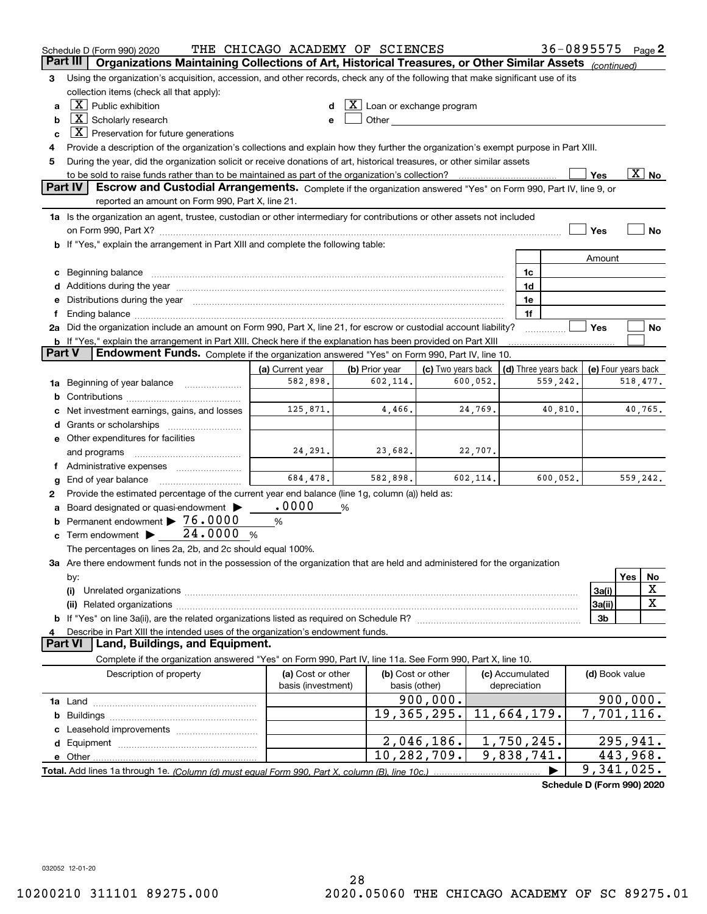Schedule D (Form 990) 2020 THE CHICAGO ACADEMY OF SCIENCES 36-0895575 Page 2

## Part III Organizations Maintaining Collections of Art, Historical Treasures, or Other Similar Assets *(continued)*

3 Using the organization's acquisition, accession, and other records, check any of the following that make significant use of its collection items (check all that apply):

a [X] Public exhibition
b [X] Scholarly research
c [X] Preservation for future generations
d [X] Loan or exchange program
e [ ] Other

4 Provide a description of the organization's collections and explain how they further the organization's exempt purpose in Part XIII.

5 During the year, did the organization solicit or receive donations of art, historical treasures, or other similar assets to be sold to raise funds rather than to be maintained as part of the organization's collection? [ ] Yes [X] No

## Part IV Escrow and Custodial Arrangements.

Complete if the organization answered "Yes" on Form 990, Part IV, line 9, or reported an amount on Form 990, Part X, line 21.

1a Is the organization an agent, trustee, custodian or other intermediary for contributions or other assets not included on Form 990, Part X? [ ] Yes [ ] No

b If "Yes," explain the arrangement in Part XIII and complete the following table:

| | | Amount |
|---|---|---|
| c Beginning balance | 1c | |
| d Additions during the year | 1d | |
| e Distributions during the year | 1e | |
| f Ending balance | 1f | |

2a Did the organization include an amount on Form 990, Part X, line 21, for escrow or custodial account liability? [ ] Yes [ ] No

b If "Yes," explain the arrangement in Part XIII. Check here if the explanation has been provided on Part XIII [ ]

## Part V Endowment Funds.

Complete if the organization answered "Yes" on Form 990, Part IV, line 10.

| | (a) Current year | (b) Prior year | (c) Two years back | (d) Three years back | (e) Four years back |
|---|---|---|---|---|---|
| 1a Beginning of year balance | 582,898. | 602,114. | 600,052. | 559,242. | 518,477. |
| b Contributions | | | | | |
| c Net investment earnings, gains, and losses | 125,871. | 4,466. | 24,769. | 40,810. | 40,765. |
| d Grants or scholarships | | | | | |
| e Other expenditures for facilities and programs | 24,291. | 23,682. | 22,707. | | |
| f Administrative expenses | | | | | |
| g End of year balance | 684,478. | 582,898. | 602,114. | 600,052. | 559,242. |

2 Provide the estimated percentage of the current year end balance (line 1g, column (a)) held as:

a Board designated or quasi-endowment ▶ .0000 %
b Permanent endowment ▶ 76.0000 %
c Term endowment ▶ 24.0000 %

The percentages on lines 2a, 2b, and 2c should equal 100%.

3a Are there endowment funds not in the possession of the organization that are held and administered for the organization by:

| | | Yes | No |
|---|---|---|---|
| (i) Unrelated organizations | 3a(i) | | X |
| (ii) Related organizations | 3a(ii) | | X |
| b If "Yes" on line 3a(ii), are the related organizations listed as required on Schedule R? | 3b | | |

4 Describe in Part XIII the intended uses of the organization's endowment funds.

## Part VI Land, Buildings, and Equipment.

Complete if the organization answered "Yes" on Form 990, Part IV, line 11a. See Form 990, Part X, line 10.

| Description of property | (a) Cost or other basis (investment) | (b) Cost or other basis (other) | (c) Accumulated depreciation | (d) Book value |
|---|---|---|---|---|
| 1a Land | | 900,000. | | 900,000. |
| b Buildings | | 19,365,295. | 11,664,179. | 7,701,116. |
| c Leasehold improvements | | | | |
| d Equipment | | 2,046,186. | 1,750,245. | 295,941. |
| e Other | | 10,282,709. | 9,838,741. | 443,968. |
| Total. Add lines 1a through 1e. *(Column (d) must equal Form 990, Part X, column (B), line 10c.)* | | | ▶ | 9,341,025. |

Schedule D (Form 990) 2020

032052 12-01-20

10200210 311101 89275.000 2020.05060 THE CHICAGO ACADEMY OF SC 89275.01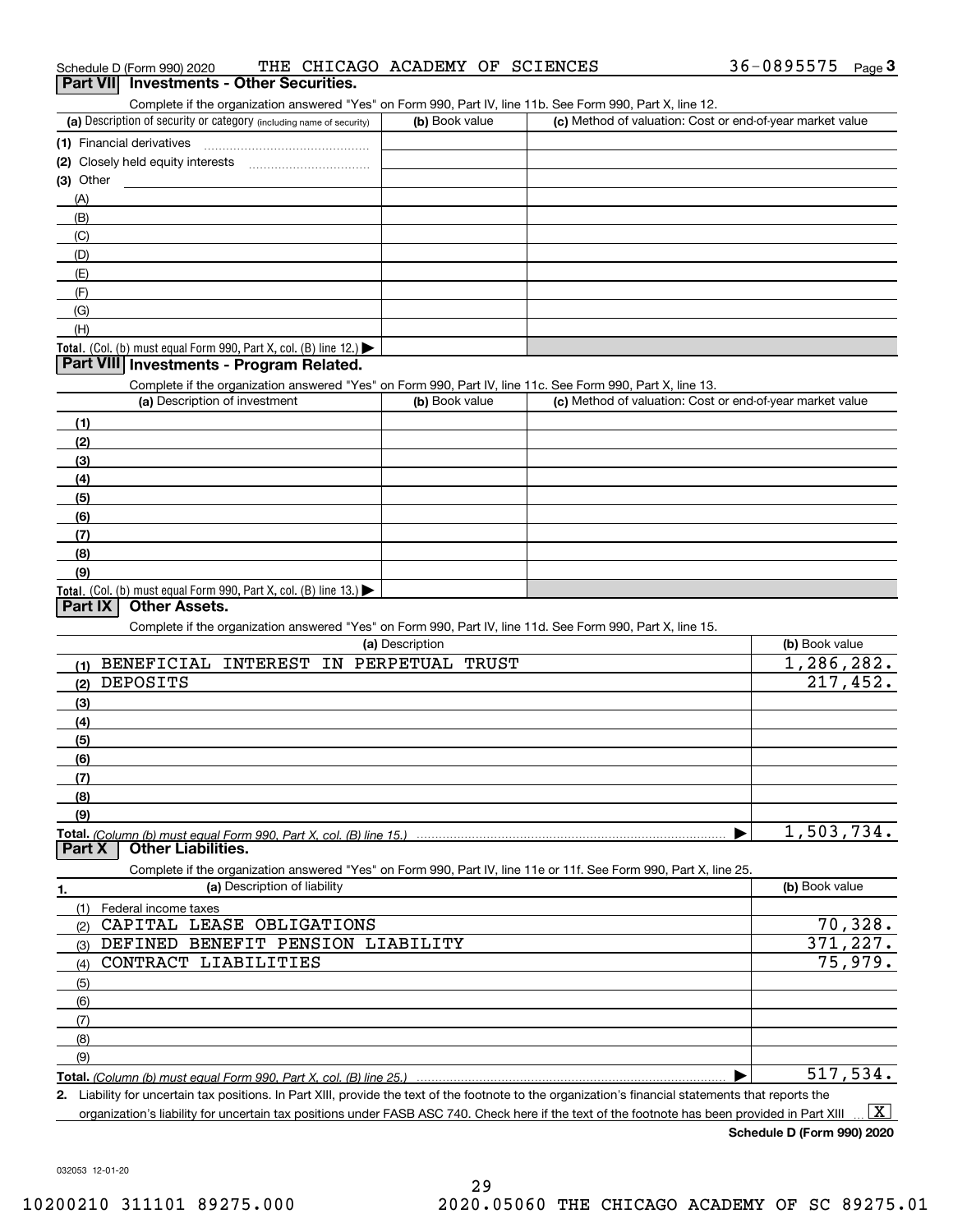Schedule D (Form 990) 2020 THE CHICAGO ACADEMY OF SCIENCES 36-0895575 Page 3

## Part VII Investments - Other Securities.

Complete if the organization answered "Yes" on Form 990, Part IV, line 11b. See Form 990, Part X, line 12.

| (a) Description of security or category (including name of security) | (b) Book value | (c) Method of valuation: Cost or end-of-year market value |
|---|---|---|
| (1) Financial derivatives | | |
| (2) Closely held equity interests | | |
| (3) Other | | |
| (A) | | |
| (B) | | |
| (C) | | |
| (D) | | |
| (E) | | |
| (F) | | |
| (G) | | |
| (H) | | |
| **Total.** (Col. (b) must equal Form 990, Part X, col. (B) line 12.) ▶ | | |

## Part VIII Investments - Program Related.

Complete if the organization answered "Yes" on Form 990, Part IV, line 11c. See Form 990, Part X, line 13.

| (a) Description of investment | (b) Book value | (c) Method of valuation: Cost or end-of-year market value |
|---|---|---|
| (1) | | |
| (2) | | |
| (3) | | |
| (4) | | |
| (5) | | |
| (6) | | |
| (7) | | |
| (8) | | |
| (9) | | |
| **Total.** (Col. (b) must equal Form 990, Part X, col. (B) line 13.) ▶ | | |

## Part IX Other Assets.

Complete if the organization answered "Yes" on Form 990, Part IV, line 11d. See Form 990, Part X, line 15.

| (a) Description | (b) Book value |
|---|---|
| (1) BENEFICIAL INTEREST IN PERPETUAL TRUST | 1,286,282. |
| (2) DEPOSITS | 217,452. |
| (3) | |
| (4) | |
| (5) | |
| (6) | |
| (7) | |
| (8) | |
| (9) | |
| **Total.** (Column (b) must equal Form 990, Part X, col. (B) line 15.) ▶ | 1,503,734. |

## Part X Other Liabilities.

Complete if the organization answered "Yes" on Form 990, Part IV, line 11e or 11f. See Form 990, Part X, line 25.

| 1. (a) Description of liability | (b) Book value |
|---|---|
| (1) Federal income taxes | |
| (2) CAPITAL LEASE OBLIGATIONS | 70,328. |
| (3) DEFINED BENEFIT PENSION LIABILITY | 371,227. |
| (4) CONTRACT LIABILITIES | 75,979. |
| (5) | |
| (6) | |
| (7) | |
| (8) | |
| (9) | |
| **Total.** (Column (b) must equal Form 990, Part X, col. (B) line 25.) ▶ | 517,534. |

2. Liability for uncertain tax positions. In Part XIII, provide the text of the footnote to the organization's financial statements that reports the organization's liability for uncertain tax positions under FASB ASC 740. Check here if the text of the footnote has been provided in Part XIII ... [X]

Schedule D (Form 990) 2020

032053 12-01-20

10200210 311101 89275.000 2020.05060 THE CHICAGO ACADEMY OF SC 89275.01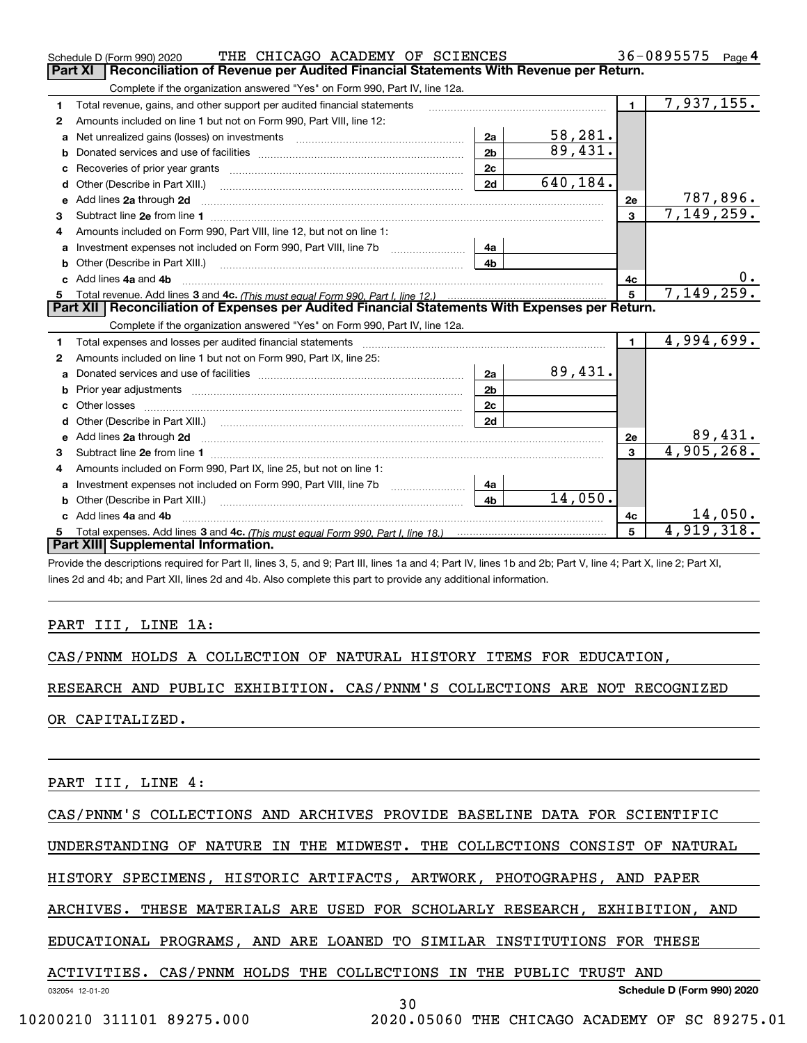Schedule D (Form 990) 2020 THE CHICAGO ACADEMY OF SCIENCES 36-0895575 Page 4

## Part XI Reconciliation of Revenue per Audited Financial Statements With Revenue per Return.

Complete if the organization answered "Yes" on Form 990, Part IV, line 12a.

| | | | | | |
|---|---|---|---|---|---|
| **1** | Total revenue, gains, and other support per audited financial statements | | | 1 | 7,937,155. |
| **2** | Amounts included on line 1 but not on Form 990, Part VIII, line 12: | | | | |
| **a** | Net unrealized gains (losses) on investments | 2a | 58,281. | | |
| **b** | Donated services and use of facilities | 2b | 89,431. | | |
| **c** | Recoveries of prior year grants | 2c | | | |
| **d** | Other (Describe in Part XIII.) | 2d | 640,184. | | |
| **e** | Add lines **2a** through **2d** | | | 2e | 787,896. |
| **3** | Subtract line **2e** from line **1** | | | 3 | 7,149,259. |
| **4** | Amounts included on Form 990, Part VIII, line 12, but not on line 1: | | | | |
| **a** | Investment expenses not included on Form 990, Part VIII, line 7b | 4a | | | |
| **b** | Other (Describe in Part XIII.) | 4b | | | |
| **c** | Add lines **4a** and **4b** | | | 4c | 0. |
| **5** | Total revenue. Add lines **3** and **4c.** *(This must equal Form 990, Part I, line 12.)* | | | 5 | 7,149,259. |

## Part XII Reconciliation of Expenses per Audited Financial Statements With Expenses per Return.

Complete if the organization answered "Yes" on Form 990, Part IV, line 12a.

| | | | | | |
|---|---|---|---|---|---|
| **1** | Total expenses and losses per audited financial statements | | | 1 | 4,994,699. |
| **2** | Amounts included on line 1 but not on Form 990, Part IX, line 25: | | | | |
| **a** | Donated services and use of facilities | 2a | 89,431. | | |
| **b** | Prior year adjustments | 2b | | | |
| **c** | Other losses | 2c | | | |
| **d** | Other (Describe in Part XIII.) | 2d | | | |
| **e** | Add lines **2a** through **2d** | | | 2e | 89,431. |
| **3** | Subtract line **2e** from line **1** | | | 3 | 4,905,268. |
| **4** | Amounts included on Form 990, Part IX, line 25, but not on line 1: | | | | |
| **a** | Investment expenses not included on Form 990, Part VIII, line 7b | 4a | | | |
| **b** | Other (Describe in Part XIII.) | 4b | 14,050. | | |
| **c** | Add lines **4a** and **4b** | | | 4c | 14,050. |
| **5** | Total expenses. Add lines **3** and **4c.** *(This must equal Form 990, Part I, line 18.)* | | | 5 | 4,919,318. |

## Part XIII Supplemental Information.

Provide the descriptions required for Part II, lines 3, 5, and 9; Part III, lines 1a and 4; Part IV, lines 1b and 2b; Part V, line 4; Part X, line 2; Part XI, lines 2d and 4b; and Part XII, lines 2d and 4b. Also complete this part to provide any additional information.

PART III, LINE 1A:

CAS/PNNM HOLDS A COLLECTION OF NATURAL HISTORY ITEMS FOR EDUCATION, RESEARCH AND PUBLIC EXHIBITION. CAS/PNNM'S COLLECTIONS ARE NOT RECOGNIZED OR CAPITALIZED.

PART III, LINE 4:

CAS/PNNM'S COLLECTIONS AND ARCHIVES PROVIDE BASELINE DATA FOR SCIENTIFIC UNDERSTANDING OF NATURE IN THE MIDWEST. THE COLLECTIONS CONSIST OF NATURAL HISTORY SPECIMENS, HISTORIC ARTIFACTS, ARTWORK, PHOTOGRAPHS, AND PAPER ARCHIVES. THESE MATERIALS ARE USED FOR SCHOLARLY RESEARCH, EXHIBITION, AND EDUCATIONAL PROGRAMS, AND ARE LOANED TO SIMILAR INSTITUTIONS FOR THESE ACTIVITIES. CAS/PNNM HOLDS THE COLLECTIONS IN THE PUBLIC TRUST AND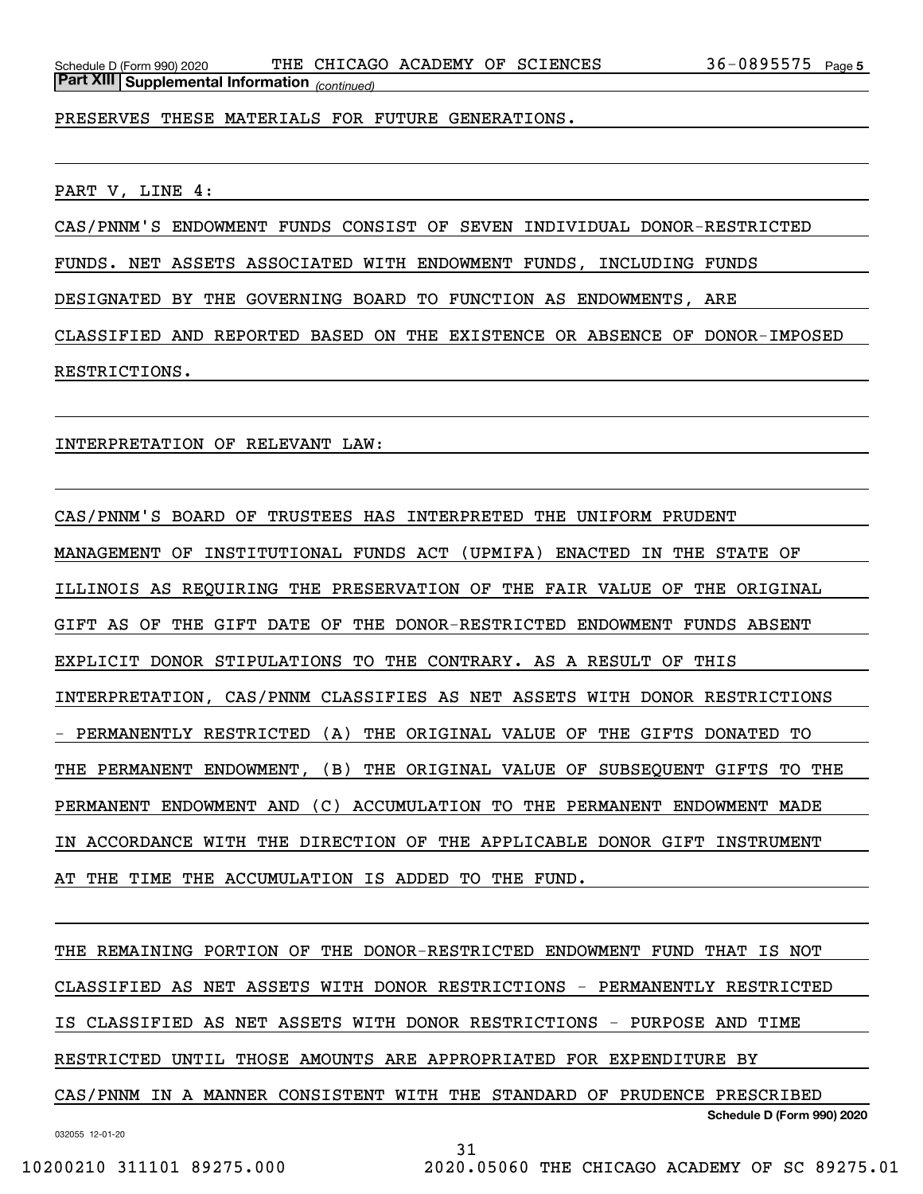PRESERVES THESE MATERIALS FOR FUTURE GENERATIONS.

PART V, LINE 4:

CAS/PNNM'S ENDOWMENT FUNDS CONSIST OF SEVEN INDIVIDUAL DONOR-RESTRICTED FUNDS. NET ASSETS ASSOCIATED WITH ENDOWMENT FUNDS, INCLUDING FUNDS DESIGNATED BY THE GOVERNING BOARD TO FUNCTION AS ENDOWMENTS, ARE CLASSIFIED AND REPORTED BASED ON THE EXISTENCE OR ABSENCE OF DONOR-IMPOSED RESTRICTIONS.

INTERPRETATION OF RELEVANT LAW:

CAS/PNNM'S BOARD OF TRUSTEES HAS INTERPRETED THE UNIFORM PRUDENT MANAGEMENT OF INSTITUTIONAL FUNDS ACT (UPMIFA) ENACTED IN THE STATE OF ILLINOIS AS REQUIRING THE PRESERVATION OF THE FAIR VALUE OF THE ORIGINAL GIFT AS OF THE GIFT DATE OF THE DONOR-RESTRICTED ENDOWMENT FUNDS ABSENT EXPLICIT DONOR STIPULATIONS TO THE CONTRARY. AS A RESULT OF THIS INTERPRETATION, CAS/PNNM CLASSIFIES AS NET ASSETS WITH DONOR RESTRICTIONS - PERMANENTLY RESTRICTED (A) THE ORIGINAL VALUE OF THE GIFTS DONATED TO THE PERMANENT ENDOWMENT, (B) THE ORIGINAL VALUE OF SUBSEQUENT GIFTS TO THE PERMANENT ENDOWMENT AND (C) ACCUMULATION TO THE PERMANENT ENDOWMENT MADE IN ACCORDANCE WITH THE DIRECTION OF THE APPLICABLE DONOR GIFT INSTRUMENT AT THE TIME THE ACCUMULATION IS ADDED TO THE FUND.

THE REMAINING PORTION OF THE DONOR-RESTRICTED ENDOWMENT FUND THAT IS NOT CLASSIFIED AS NET ASSETS WITH DONOR RESTRICTIONS - PERMANENTLY RESTRICTED IS CLASSIFIED AS NET ASSETS WITH DONOR RESTRICTIONS - PURPOSE AND TIME RESTRICTED UNTIL THOSE AMOUNTS ARE APPROPRIATED FOR EXPENDITURE BY CAS/PNNM IN A MANNER CONSISTENT WITH THE STANDARD OF PRUDENCE PRESCRIBED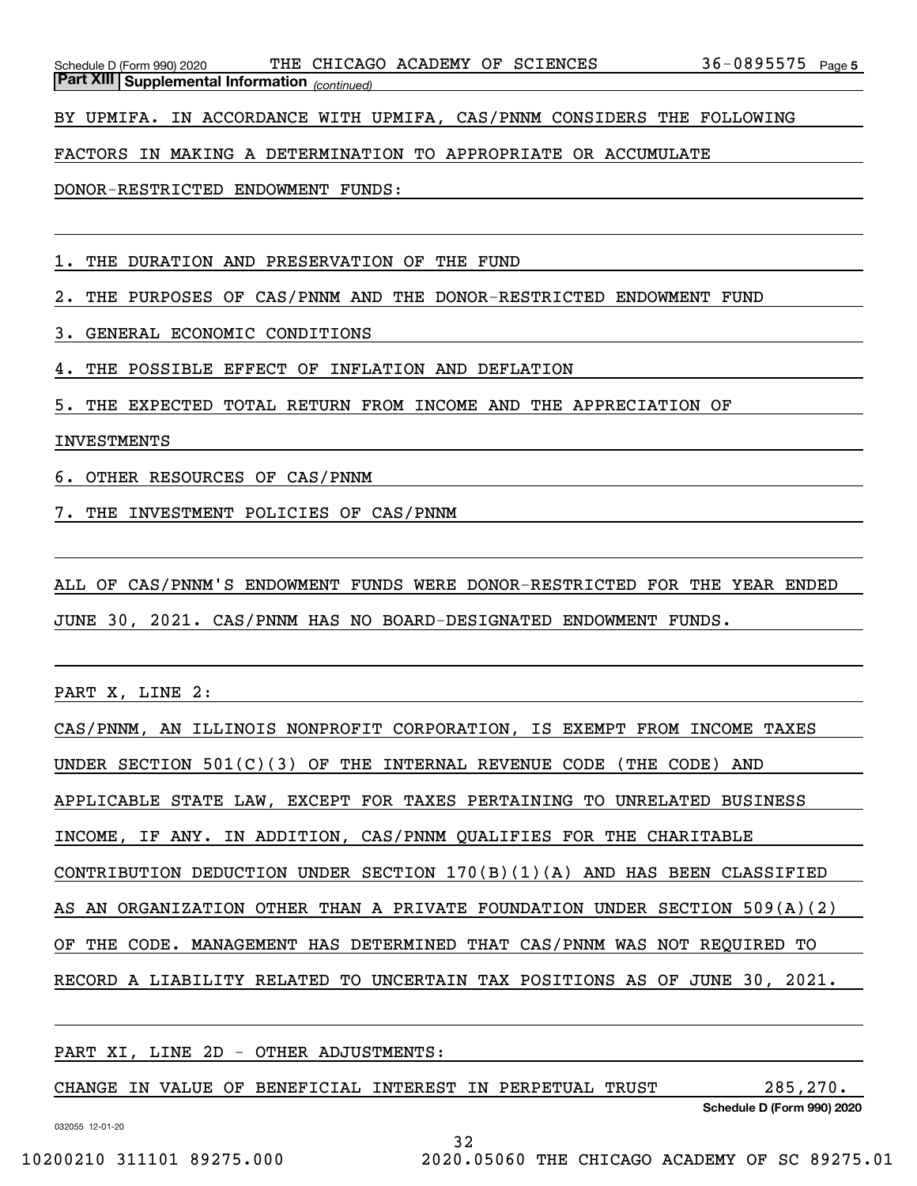**Part XIII | Supplemental Information** *(continued)*

BY UPMIFA. IN ACCORDANCE WITH UPMIFA, CAS/PNNM CONSIDERS THE FOLLOWING FACTORS IN MAKING A DETERMINATION TO APPROPRIATE OR ACCUMULATE DONOR-RESTRICTED ENDOWMENT FUNDS:

1. THE DURATION AND PRESERVATION OF THE FUND
2. THE PURPOSES OF CAS/PNNM AND THE DONOR-RESTRICTED ENDOWMENT FUND
3. GENERAL ECONOMIC CONDITIONS
4. THE POSSIBLE EFFECT OF INFLATION AND DEFLATION
5. THE EXPECTED TOTAL RETURN FROM INCOME AND THE APPRECIATION OF INVESTMENTS
6. OTHER RESOURCES OF CAS/PNNM
7. THE INVESTMENT POLICIES OF CAS/PNNM

ALL OF CAS/PNNM'S ENDOWMENT FUNDS WERE DONOR-RESTRICTED FOR THE YEAR ENDED JUNE 30, 2021. CAS/PNNM HAS NO BOARD-DESIGNATED ENDOWMENT FUNDS.

PART X, LINE 2:

CAS/PNNM, AN ILLINOIS NONPROFIT CORPORATION, IS EXEMPT FROM INCOME TAXES UNDER SECTION 501(C)(3) OF THE INTERNAL REVENUE CODE (THE CODE) AND APPLICABLE STATE LAW, EXCEPT FOR TAXES PERTAINING TO UNRELATED BUSINESS INCOME, IF ANY. IN ADDITION, CAS/PNNM QUALIFIES FOR THE CHARITABLE CONTRIBUTION DEDUCTION UNDER SECTION 170(B)(1)(A) AND HAS BEEN CLASSIFIED AS AN ORGANIZATION OTHER THAN A PRIVATE FOUNDATION UNDER SECTION 509(A)(2) OF THE CODE. MANAGEMENT HAS DETERMINED THAT CAS/PNNM WAS NOT REQUIRED TO RECORD A LIABILITY RELATED TO UNCERTAIN TAX POSITIONS AS OF JUNE 30, 2021.

PART XI, LINE 2D - OTHER ADJUSTMENTS:

CHANGE IN VALUE OF BENEFICIAL INTEREST IN PERPETUAL TRUST 285,270.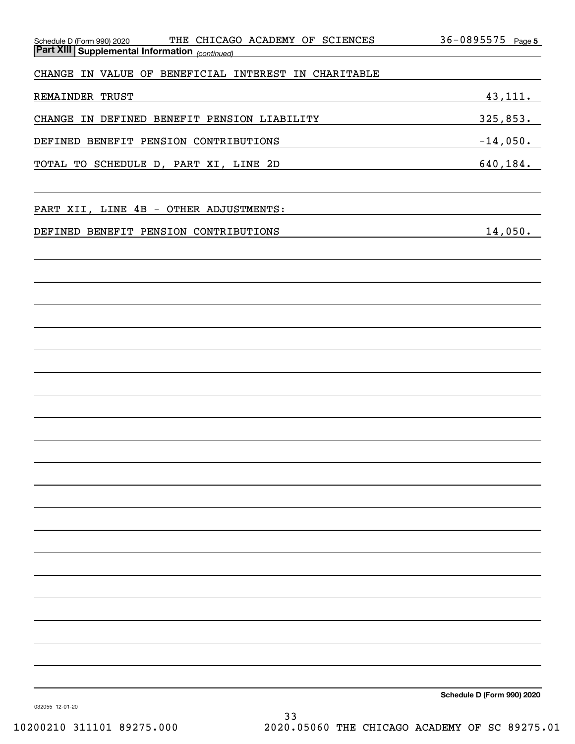## Part XIII Supplemental Information *(continued)*

| | |
|---|---|
| CHANGE IN VALUE OF BENEFICIAL INTEREST IN CHARITABLE REMAINDER TRUST | 43,111. |
| CHANGE IN DEFINED BENEFIT PENSION LIABILITY | 325,853. |
| DEFINED BENEFIT PENSION CONTRIBUTIONS | -14,050. |
| TOTAL TO SCHEDULE D, PART XI, LINE 2D | 640,184. |

PART XII, LINE 4B - OTHER ADJUSTMENTS:

| | |
|---|---|
| DEFINED BENEFIT PENSION CONTRIBUTIONS | 14,050. |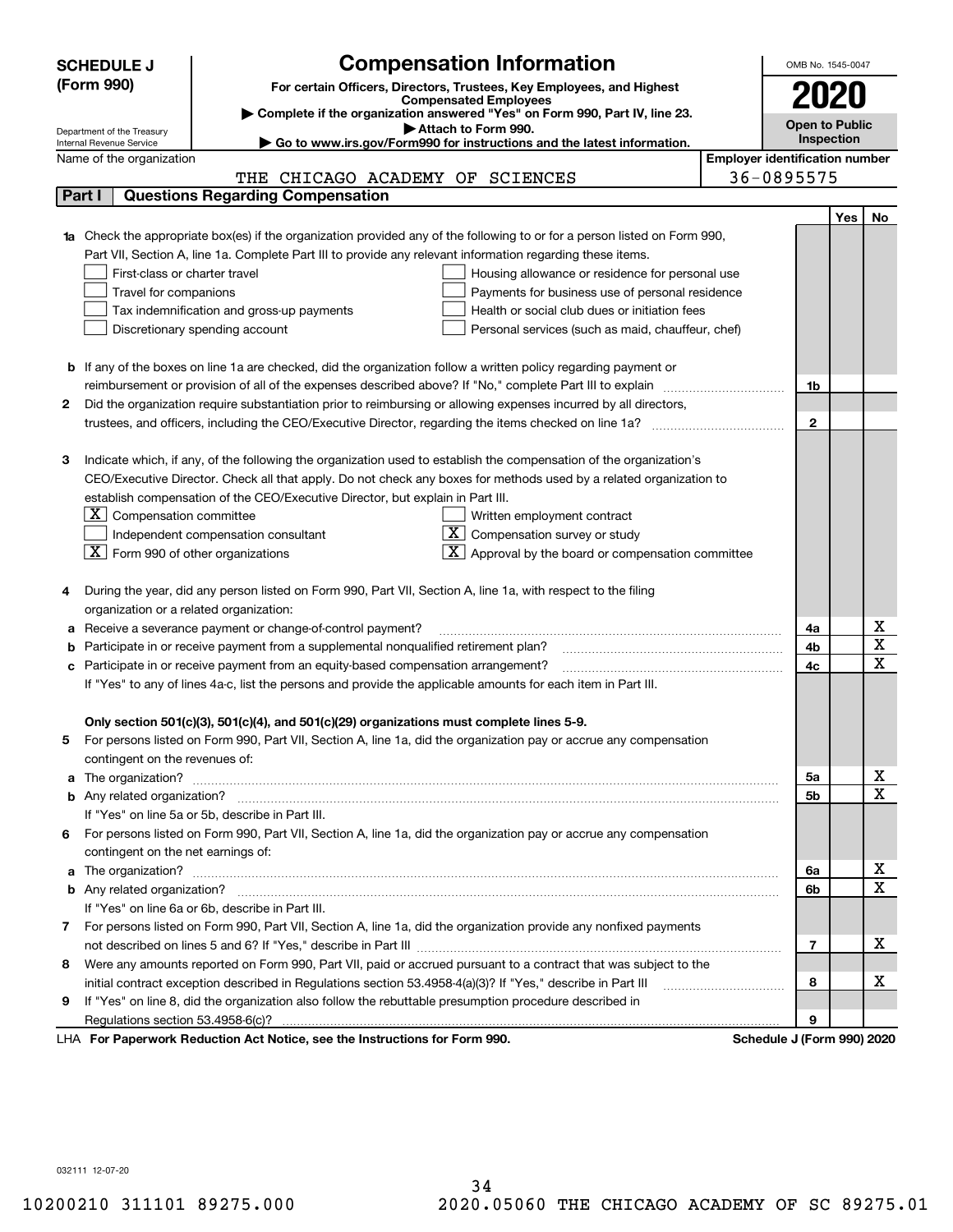**SCHEDULE J (Form 990)**

# Compensation Information

**For certain Officers, Directors, Trustees, Key Employees, and Highest Compensated Employees**

▶ Complete if the organization answered "Yes" on Form 990, Part IV, line 23.

▶ Attach to Form 990.

▶ Go to www.irs.gov/Form990 for instructions and the latest information.

Department of the Treasury
Internal Revenue Service

OMB No. 1545-0047

**2020**

**Open to Public Inspection**

Name of the organization: THE CHICAGO ACADEMY OF SCIENCES

Employer identification number: 36-0895575

## Part I — Questions Regarding Compensation

| | | | Yes | No |
|---|---|---|---|---|
| **1a** | Check the appropriate box(es) if the organization provided any of the following to or for a person listed on Form 990, Part VII, Section A, line 1a. Complete Part III to provide any relevant information regarding these items.<br>☐ First-class or charter travel ☐ Housing allowance or residence for personal use<br>☐ Travel for companions ☐ Payments for business use of personal residence<br>☐ Tax indemnification and gross-up payments ☐ Health or social club dues or initiation fees<br>☐ Discretionary spending account ☐ Personal services (such as maid, chauffeur, chef) | | | |
| **b** | If any of the boxes on line 1a are checked, did the organization follow a written policy regarding payment or reimbursement or provision of all of the expenses described above? If "No," complete Part III to explain | 1b | | |
| **2** | Did the organization require substantiation prior to reimbursing or allowing expenses incurred by all directors, trustees, and officers, including the CEO/Executive Director, regarding the items checked on line 1a? | 2 | | |
| **3** | Indicate which, if any, of the following the organization used to establish the compensation of the organization's CEO/Executive Director. Check all that apply. Do not check any boxes for methods used by a related organization to establish compensation of the CEO/Executive Director, but explain in Part III.<br>☒ Compensation committee ☐ Written employment contract<br>☐ Independent compensation consultant ☒ Compensation survey or study<br>☒ Form 990 of other organizations ☒ Approval by the board or compensation committee | | | |
| **4** | During the year, did any person listed on Form 990, Part VII, Section A, line 1a, with respect to the filing organization or a related organization: | | | |
| **a** | Receive a severance payment or change-of-control payment? | 4a | | X |
| **b** | Participate in or receive payment from a supplemental nonqualified retirement plan? | 4b | | X |
| **c** | Participate in or receive payment from an equity-based compensation arrangement? | 4c | | X |
| | If "Yes" to any of lines 4a-c, list the persons and provide the applicable amounts for each item in Part III. | | | |
| | **Only section 501(c)(3), 501(c)(4), and 501(c)(29) organizations must complete lines 5-9.** | | | |
| **5** | For persons listed on Form 990, Part VII, Section A, line 1a, did the organization pay or accrue any compensation contingent on the revenues of: | | | |
| **a** | The organization? | 5a | | X |
| **b** | Any related organization? | 5b | | X |
| | If "Yes" on line 5a or 5b, describe in Part III. | | | |
| **6** | For persons listed on Form 990, Part VII, Section A, line 1a, did the organization pay or accrue any compensation contingent on the net earnings of: | | | |
| **a** | The organization? | 6a | | X |
| **b** | Any related organization? | 6b | | X |
| | If "Yes" on line 6a or 6b, describe in Part III. | | | |
| **7** | For persons listed on Form 990, Part VII, Section A, line 1a, did the organization provide any nonfixed payments not described on lines 5 and 6? If "Yes," describe in Part III | 7 | | X |
| **8** | Were any amounts reported on Form 990, Part VII, paid or accrued pursuant to a contract that was subject to the initial contract exception described in Regulations section 53.4958-4(a)(3)? If "Yes," describe in Part III | 8 | | X |
| **9** | If "Yes" on line 8, did the organization also follow the rebuttable presumption procedure described in Regulations section 53.4958-6(c)? | 9 | | |

LHA **For Paperwork Reduction Act Notice, see the Instructions for Form 990.** **Schedule J (Form 990) 2020**

032111 12-07-20

10200210 311101 89275.000 2020.05060 THE CHICAGO ACADEMY OF SC 89275.01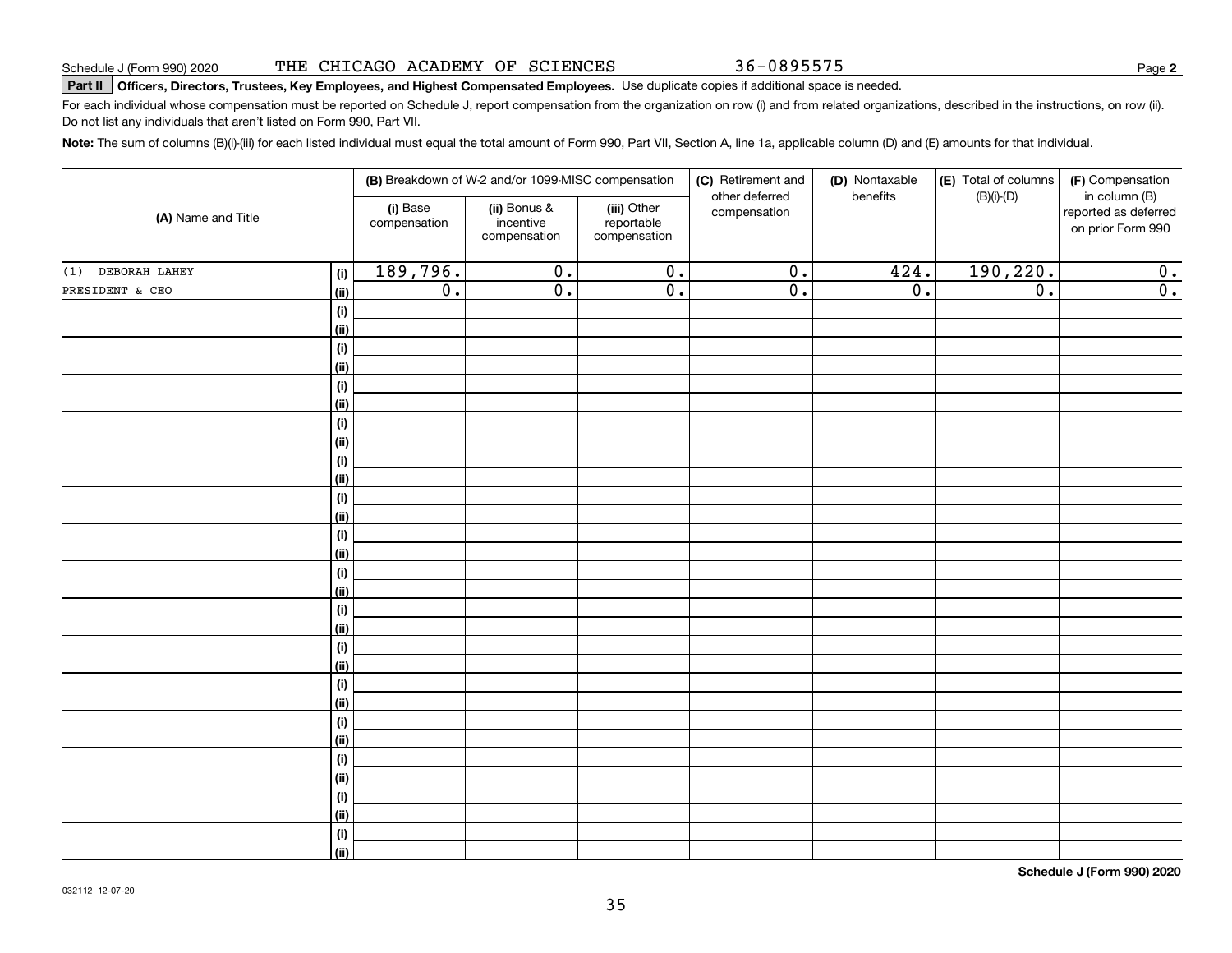Schedule J (Form 990) 2020 THE CHICAGO ACADEMY OF SCIENCES 36-0895575

**Part II Officers, Directors, Trustees, Key Employees, and Highest Compensated Employees.** Use duplicate copies if additional space is needed.

For each individual whose compensation must be reported on Schedule J, report compensation from the organization on row (i) and from related organizations, described in the instructions, on row (ii). Do not list any individuals that aren't listed on Form 990, Part VII.

**Note:** The sum of columns (B)(i)-(iii) for each listed individual must equal the total amount of Form 990, Part VII, Section A, line 1a, applicable column (D) and (E) amounts for that individual.

| (A) Name and Title | | (B) Breakdown of W-2 and/or 1099-MISC compensation | | | (C) Retirement and other deferred compensation | (D) Nontaxable benefits | (E) Total of columns (B)(i)-(D) | (F) Compensation in column (B) reported as deferred on prior Form 990 |
|---|---|---|---|---|---|---|---|---|
| | | (i) Base compensation | (ii) Bonus & incentive compensation | (iii) Other reportable compensation | | | | |
| (1) DEBORAH LAHEY | (i) | 189,796. | 0. | 0. | 0. | 424. | 190,220. | 0. |
| PRESIDENT & CEO | (ii) | 0. | 0. | 0. | 0. | 0. | 0. | 0. |

**Schedule J (Form 990) 2020**

032112 12-07-20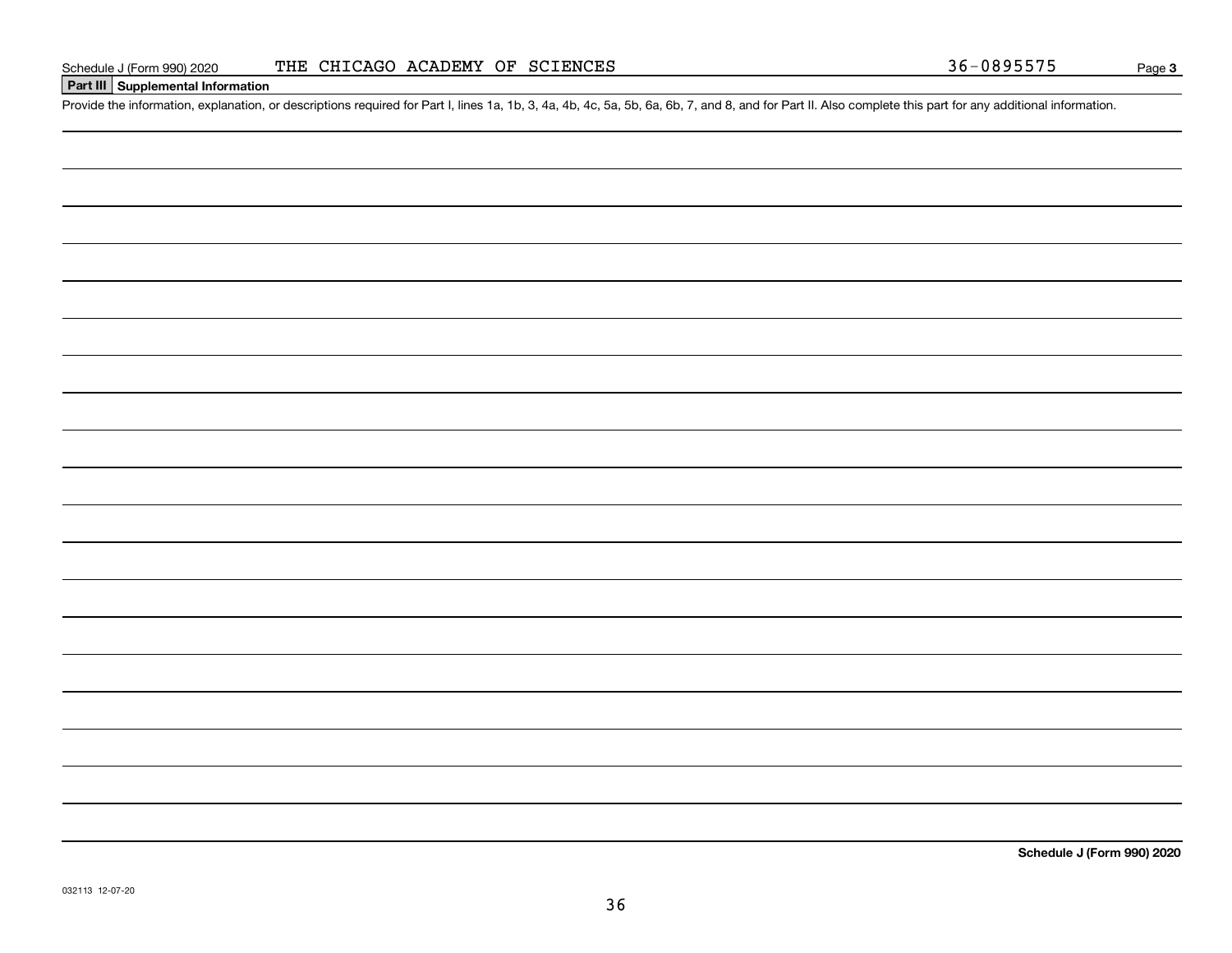Schedule J (Form 990) 2020 THE CHICAGO ACADEMY OF SCIENCES 36-0895575

## Part III Supplemental Information

Provide the information, explanation, or descriptions required for Part I, lines 1a, 1b, 3, 4a, 4b, 4c, 5a, 5b, 6a, 6b, 7, and 8, and for Part II. Also complete this part for any additional information.

**Schedule J (Form 990) 2020**

032113 12-07-20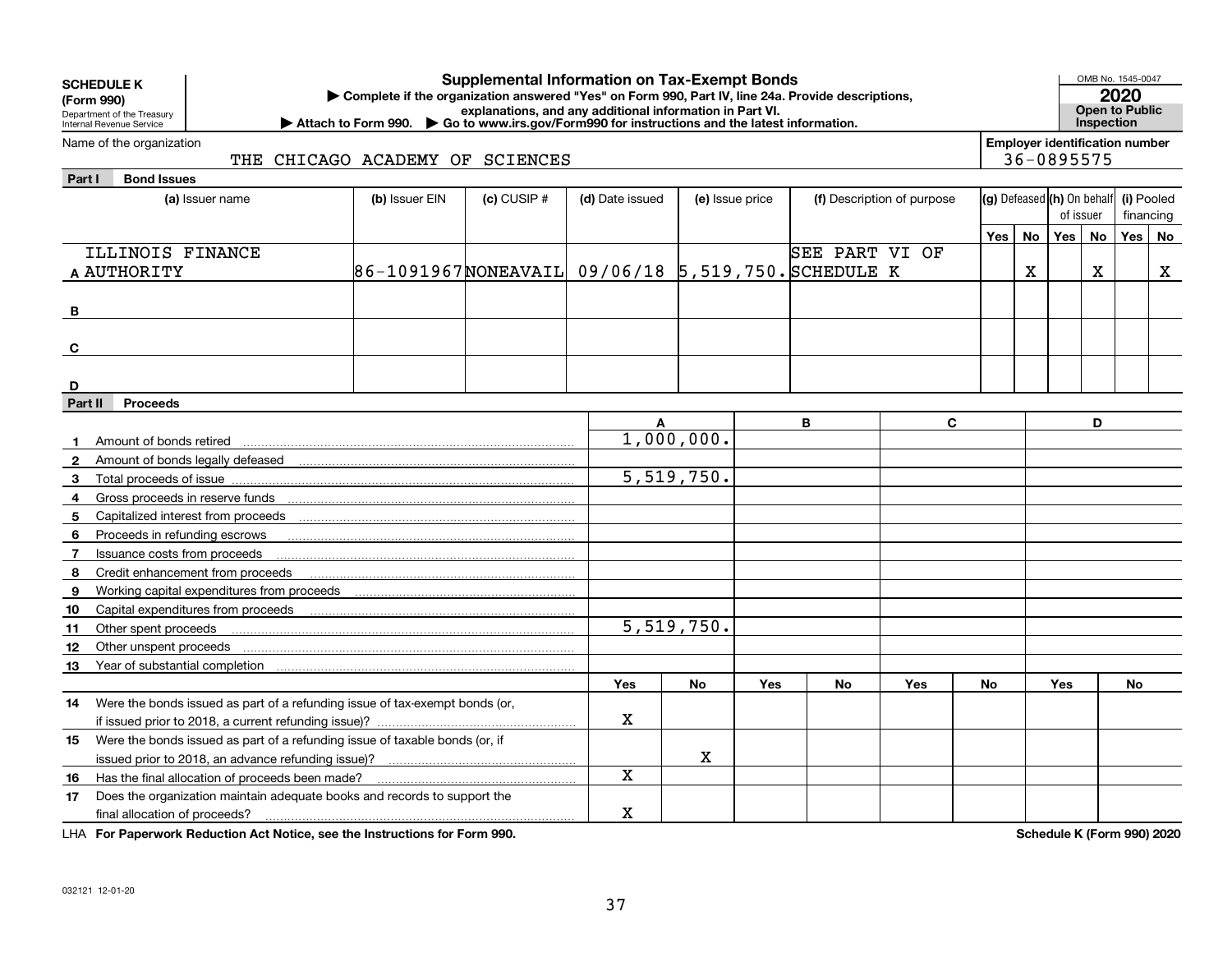**SCHEDULE K (Form 990)**

Department of the Treasury
Internal Revenue Service

# Supplemental Information on Tax-Exempt Bonds

▶ Complete if the organization answered "Yes" on Form 990, Part IV, line 24a. Provide descriptions, explanations, and any additional information in Part VI.

▶ Attach to Form 990. ▶ Go to www.irs.gov/Form990 for instructions and the latest information.

OMB No. 1545-0047

**2020**

**Open to Public Inspection**

Name of the organization: THE CHICAGO ACADEMY OF SCIENCES

Employer identification number: 36-0895575

## Part I Bond Issues

| | (a) Issuer name | (b) Issuer EIN | (c) CUSIP # | (d) Date issued | (e) Issue price | (f) Description of purpose | (g) Defeased Yes | (g) Defeased No | (h) On behalf of issuer Yes | (h) On behalf of issuer No | (i) Pooled financing Yes | (i) Pooled financing No |
|---|---|---|---|---|---|---|---|---|---|---|---|---|
| A | ILLINOIS FINANCE AUTHORITY | 86-1091967 | NONEAVAIL | 09/06/18 | 5,519,750. | SEE PART VI OF SCHEDULE K | | X | | X | | X |
| B | | | | | | | | | | | | |
| C | | | | | | | | | | | | |
| D | | | | | | | | | | | | |

## Part II Proceeds

| | | A | | B | | C | | D | |
|---|---|---|---|---|---|---|---|---|---|
| 1 | Amount of bonds retired | 1,000,000. | | | | | | | |
| 2 | Amount of bonds legally defeased | | | | | | | | |
| 3 | Total proceeds of issue | 5,519,750. | | | | | | | |
| 4 | Gross proceeds in reserve funds | | | | | | | | |
| 5 | Capitalized interest from proceeds | | | | | | | | |
| 6 | Proceeds in refunding escrows | | | | | | | | |
| 7 | Issuance costs from proceeds | | | | | | | | |
| 8 | Credit enhancement from proceeds | | | | | | | | |
| 9 | Working capital expenditures from proceeds | | | | | | | | |
| 10 | Capital expenditures from proceeds | | | | | | | | |
| 11 | Other spent proceeds | 5,519,750. | | | | | | | |
| 12 | Other unspent proceeds | | | | | | | | |
| 13 | Year of substantial completion | | | | | | | | |
| | | Yes | No | Yes | No | Yes | No | Yes | No |
| 14 | Were the bonds issued as part of a refunding issue of tax-exempt bonds (or, if issued prior to 2018, a current refunding issue)? | X | | | | | | | |
| 15 | Were the bonds issued as part of a refunding issue of taxable bonds (or, if issued prior to 2018, an advance refunding issue)? | | X | | | | | | |
| 16 | Has the final allocation of proceeds been made? | X | | | | | | | |
| 17 | Does the organization maintain adequate books and records to support the final allocation of proceeds? | X | | | | | | | |

LHA For Paperwork Reduction Act Notice, see the Instructions for Form 990. Schedule K (Form 990) 2020

032121 12-01-20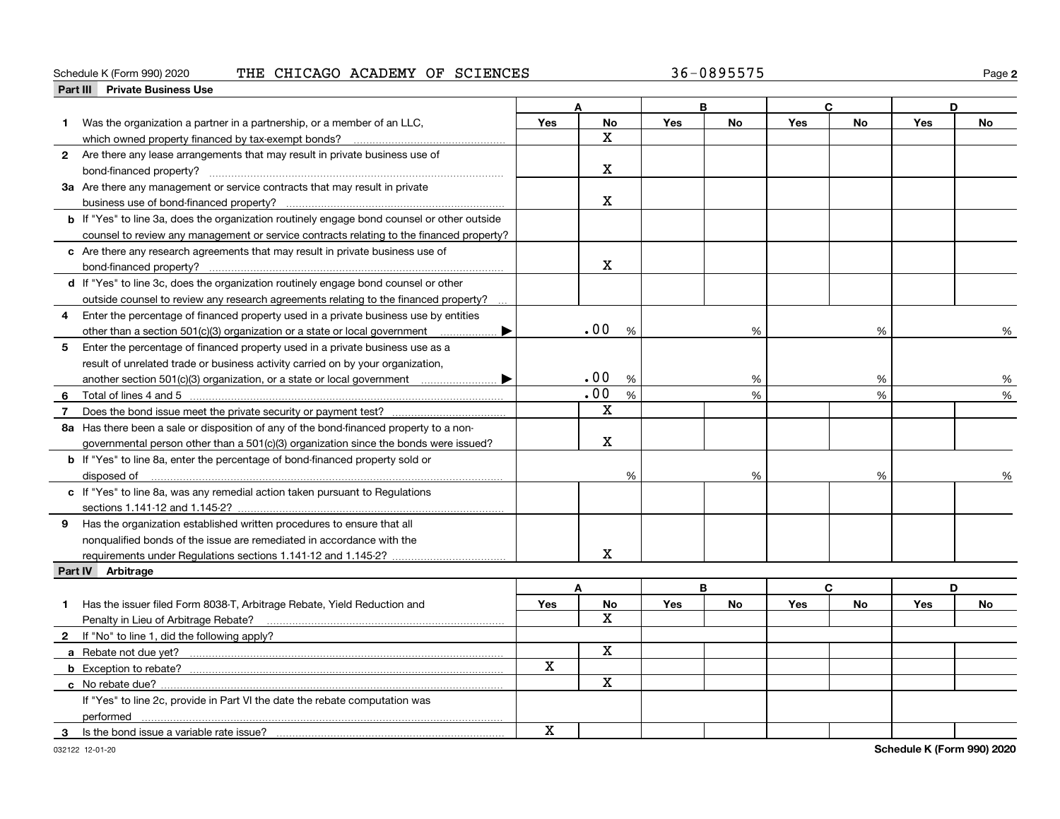Schedule K (Form 990) 2020 THE CHICAGO ACADEMY OF SCIENCES 36-0895575

## Part III Private Business Use

| | A | | B | | C | | D | |
|---|---|---|---|---|---|---|---|---|
| | Yes | No | Yes | No | Yes | No | Yes | No |
| **1** Was the organization a partner in a partnership, or a member of an LLC, which owned property financed by tax-exempt bonds? | | X | | | | | | |
| **2** Are there any lease arrangements that may result in private business use of bond-financed property? | | X | | | | | | |
| **3a** Are there any management or service contracts that may result in private business use of bond-financed property? | | X | | | | | | |
| **b** If "Yes" to line 3a, does the organization routinely engage bond counsel or other outside counsel to review any management or service contracts relating to the financed property? | | | | | | | | |
| **c** Are there any research agreements that may result in private business use of bond-financed property? | | X | | | | | | |
| **d** If "Yes" to line 3c, does the organization routinely engage bond counsel or other outside counsel to review any research agreements relating to the financed property? | | | | | | | | |
| **4** Enter the percentage of financed property used in a private business use by entities other than a section 501(c)(3) organization or a state or local government ▶ | .00 % | | % | | % | | % | |
| **5** Enter the percentage of financed property used in a private business use as a result of unrelated trade or business activity carried on by your organization, another section 501(c)(3) organization, or a state or local government ▶ | .00 % | | % | | % | | % | |
| **6** Total of lines 4 and 5 | .00 % | | % | | % | | % | |
| **7** Does the bond issue meet the private security or payment test? | | X | | | | | | |
| **8a** Has there been a sale or disposition of any of the bond-financed property to a nongovernmental person other than a 501(c)(3) organization since the bonds were issued? | | X | | | | | | |
| **b** If "Yes" to line 8a, enter the percentage of bond-financed property sold or disposed of | % | | % | | % | | % | |
| **c** If "Yes" to line 8a, was any remedial action taken pursuant to Regulations sections 1.141-12 and 1.145-2? | | | | | | | | |
| **9** Has the organization established written procedures to ensure that all nonqualified bonds of the issue are remediated in accordance with the requirements under Regulations sections 1.141-12 and 1.145-2? | | X | | | | | | |

## Part IV Arbitrage

| | A | | B | | C | | D | |
|---|---|---|---|---|---|---|---|---|
| | Yes | No | Yes | No | Yes | No | Yes | No |
| **1** Has the issuer filed Form 8038-T, Arbitrage Rebate, Yield Reduction and Penalty in Lieu of Arbitrage Rebate? | | X | | | | | | |
| **2** If "No" to line 1, did the following apply? | | | | | | | | |
| **a** Rebate not due yet? | | X | | | | | | |
| **b** Exception to rebate? | X | | | | | | | |
| **c** No rebate due? | | X | | | | | | |
| If "Yes" to line 2c, provide in Part VI the date the rebate computation was performed | | | | | | | | |
| **3** Is the bond issue a variable rate issue? | X | | | | | | | |

032122 12-01-20

Schedule K (Form 990) 2020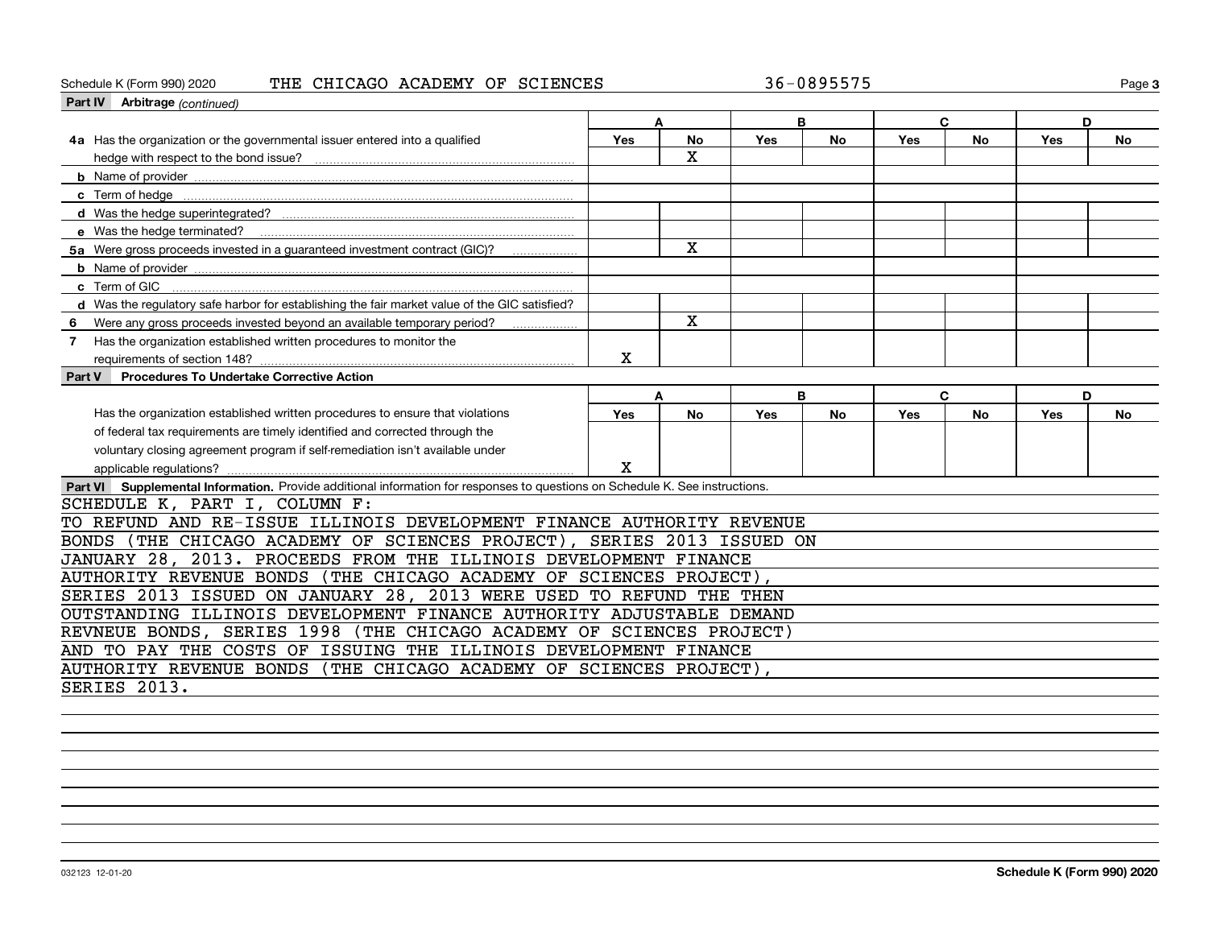Schedule K (Form 990) 2020 THE CHICAGO ACADEMY OF SCIENCES 36-0895575

## Part IV Arbitrage *(continued)*

| | A | | B | | C | | D | |
|---|---|---|---|---|---|---|---|---|
| | Yes | No | Yes | No | Yes | No | Yes | No |
| 4a Has the organization or the governmental issuer entered into a qualified hedge with respect to the bond issue? | | X | | | | | | |
| b Name of provider | | | | | | | | |
| c Term of hedge | | | | | | | | |
| d Was the hedge superintegrated? | | | | | | | | |
| e Was the hedge terminated? | | | | | | | | |
| 5a Were gross proceeds invested in a guaranteed investment contract (GIC)? | | X | | | | | | |
| b Name of provider | | | | | | | | |
| c Term of GIC | | | | | | | | |
| d Was the regulatory safe harbor for establishing the fair market value of the GIC satisfied? | | | | | | | | |
| 6 Were any gross proceeds invested beyond an available temporary period? | | X | | | | | | |
| 7 Has the organization established written procedures to monitor the requirements of section 148? | X | | | | | | | |

## Part V Procedures To Undertake Corrective Action

| | A | | B | | C | | D | |
|---|---|---|---|---|---|---|---|---|
| | Yes | No | Yes | No | Yes | No | Yes | No |
| Has the organization established written procedures to ensure that violations of federal tax requirements are timely identified and corrected through the voluntary closing agreement program if self-remediation isn't available under applicable regulations? | X | | | | | | | |

## Part VI Supplemental Information.
Provide additional information for responses to questions on Schedule K. See instructions.

SCHEDULE K, PART I, COLUMN F:
TO REFUND AND RE-ISSUE ILLINOIS DEVELOPMENT FINANCE AUTHORITY REVENUE BONDS (THE CHICAGO ACADEMY OF SCIENCES PROJECT), SERIES 2013 ISSUED ON JANUARY 28, 2013. PROCEEDS FROM THE ILLINOIS DEVELOPMENT FINANCE AUTHORITY REVENUE BONDS (THE CHICAGO ACADEMY OF SCIENCES PROJECT), SERIES 2013 ISSUED ON JANUARY 28, 2013 WERE USED TO REFUND THE THEN OUTSTANDING ILLINOIS DEVELOPMENT FINANCE AUTHORITY ADJUSTABLE DEMAND REVNEUE BONDS, SERIES 1998 (THE CHICAGO ACADEMY OF SCIENCES PROJECT) AND TO PAY THE COSTS OF ISSUING THE ILLINOIS DEVELOPMENT FINANCE AUTHORITY REVENUE BONDS (THE CHICAGO ACADEMY OF SCIENCES PROJECT), SERIES 2013.

032123 12-01-20 Schedule K (Form 990) 2020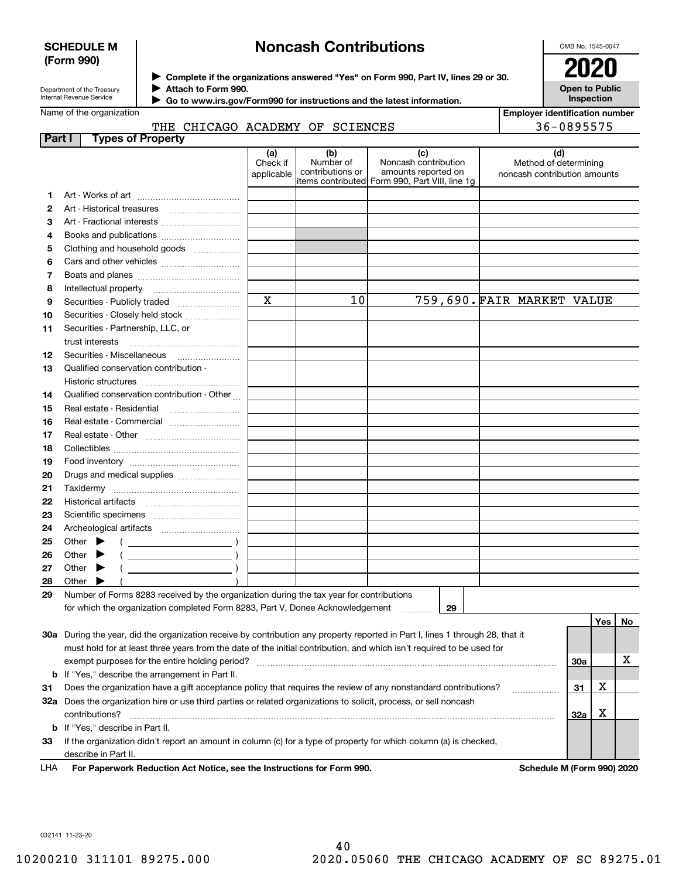**SCHEDULE M (Form 990)**

Department of the Treasury
Internal Revenue Service

# Noncash Contributions

▶ Complete if the organizations answered "Yes" on Form 990, Part IV, lines 29 or 30.
▶ Attach to Form 990.
▶ Go to www.irs.gov/Form990 for instructions and the latest information.

OMB No. 1545-0047

**2020**

**Open to Public Inspection**

Name of the organization: THE CHICAGO ACADEMY OF SCIENCES

Employer identification number: 36-0895575

## Part I Types of Property

| | | (a) Check if applicable | (b) Number of contributions or items contributed | (c) Noncash contribution amounts reported on Form 990, Part VIII, line 1g | (d) Method of determining noncash contribution amounts |
|---|---|---|---|---|---|
| 1 | Art - Works of art | | | | |
| 2 | Art - Historical treasures | | | | |
| 3 | Art - Fractional interests | | | | |
| 4 | Books and publications | | | | |
| 5 | Clothing and household goods | | | | |
| 6 | Cars and other vehicles | | | | |
| 7 | Boats and planes | | | | |
| 8 | Intellectual property | | | | |
| 9 | Securities - Publicly traded | X | 10 | 759,690. | FAIR MARKET VALUE |
| 10 | Securities - Closely held stock | | | | |
| 11 | Securities - Partnership, LLC, or trust interests | | | | |
| 12 | Securities - Miscellaneous | | | | |
| 13 | Qualified conservation contribution - Historic structures | | | | |
| 14 | Qualified conservation contribution - Other | | | | |
| 15 | Real estate - Residential | | | | |
| 16 | Real estate - Commercial | | | | |
| 17 | Real estate - Other | | | | |
| 18 | Collectibles | | | | |
| 19 | Food inventory | | | | |
| 20 | Drugs and medical supplies | | | | |
| 21 | Taxidermy | | | | |
| 22 | Historical artifacts | | | | |
| 23 | Scientific specimens | | | | |
| 24 | Archeological artifacts | | | | |
| 25 | Other ▶ ( ) | | | | |
| 26 | Other ▶ ( ) | | | | |
| 27 | Other ▶ ( ) | | | | |
| 28 | Other ▶ ( ) | | | | |

29 Number of Forms 8283 received by the organization during the tax year for contributions for which the organization completed Form 8283, Part V, Donee Acknowledgement ........ 29

| | | | Yes | No |
|---|---|---|---|---|
| 30a | During the year, did the organization receive by contribution any property reported in Part I, lines 1 through 28, that it must hold for at least three years from the date of the initial contribution, and which isn't required to be used for exempt purposes for the entire holding period? | 30a | | X |
| b | If "Yes," describe the arrangement in Part II. | | | |
| 31 | Does the organization have a gift acceptance policy that requires the review of any nonstandard contributions? | 31 | X | |
| 32a | Does the organization hire or use third parties or related organizations to solicit, process, or sell noncash contributions? | 32a | X | |
| b | If "Yes," describe in Part II. | | | |
| 33 | If the organization didn't report an amount in column (c) for a type of property for which column (a) is checked, describe in Part II. | | | |

LHA **For Paperwork Reduction Act Notice, see the Instructions for Form 990.** **Schedule M (Form 990) 2020**

032141 11-23-20

10200210 311101 89275.000 2020.05060 THE CHICAGO ACADEMY OF SC 89275.01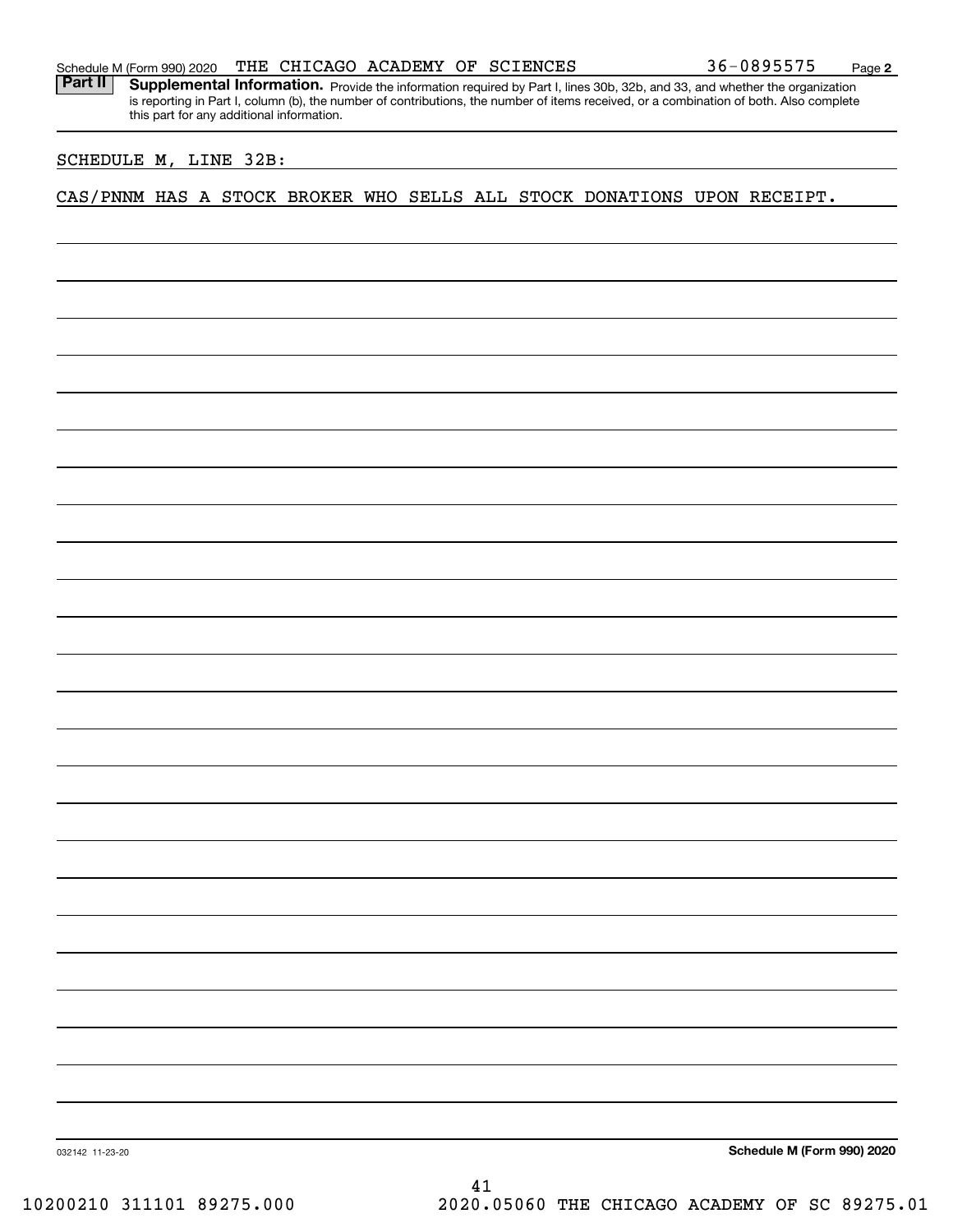Schedule M (Form 990) 2020 THE CHICAGO ACADEMY OF SCIENCES 36-0895575 Page 2

**Part II** **Supplemental Information.** Provide the information required by Part I, lines 30b, 32b, and 33, and whether the organization is reporting in Part I, column (b), the number of contributions, the number of items received, or a combination of both. Also complete this part for any additional information.

SCHEDULE M, LINE 32B:

CAS/PNNM HAS A STOCK BROKER WHO SELLS ALL STOCK DONATIONS UPON RECEIPT.

032142 11-23-20 **Schedule M (Form 990) 2020**

10200210 311101 89275.000 2020.05060 THE CHICAGO ACADEMY OF SC 89275.01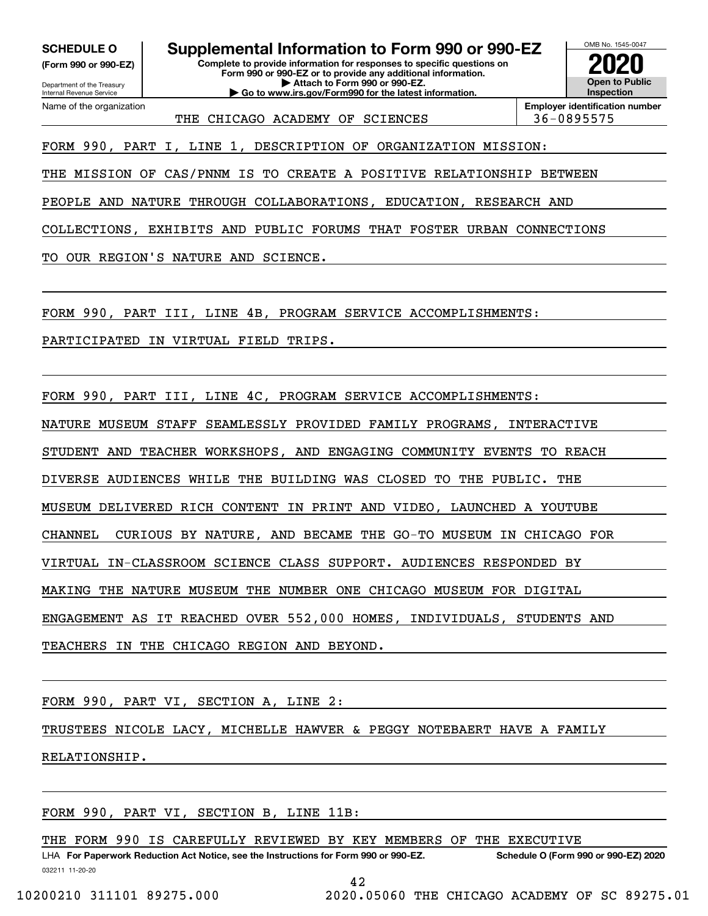**SCHEDULE O**
**(Form 990 or 990-EZ)**

Department of the Treasury
Internal Revenue Service

# Supplemental Information to Form 990 or 990-EZ

**Complete to provide information for responses to specific questions on Form 990 or 990-EZ or to provide any additional information.**
**▶ Attach to Form 990 or 990-EZ.**
**▶ Go to www.irs.gov/Form990 for the latest information.**

OMB No. 1545-0047
**2020**
**Open to Public Inspection**

| Name of the organization | Employer identification number |
|---|---|
| THE CHICAGO ACADEMY OF SCIENCES | 36-0895575 |

FORM 990, PART I, LINE 1, DESCRIPTION OF ORGANIZATION MISSION:

THE MISSION OF CAS/PNNM IS TO CREATE A POSITIVE RELATIONSHIP BETWEEN PEOPLE AND NATURE THROUGH COLLABORATIONS, EDUCATION, RESEARCH AND COLLECTIONS, EXHIBITS AND PUBLIC FORUMS THAT FOSTER URBAN CONNECTIONS TO OUR REGION'S NATURE AND SCIENCE.

FORM 990, PART III, LINE 4B, PROGRAM SERVICE ACCOMPLISHMENTS:

PARTICIPATED IN VIRTUAL FIELD TRIPS.

FORM 990, PART III, LINE 4C, PROGRAM SERVICE ACCOMPLISHMENTS:

NATURE MUSEUM STAFF SEAMLESSLY PROVIDED FAMILY PROGRAMS, INTERACTIVE STUDENT AND TEACHER WORKSHOPS, AND ENGAGING COMMUNITY EVENTS TO REACH DIVERSE AUDIENCES WHILE THE BUILDING WAS CLOSED TO THE PUBLIC. THE MUSEUM DELIVERED RICH CONTENT IN PRINT AND VIDEO, LAUNCHED A YOUTUBE CHANNEL CURIOUS BY NATURE, AND BECAME THE GO-TO MUSEUM IN CHICAGO FOR VIRTUAL IN-CLASSROOM SCIENCE CLASS SUPPORT. AUDIENCES RESPONDED BY MAKING THE NATURE MUSEUM THE NUMBER ONE CHICAGO MUSEUM FOR DIGITAL ENGAGEMENT AS IT REACHED OVER 552,000 HOMES, INDIVIDUALS, STUDENTS AND TEACHERS IN THE CHICAGO REGION AND BEYOND.

FORM 990, PART VI, SECTION A, LINE 2:

TRUSTEES NICOLE LACY, MICHELLE HAWVER & PEGGY NOTEBAERT HAVE A FAMILY RELATIONSHIP.

FORM 990, PART VI, SECTION B, LINE 11B:

THE FORM 990 IS CAREFULLY REVIEWED BY KEY MEMBERS OF THE EXECUTIVE

LHA **For Paperwork Reduction Act Notice, see the Instructions for Form 990 or 990-EZ.** **Schedule O (Form 990 or 990-EZ) 2020**
032211 11-20-20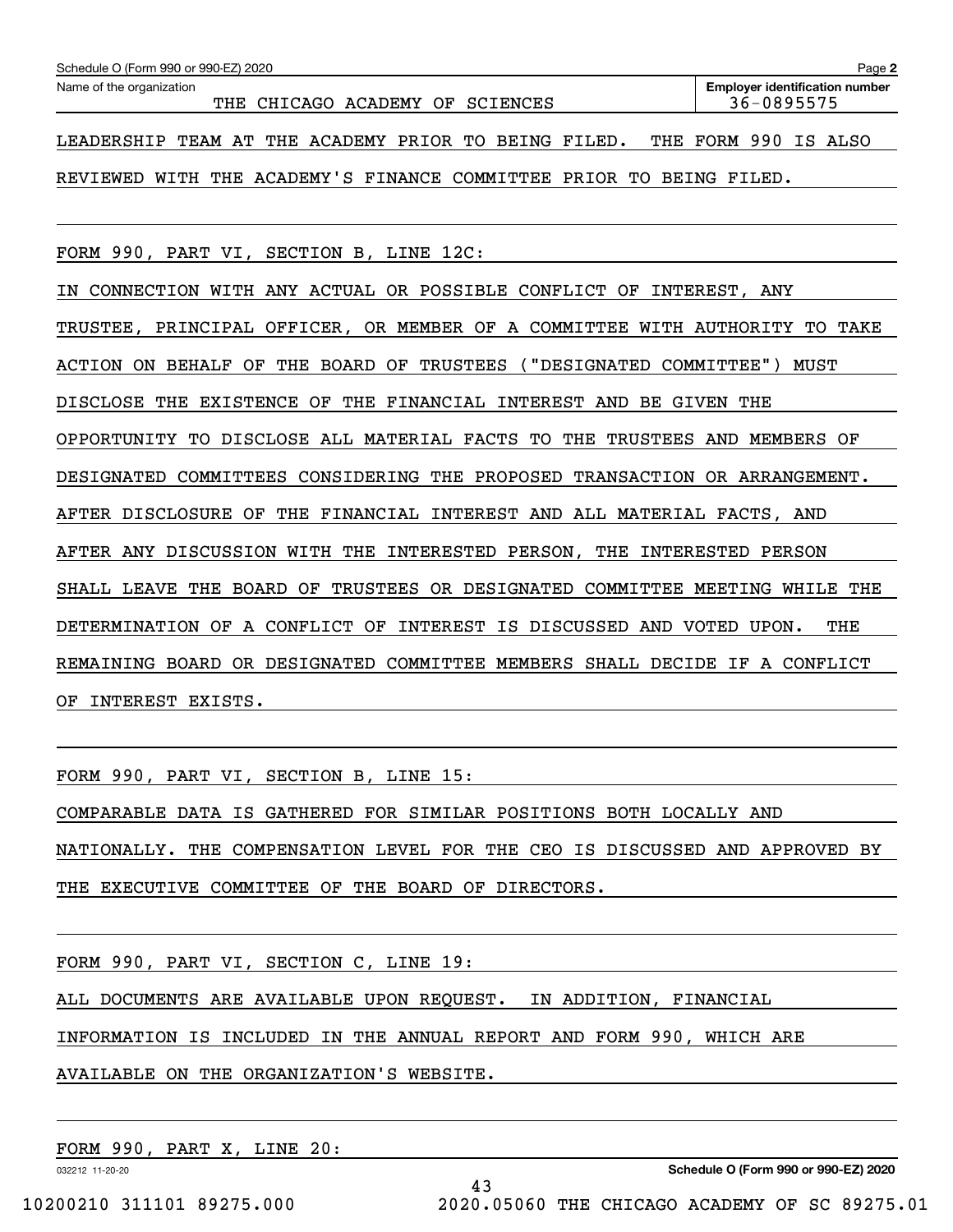Schedule O (Form 990 or 990-EZ) 2020

Name of the organization: THE CHICAGO ACADEMY OF SCIENCES

Employer identification number: 36-0895575

LEADERSHIP TEAM AT THE ACADEMY PRIOR TO BEING FILED. THE FORM 990 IS ALSO REVIEWED WITH THE ACADEMY'S FINANCE COMMITTEE PRIOR TO BEING FILED.

FORM 990, PART VI, SECTION B, LINE 12C:

IN CONNECTION WITH ANY ACTUAL OR POSSIBLE CONFLICT OF INTEREST, ANY TRUSTEE, PRINCIPAL OFFICER, OR MEMBER OF A COMMITTEE WITH AUTHORITY TO TAKE ACTION ON BEHALF OF THE BOARD OF TRUSTEES ("DESIGNATED COMMITTEE") MUST DISCLOSE THE EXISTENCE OF THE FINANCIAL INTEREST AND BE GIVEN THE OPPORTUNITY TO DISCLOSE ALL MATERIAL FACTS TO THE TRUSTEES AND MEMBERS OF DESIGNATED COMMITTEES CONSIDERING THE PROPOSED TRANSACTION OR ARRANGEMENT. AFTER DISCLOSURE OF THE FINANCIAL INTEREST AND ALL MATERIAL FACTS, AND AFTER ANY DISCUSSION WITH THE INTERESTED PERSON, THE INTERESTED PERSON SHALL LEAVE THE BOARD OF TRUSTEES OR DESIGNATED COMMITTEE MEETING WHILE THE DETERMINATION OF A CONFLICT OF INTEREST IS DISCUSSED AND VOTED UPON. THE REMAINING BOARD OR DESIGNATED COMMITTEE MEMBERS SHALL DECIDE IF A CONFLICT OF INTEREST EXISTS.

FORM 990, PART VI, SECTION B, LINE 15:

COMPARABLE DATA IS GATHERED FOR SIMILAR POSITIONS BOTH LOCALLY AND NATIONALLY. THE COMPENSATION LEVEL FOR THE CEO IS DISCUSSED AND APPROVED BY THE EXECUTIVE COMMITTEE OF THE BOARD OF DIRECTORS.

FORM 990, PART VI, SECTION C, LINE 19:

ALL DOCUMENTS ARE AVAILABLE UPON REQUEST. IN ADDITION, FINANCIAL INFORMATION IS INCLUDED IN THE ANNUAL REPORT AND FORM 990, WHICH ARE AVAILABLE ON THE ORGANIZATION'S WEBSITE.

FORM 990, PART X, LINE 20: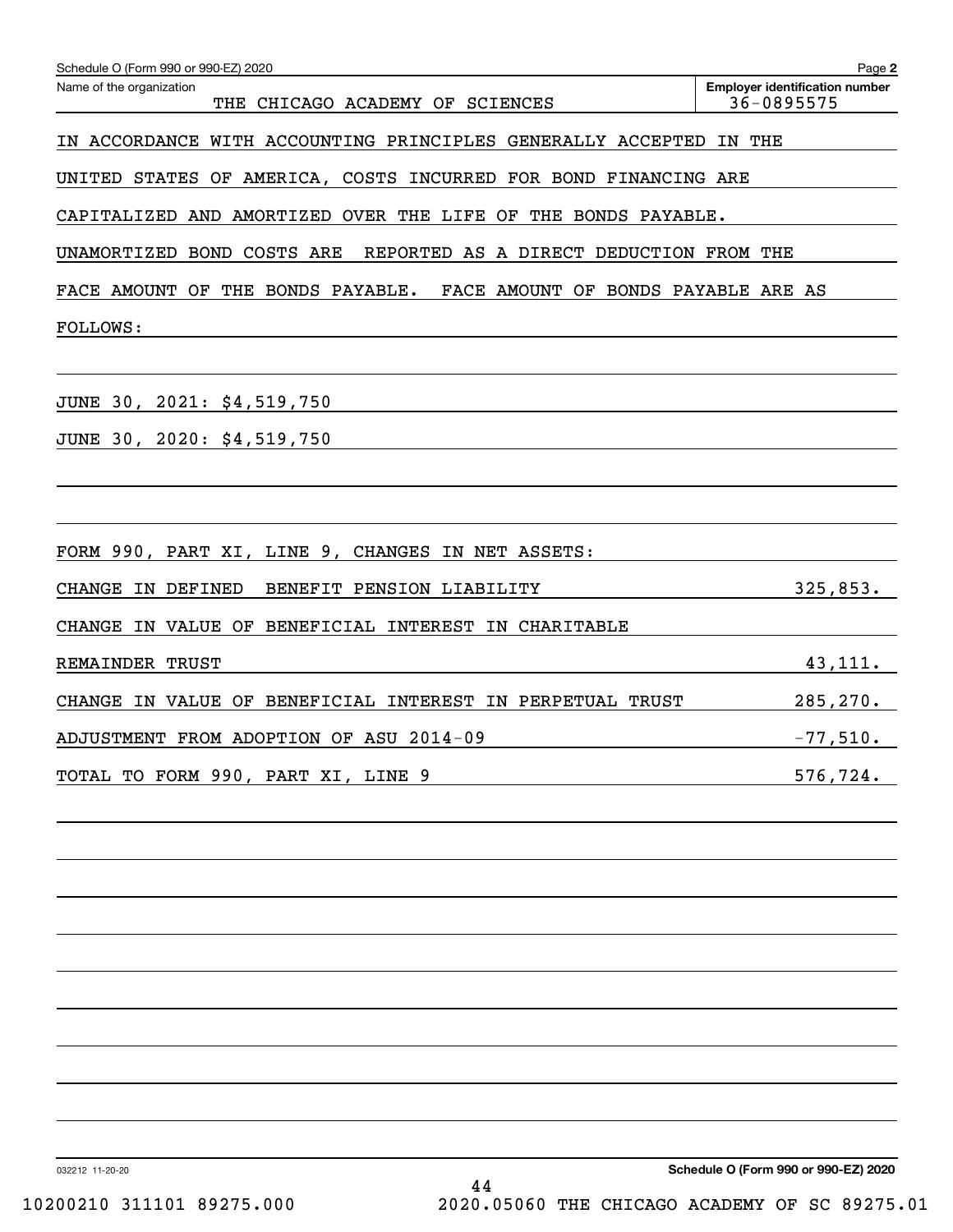Schedule O (Form 990 or 990-EZ) 2020

Name of the organization: THE CHICAGO ACADEMY OF SCIENCES

Employer identification number: 36-0895575

IN ACCORDANCE WITH ACCOUNTING PRINCIPLES GENERALLY ACCEPTED IN THE UNITED STATES OF AMERICA, COSTS INCURRED FOR BOND FINANCING ARE CAPITALIZED AND AMORTIZED OVER THE LIFE OF THE BONDS PAYABLE. UNAMORTIZED BOND COSTS ARE REPORTED AS A DIRECT DEDUCTION FROM THE FACE AMOUNT OF THE BONDS PAYABLE. FACE AMOUNT OF BONDS PAYABLE ARE AS FOLLOWS:

JUNE 30, 2021: $4,519,750

JUNE 30, 2020: $4,519,750

FORM 990, PART XI, LINE 9, CHANGES IN NET ASSETS:

| | |
|---|---|
| CHANGE IN DEFINED BENEFIT PENSION LIABILITY | 325,853. |
| CHANGE IN VALUE OF BENEFICIAL INTEREST IN CHARITABLE REMAINDER TRUST | 43,111. |
| CHANGE IN VALUE OF BENEFICIAL INTEREST IN PERPETUAL TRUST | 285,270. |
| ADJUSTMENT FROM ADOPTION OF ASU 2014-09 | -77,510. |
| TOTAL TO FORM 990, PART XI, LINE 9 | 576,724. |